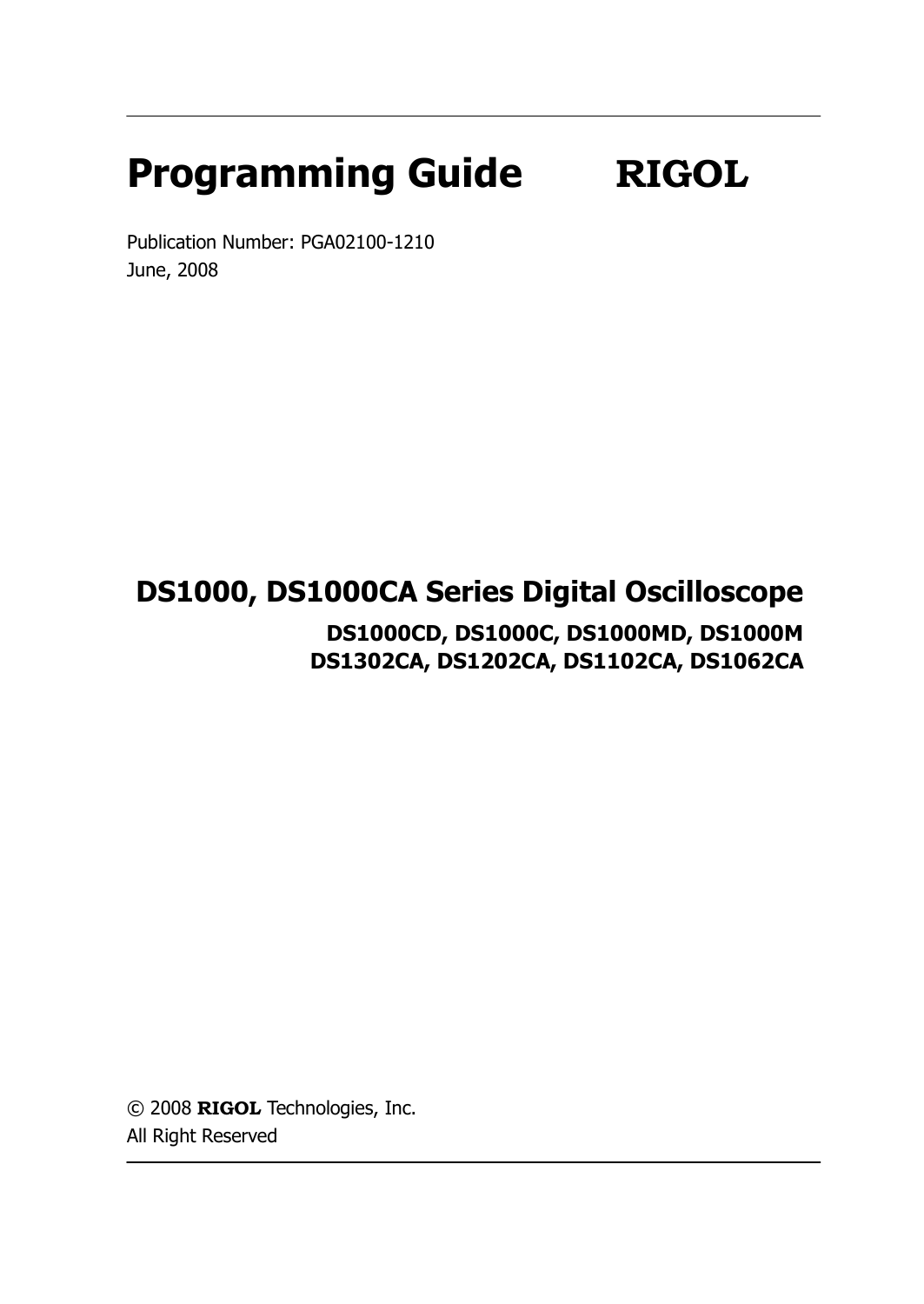# Programming Guide **RIGOL**

Publication Number: PGA02100-1210
June, 2008

## DS1000, DS1000CA Series Digital Oscilloscope

**DS1000CD, DS1000C, DS1000MD, DS1000M**
**DS1302CA, DS1202CA, DS1102CA, DS1062CA**

© 2008 **RIGOL** Technologies, Inc.
All Right Reserved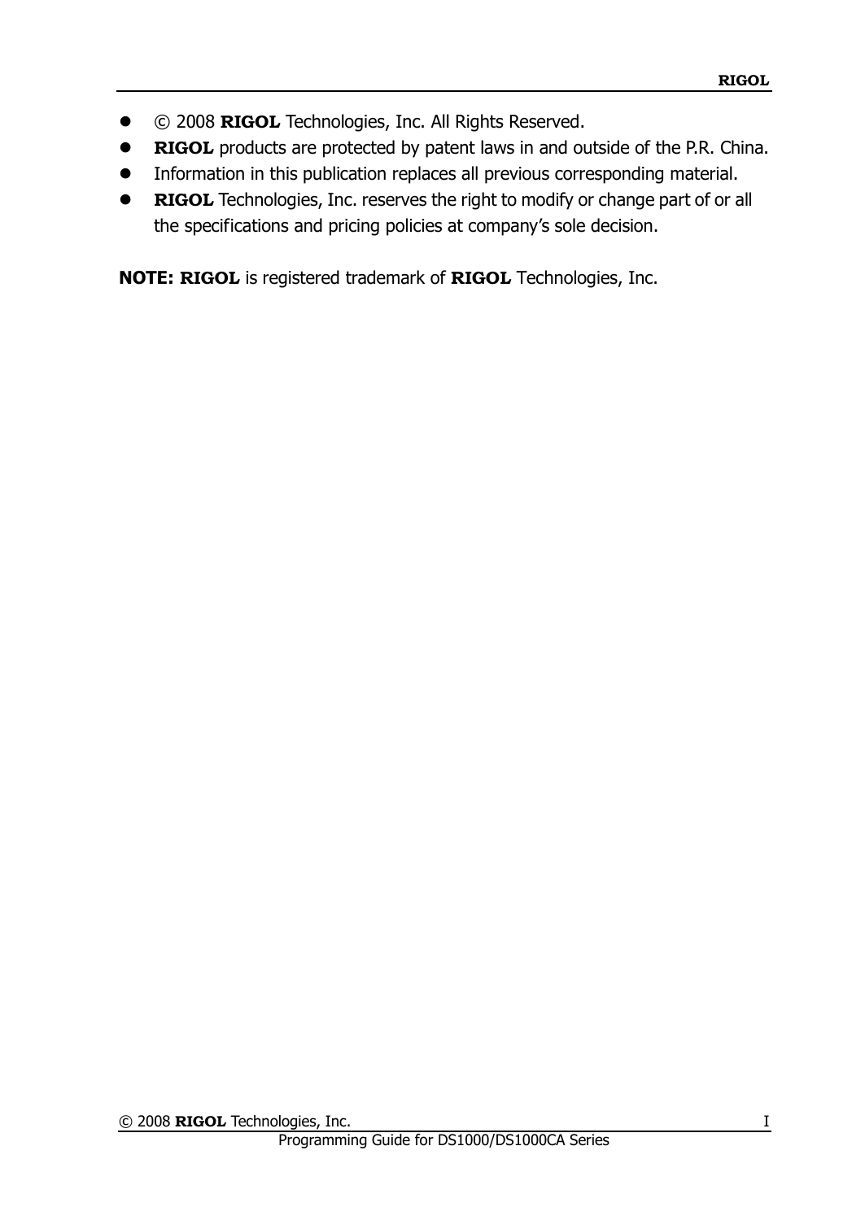- © 2008 **RIGOL** Technologies, Inc. All Rights Reserved.
- **RIGOL** products are protected by patent laws in and outside of the P.R. China.
- Information in this publication replaces all previous corresponding material.
- **RIGOL** Technologies, Inc. reserves the right to modify or change part of or all the specifications and pricing policies at company's sole decision.

**NOTE: RIGOL** is registered trademark of **RIGOL** Technologies, Inc.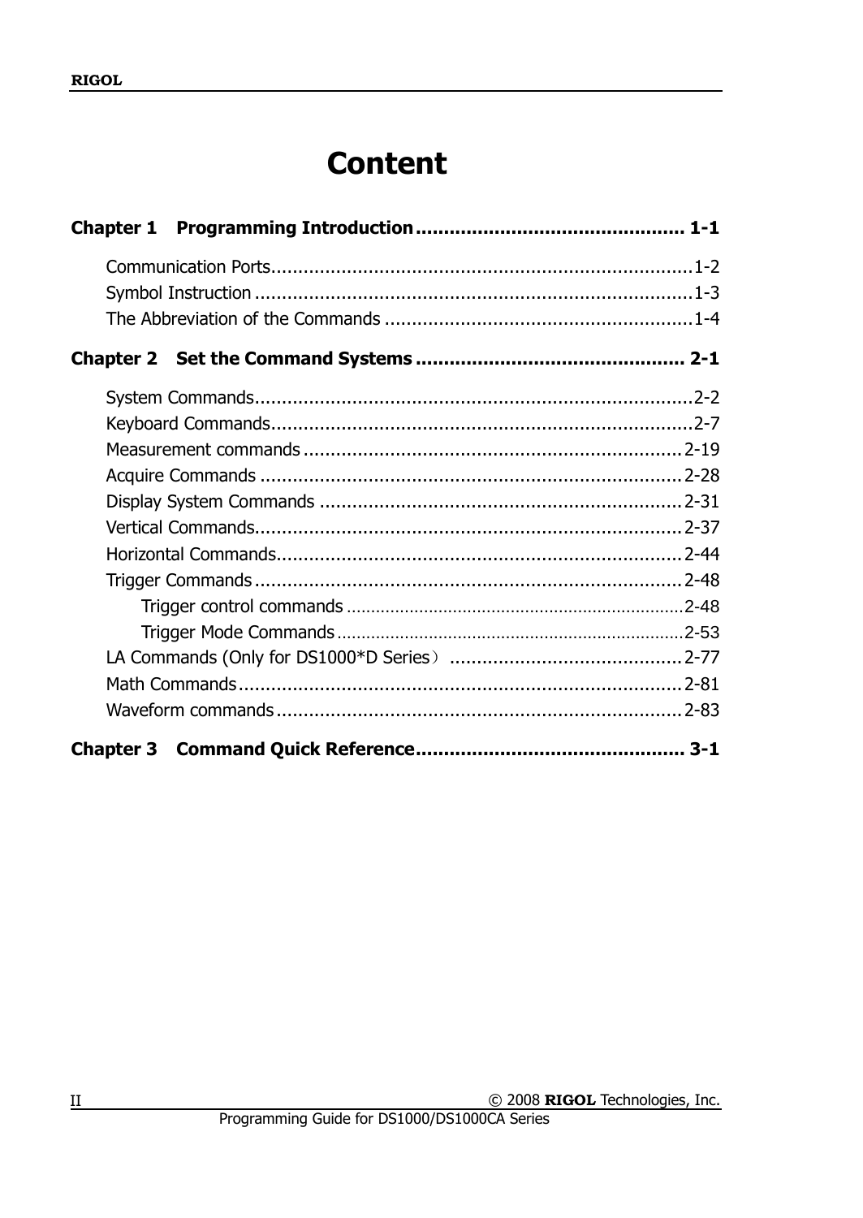# Content

**Chapter 1 Programming Introduction .............................................. 1-1**

- Communication Ports............................................................................1-2
- Symbol Instruction ...............................................................................1-3
- The Abbreviation of the Commands ........................................................1-4

**Chapter 2 Set the Command Systems .............................................. 2-1**

- System Commands...............................................................................2-2
- Keyboard Commands............................................................................2-7
- Measurement commands .....................................................................2-19
- Acquire Commands .............................................................................2-28
- Display System Commands ..................................................................2-31
- Vertical Commands..............................................................................2-37
- Horizontal Commands..........................................................................2-44
- Trigger Commands ..............................................................................2-48
    - Trigger control commands ..................................................................2-48
    - Trigger Mode Commands ...................................................................2-53
- LA Commands (Only for DS1000*D Series） ...........................................2-77
- Math Commands .................................................................................2-81
- Waveform commands ..........................................................................2-83

**Chapter 3 Command Quick Reference.............................................. 3-1**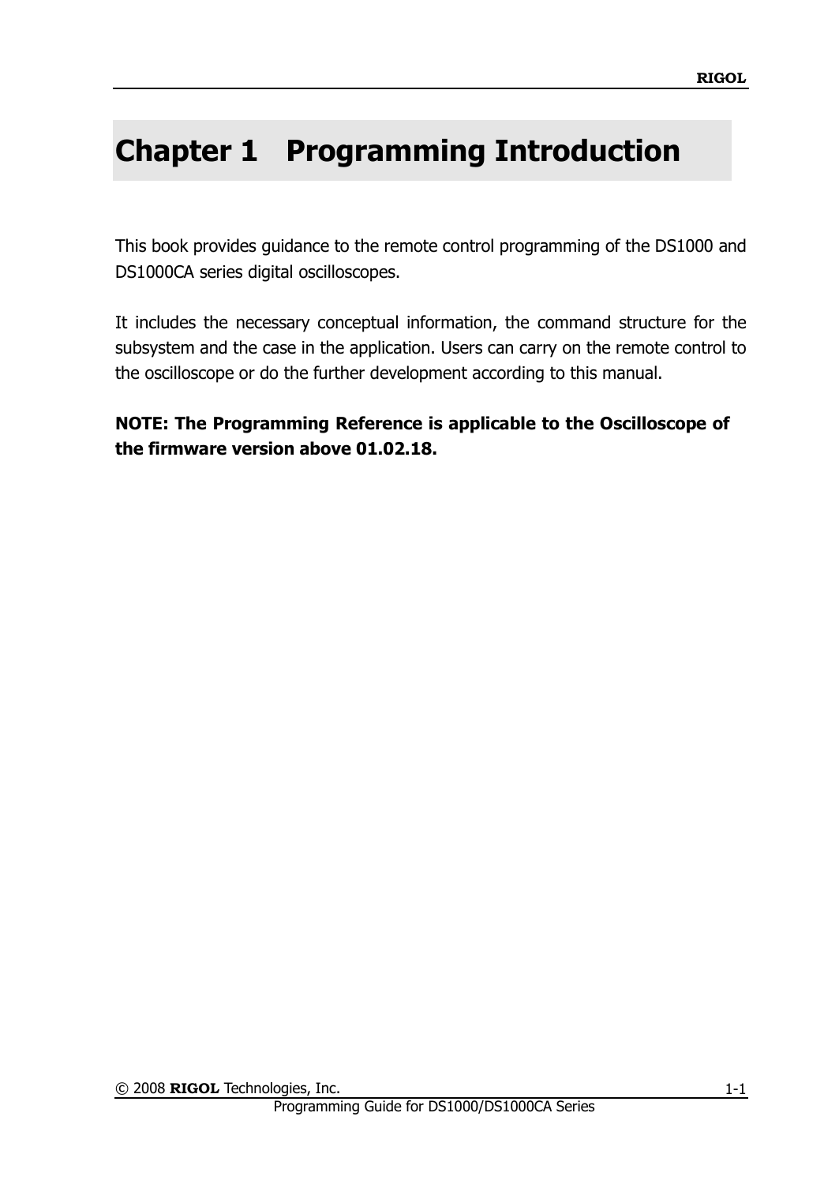# Chapter 1 Programming Introduction

This book provides guidance to the remote control programming of the DS1000 and DS1000CA series digital oscilloscopes.

It includes the necessary conceptual information, the command structure for the subsystem and the case in the application. Users can carry on the remote control to the oscilloscope or do the further development according to this manual.

**NOTE: The Programming Reference is applicable to the Oscilloscope of the firmware version above 01.02.18.**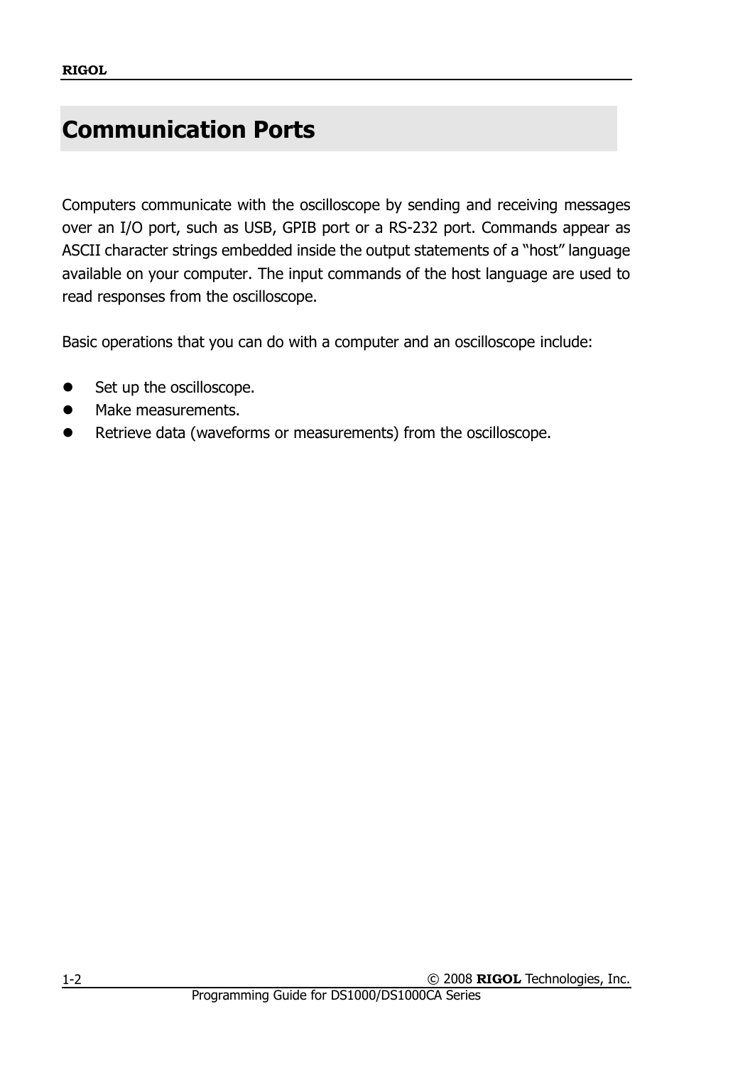# Communication Ports

Computers communicate with the oscilloscope by sending and receiving messages over an I/O port, such as USB, GPIB port or a RS-232 port. Commands appear as ASCII character strings embedded inside the output statements of a "host" language available on your computer. The input commands of the host language are used to read responses from the oscilloscope.

Basic operations that you can do with a computer and an oscilloscope include:

- Set up the oscilloscope.
- Make measurements.
- Retrieve data (waveforms or measurements) from the oscilloscope.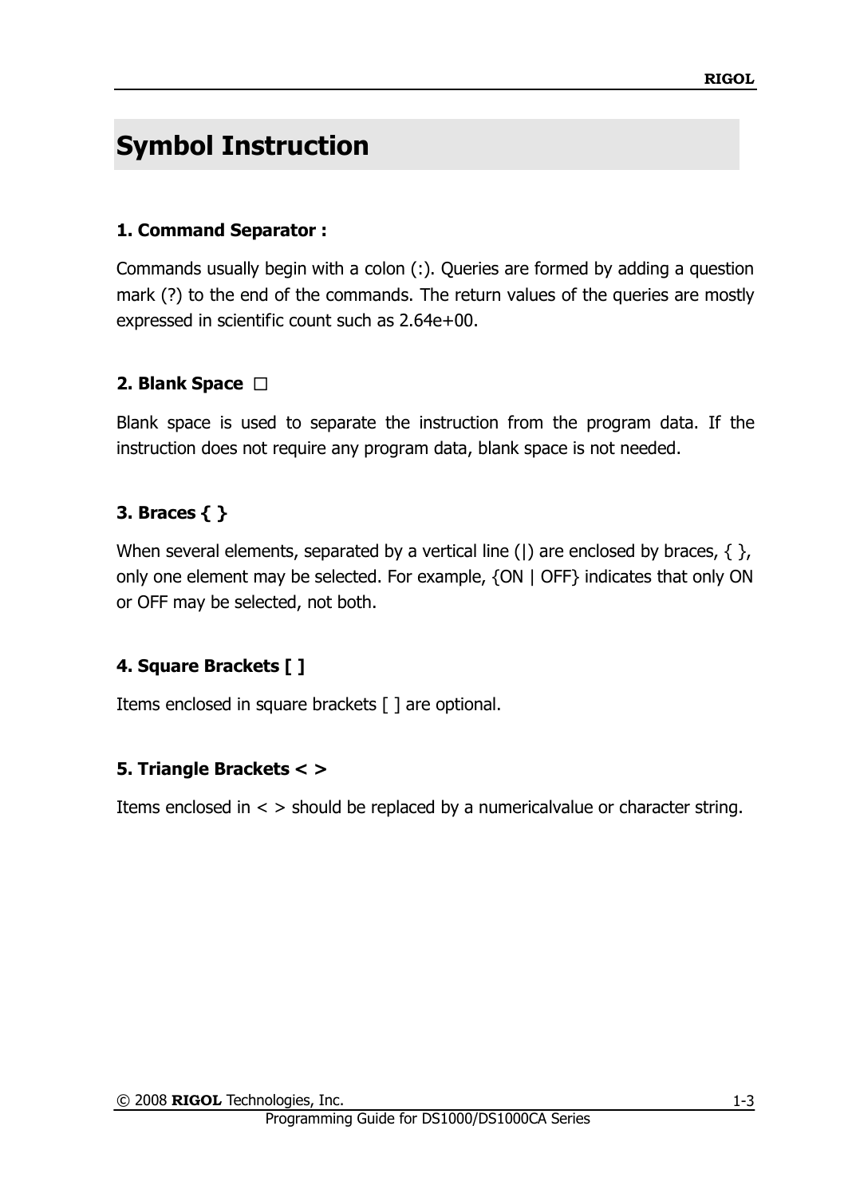# Symbol Instruction

### 1. Command Separator :

Commands usually begin with a colon (:). Queries are formed by adding a question mark (?) to the end of the commands. The return values of the queries are mostly expressed in scientific count such as 2.64e+00.

### 2. Blank Space □

Blank space is used to separate the instruction from the program data. If the instruction does not require any program data, blank space is not needed.

### 3. Braces { }

When several elements, separated by a vertical line (|) are enclosed by braces, { }, only one element may be selected. For example, {ON | OFF} indicates that only ON or OFF may be selected, not both.

### 4. Square Brackets [ ]

Items enclosed in square brackets [ ] are optional.

### 5. Triangle Brackets < >

Items enclosed in < > should be replaced by a numericalvalue or character string.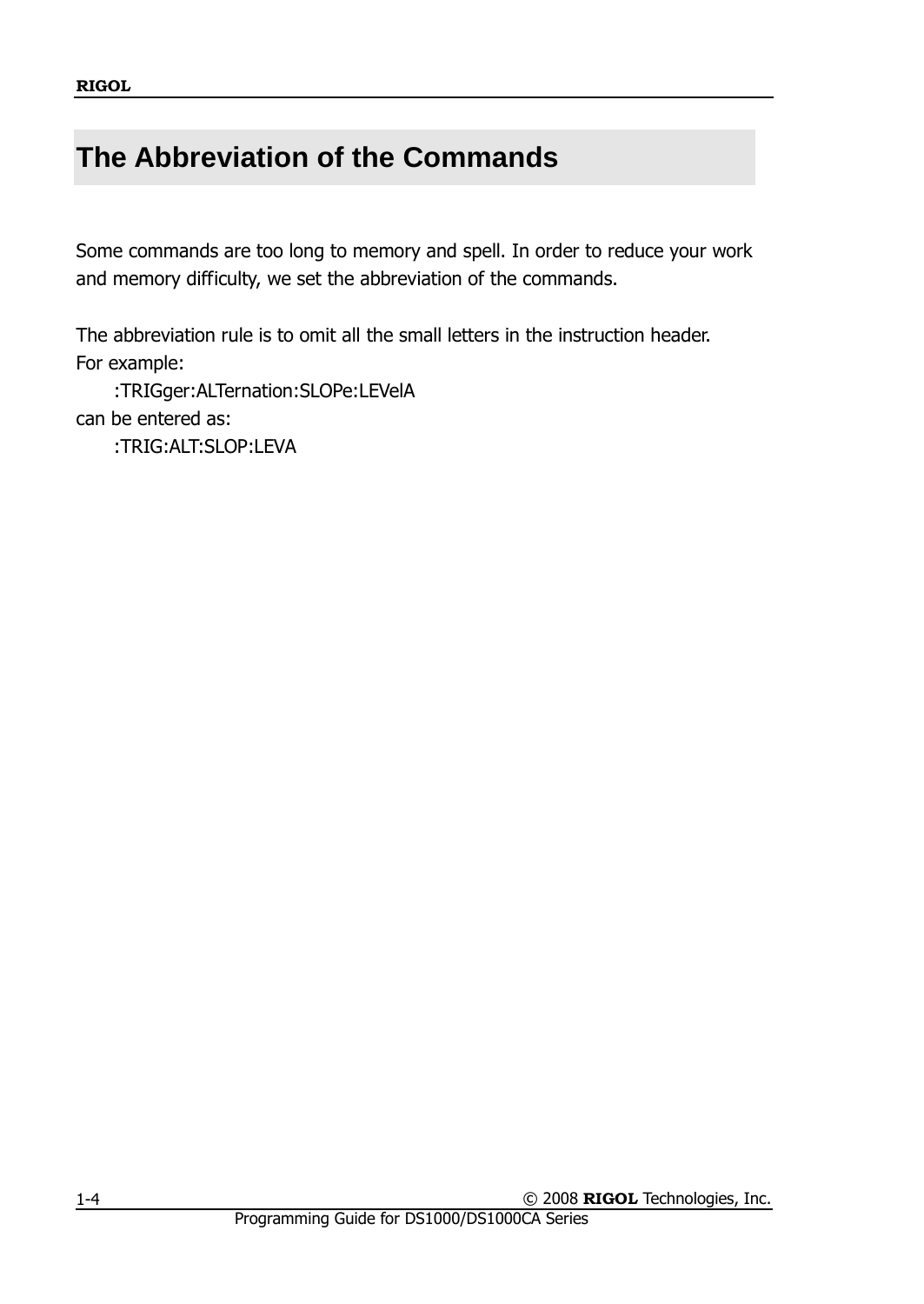# The Abbreviation of the Commands

Some commands are too long to memory and spell. In order to reduce your work and memory difficulty, we set the abbreviation of the commands.

The abbreviation rule is to omit all the small letters in the instruction header.
For example:

```
:TRIGger:ALTernation:SLOPe:LEVelA
```

can be entered as:

```
:TRIG:ALT:SLOP:LEVA
```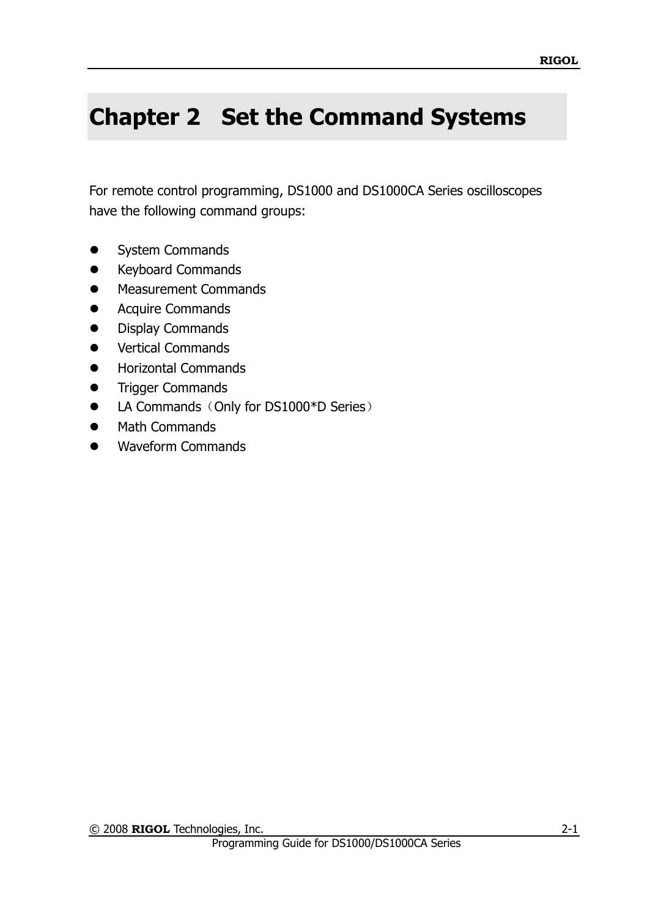# Chapter 2 Set the Command Systems

For remote control programming, DS1000 and DS1000CA Series oscilloscopes have the following command groups:

- System Commands
- Keyboard Commands
- Measurement Commands
- Acquire Commands
- Display Commands
- Vertical Commands
- Horizontal Commands
- Trigger Commands
- LA Commands（Only for DS1000*D Series）
- Math Commands
- Waveform Commands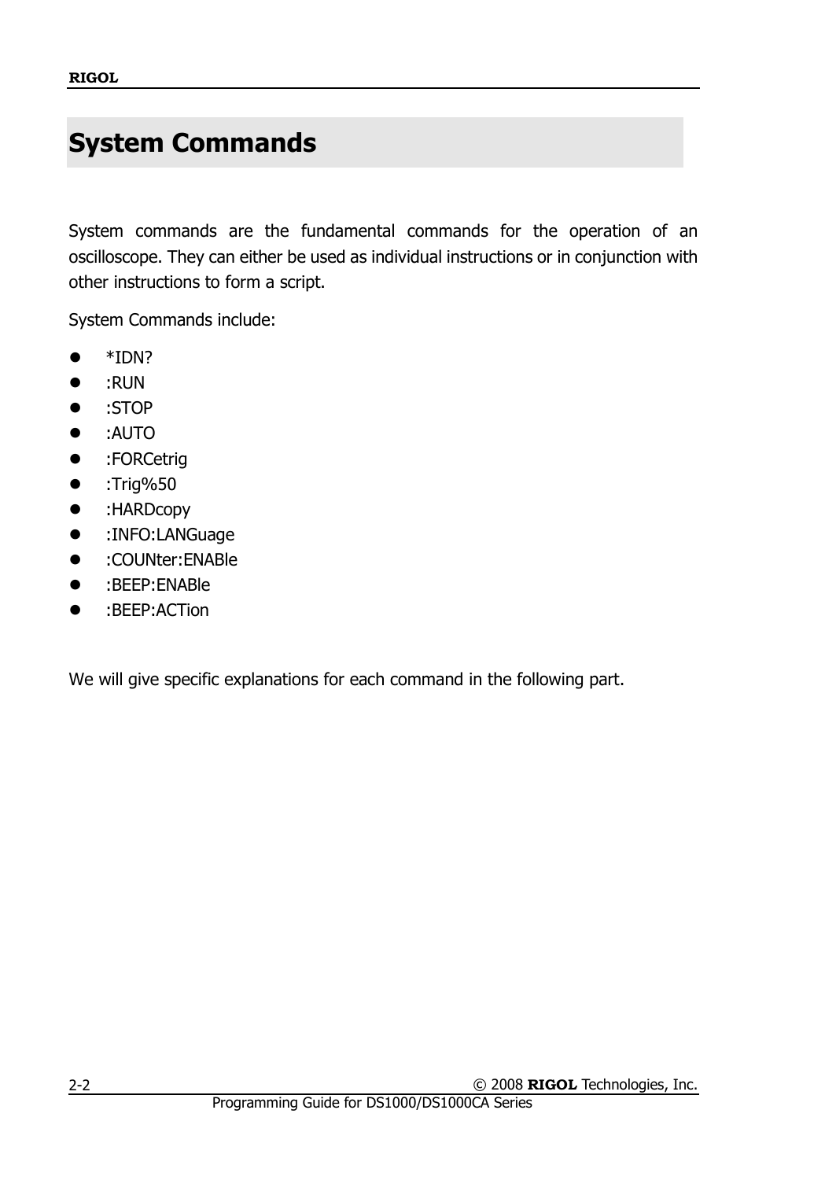# System Commands

System commands are the fundamental commands for the operation of an oscilloscope. They can either be used as individual instructions or in conjunction with other instructions to form a script.

System Commands include:

- *IDN?
- :RUN
- :STOP
- :AUTO
- :FORCetrig
- :Trig%50
- :HARDcopy
- :INFO:LANGuage
- :COUNter:ENABle
- :BEEP:ENABle
- :BEEP:ACTion

We will give specific explanations for each command in the following part.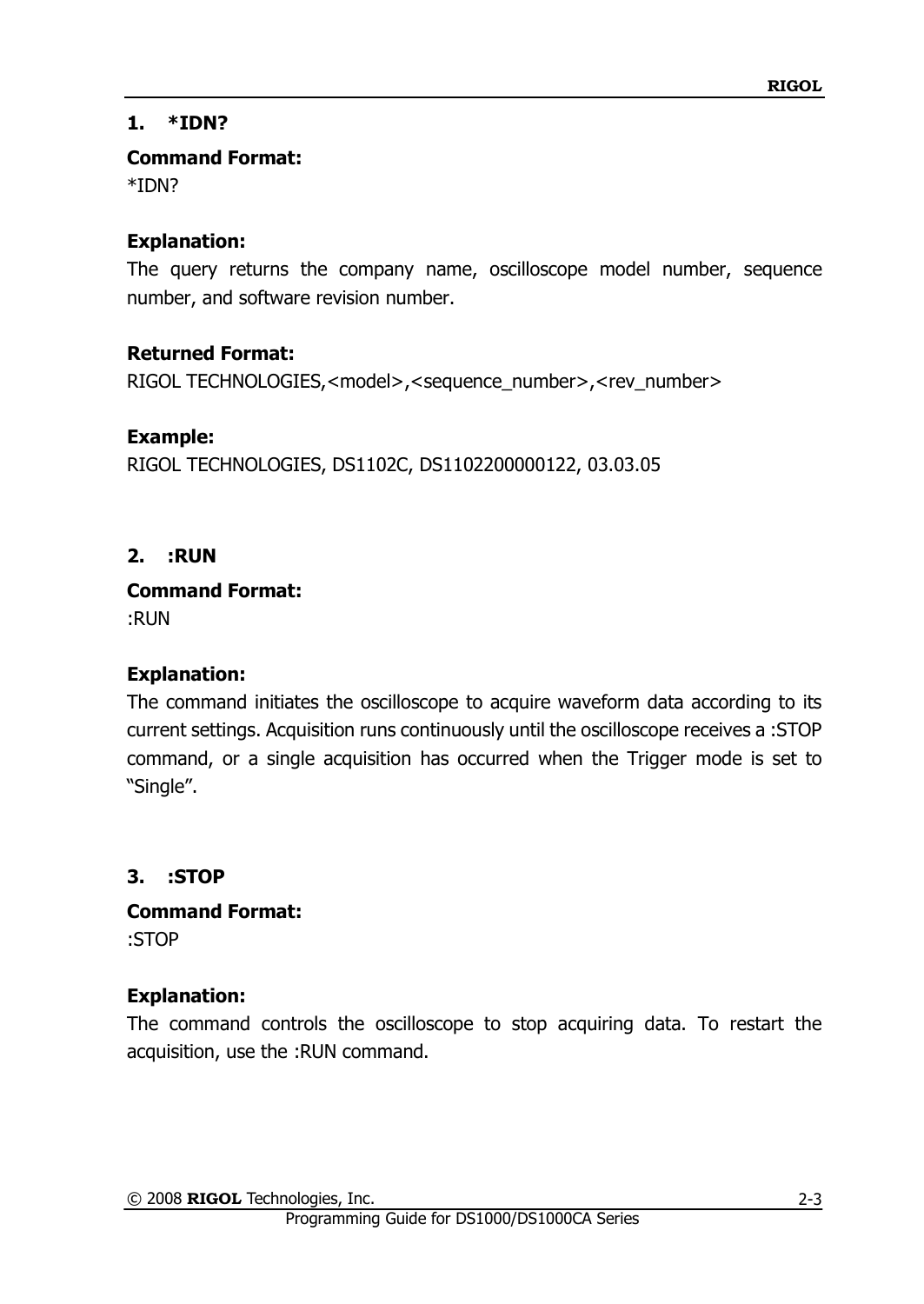### 1. *IDN?

**Command Format:**

*IDN?

**Explanation:**

The query returns the company name, oscilloscope model number, sequence number, and software revision number.

**Returned Format:**

RIGOL TECHNOLOGIES,<model>,<sequence_number>,<rev_number>

**Example:**

RIGOL TECHNOLOGIES, DS1102C, DS1102200000122, 03.03.05

### 2. :RUN

**Command Format:**

:RUN

**Explanation:**

The command initiates the oscilloscope to acquire waveform data according to its current settings. Acquisition runs continuously until the oscilloscope receives a :STOP command, or a single acquisition has occurred when the Trigger mode is set to "Single".

### 3. :STOP

**Command Format:**

:STOP

**Explanation:**

The command controls the oscilloscope to stop acquiring data. To restart the acquisition, use the :RUN command.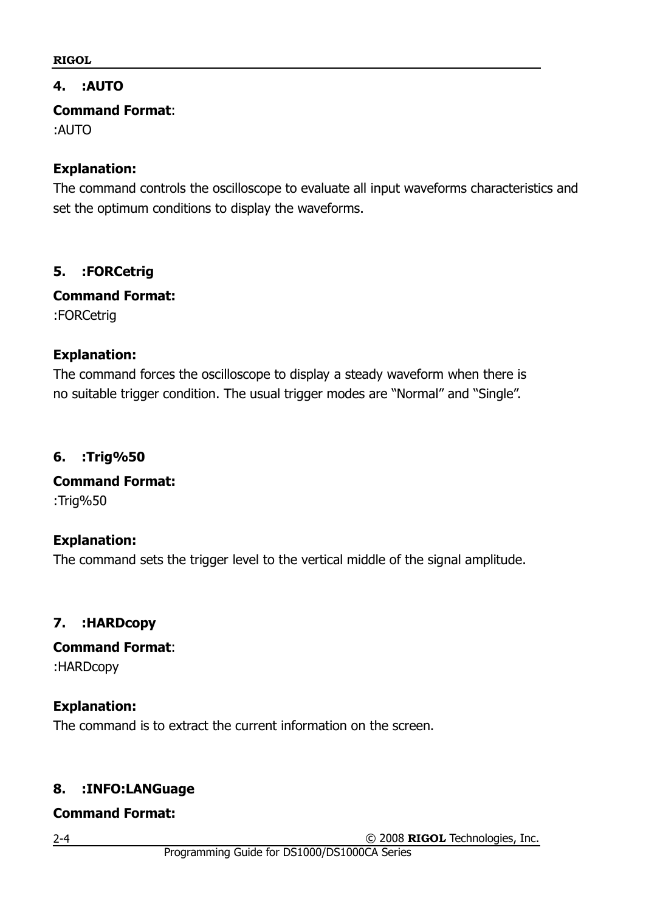### 4. :AUTO

**Command Format**:
:AUTO

**Explanation:**
The command controls the oscilloscope to evaluate all input waveforms characteristics and set the optimum conditions to display the waveforms.

### 5. :FORCetrig

**Command Format:**
:FORCetrig

**Explanation:**
The command forces the oscilloscope to display a steady waveform when there is no suitable trigger condition. The usual trigger modes are "Normal" and "Single".

### 6. :Trig%50

**Command Format:**
:Trig%50

**Explanation:**
The command sets the trigger level to the vertical middle of the signal amplitude.

### 7. :HARDcopy

**Command Format**:
:HARDcopy

**Explanation:**
The command is to extract the current information on the screen.

### 8. :INFO:LANGuage

**Command Format:**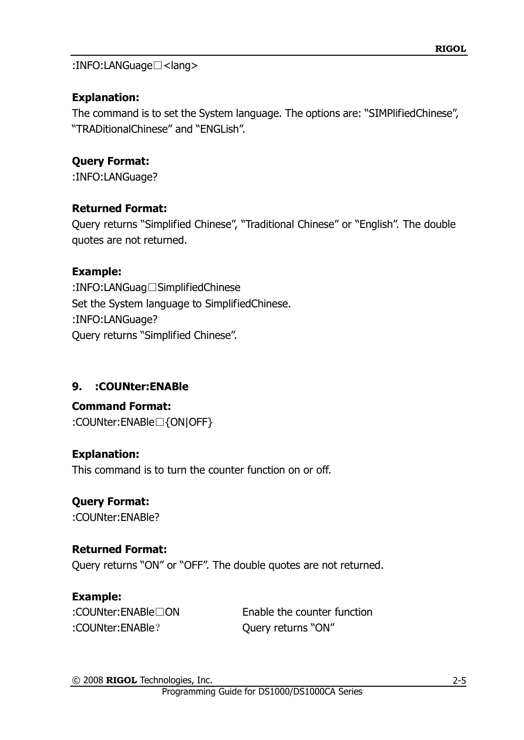:INFO:LANGuage□<lang>

**Explanation:**

The command is to set the System language. The options are: "SIMPlifiedChinese", "TRADitionalChinese" and "ENGLish".

**Query Format:**

:INFO:LANGuage?

**Returned Format:**

Query returns "Simplified Chinese", "Traditional Chinese" or "English". The double quotes are not returned.

**Example:**

:INFO:LANGuag□SimplifiedChinese

Set the System language to SimplifiedChinese.

:INFO:LANGuage?

Query returns "Simplified Chinese".

### 9. :COUNter:ENABle

**Command Format:**

:COUNter:ENABle□{ON|OFF}

**Explanation:**

This command is to turn the counter function on or off.

**Query Format:**

:COUNter:ENABle?

**Returned Format:**

Query returns "ON" or "OFF". The double quotes are not returned.

**Example:**

| | |
|---|---|
| :COUNter:ENABle□ON | Enable the counter function |
| :COUNter:ENABle? | Query returns "ON" |

© 2008 **RIGOL** Technologies, Inc.

Programming Guide for DS1000/DS1000CA Series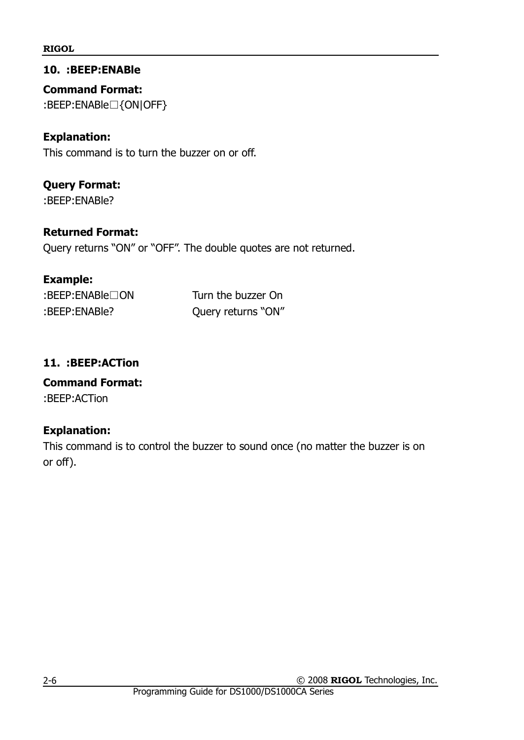### 10. :BEEP:ENABle

**Command Format:**

:BEEP:ENABle□{ON|OFF}

**Explanation:**

This command is to turn the buzzer on or off.

**Query Format:**

:BEEP:ENABle?

**Returned Format:**

Query returns "ON" or "OFF". The double quotes are not returned.

**Example:**

| | |
|---|---|
| :BEEP:ENABle□ON | Turn the buzzer On |
| :BEEP:ENABle? | Query returns "ON" |

### 11. :BEEP:ACTion

**Command Format:**

:BEEP:ACTion

**Explanation:**

This command is to control the buzzer to sound once (no matter the buzzer is on or off).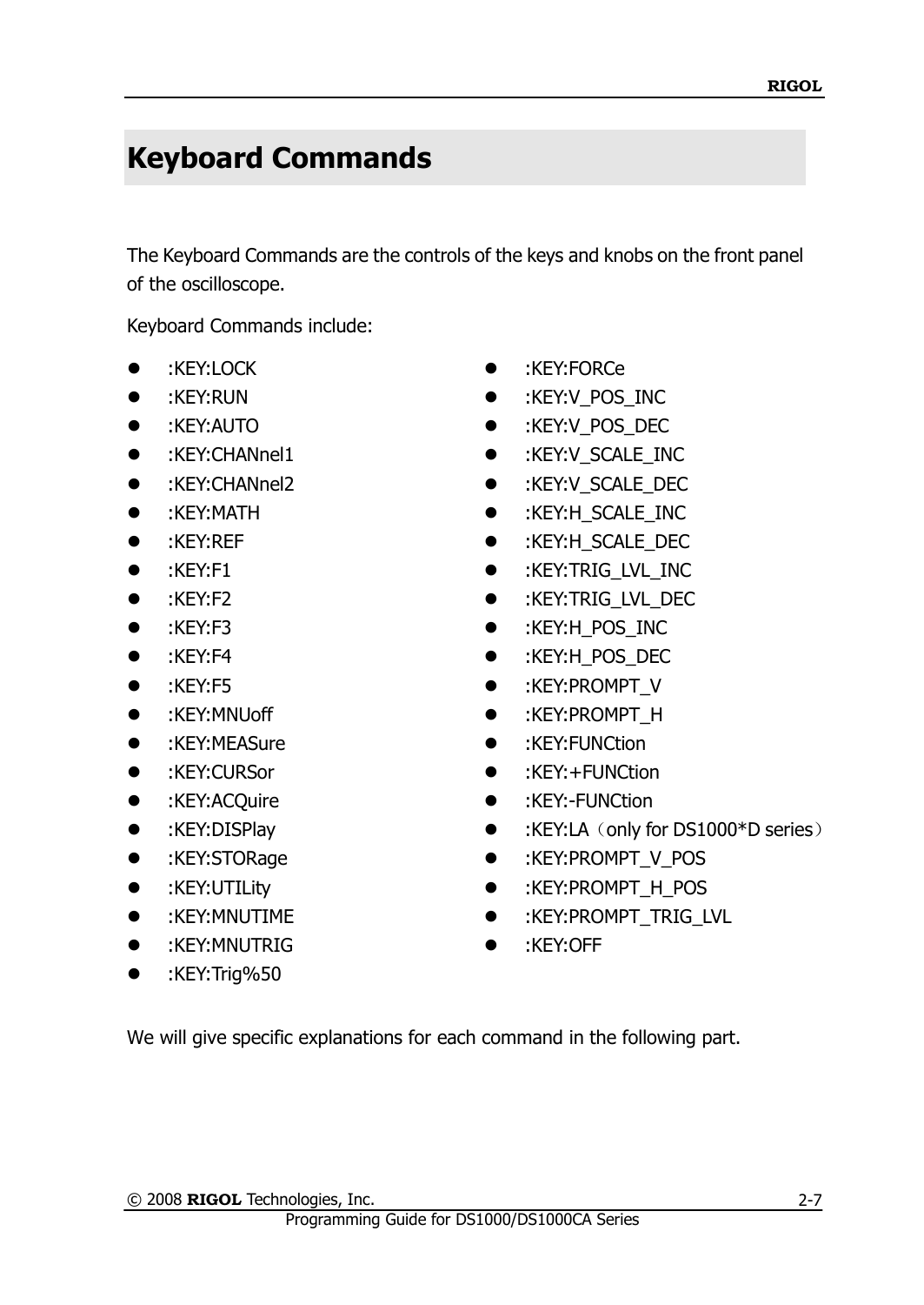# Keyboard Commands

The Keyboard Commands are the controls of the keys and knobs on the front panel of the oscilloscope.

Keyboard Commands include:

- :KEY:LOCK
- :KEY:RUN
- :KEY:AUTO
- :KEY:CHANnel1
- :KEY:CHANnel2
- :KEY:MATH
- :KEY:REF
- :KEY:F1
- :KEY:F2
- :KEY:F3
- :KEY:F4
- :KEY:F5
- :KEY:MNUoff
- :KEY:MEASure
- :KEY:CURSor
- :KEY:ACQuire
- :KEY:DISPlay
- :KEY:STORage
- :KEY:UTILity
- :KEY:MNUTIME
- :KEY:MNUTRIG
- :KEY:Trig%50
- :KEY:FORCe
- :KEY:V_POS_INC
- :KEY:V_POS_DEC
- :KEY:V_SCALE_INC
- :KEY:V_SCALE_DEC
- :KEY:H_SCALE_INC
- :KEY:H_SCALE_DEC
- :KEY:TRIG_LVL_INC
- :KEY:TRIG_LVL_DEC
- :KEY:H_POS_INC
- :KEY:H_POS_DEC
- :KEY:PROMPT_V
- :KEY:PROMPT_H
- :KEY:FUNCtion
- :KEY:+FUNCtion
- :KEY:-FUNCtion
- :KEY:LA（only for DS1000*D series）
- :KEY:PROMPT_V_POS
- :KEY:PROMPT_H_POS
- :KEY:PROMPT_TRIG_LVL
- :KEY:OFF

We will give specific explanations for each command in the following part.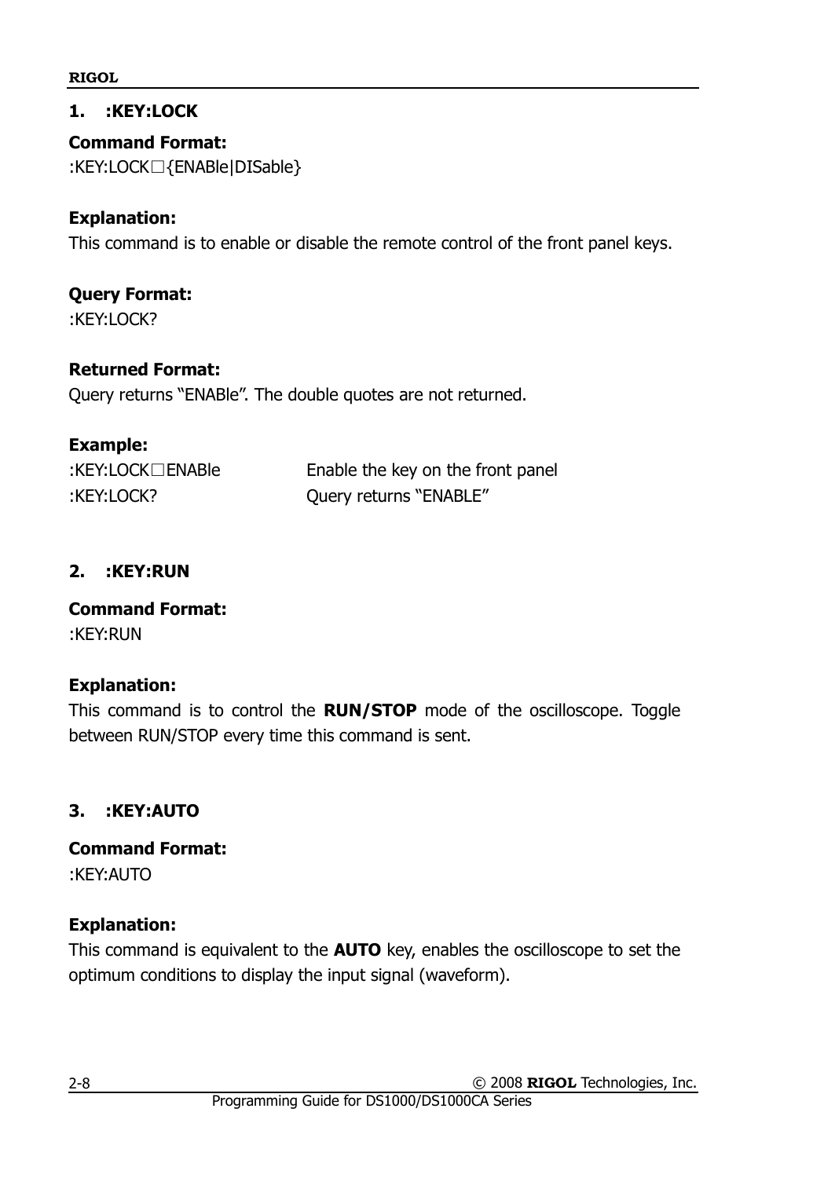### 1. :KEY:LOCK

**Command Format:**

:KEY:LOCK□{ENABle|DISable}

**Explanation:**

This command is to enable or disable the remote control of the front panel keys.

**Query Format:**

:KEY:LOCK?

**Returned Format:**

Query returns "ENABle". The double quotes are not returned.

**Example:**

| | |
|---|---|
| :KEY:LOCK□ENABle | Enable the key on the front panel |
| :KEY:LOCK? | Query returns "ENABLE" |

### 2. :KEY:RUN

**Command Format:**

:KEY:RUN

**Explanation:**

This command is to control the **RUN/STOP** mode of the oscilloscope. Toggle between RUN/STOP every time this command is sent.

### 3. :KEY:AUTO

**Command Format:**

:KEY:AUTO

**Explanation:**

This command is equivalent to the **AUTO** key, enables the oscilloscope to set the optimum conditions to display the input signal (waveform).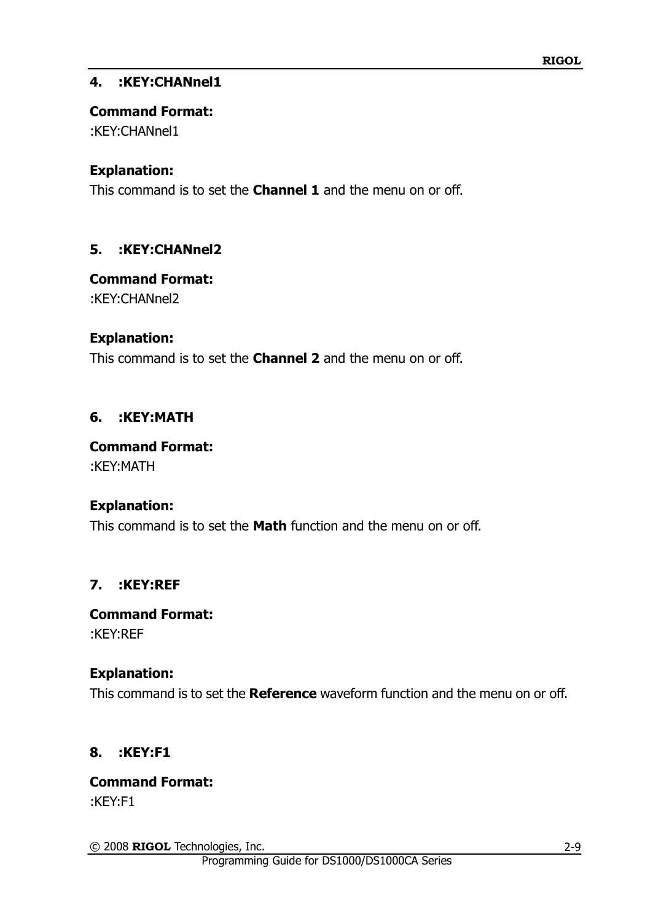### 4. :KEY:CHANnel1

**Command Format:**

:KEY:CHANnel1

**Explanation:**

This command is to set the **Channel 1** and the menu on or off.

### 5. :KEY:CHANnel2

**Command Format:**

:KEY:CHANnel2

**Explanation:**

This command is to set the **Channel 2** and the menu on or off.

### 6. :KEY:MATH

**Command Format:**

:KEY:MATH

**Explanation:**

This command is to set the **Math** function and the menu on or off.

### 7. :KEY:REF

**Command Format:**

:KEY:REF

**Explanation:**

This command is to set the **Reference** waveform function and the menu on or off.

### 8. :KEY:F1

**Command Format:**

:KEY:F1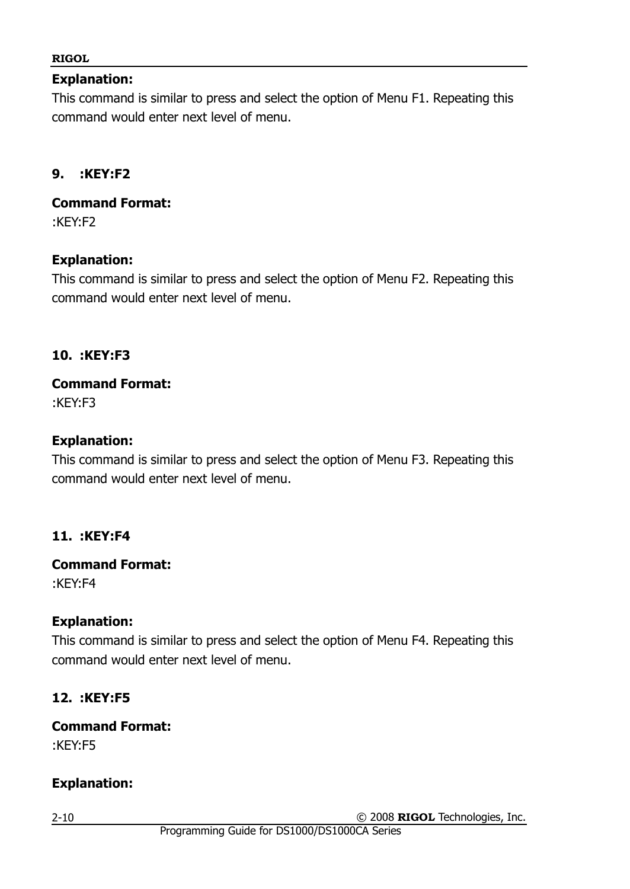**Explanation:**

This command is similar to press and select the option of Menu F1. Repeating this command would enter next level of menu.

### 9. :KEY:F2

**Command Format:**

:KEY:F2

**Explanation:**

This command is similar to press and select the option of Menu F2. Repeating this command would enter next level of menu.

### 10. :KEY:F3

**Command Format:**

:KEY:F3

**Explanation:**

This command is similar to press and select the option of Menu F3. Repeating this command would enter next level of menu.

### 11. :KEY:F4

**Command Format:**

:KEY:F4

**Explanation:**

This command is similar to press and select the option of Menu F4. Repeating this command would enter next level of menu.

### 12. :KEY:F5

**Command Format:**

:KEY:F5

**Explanation:**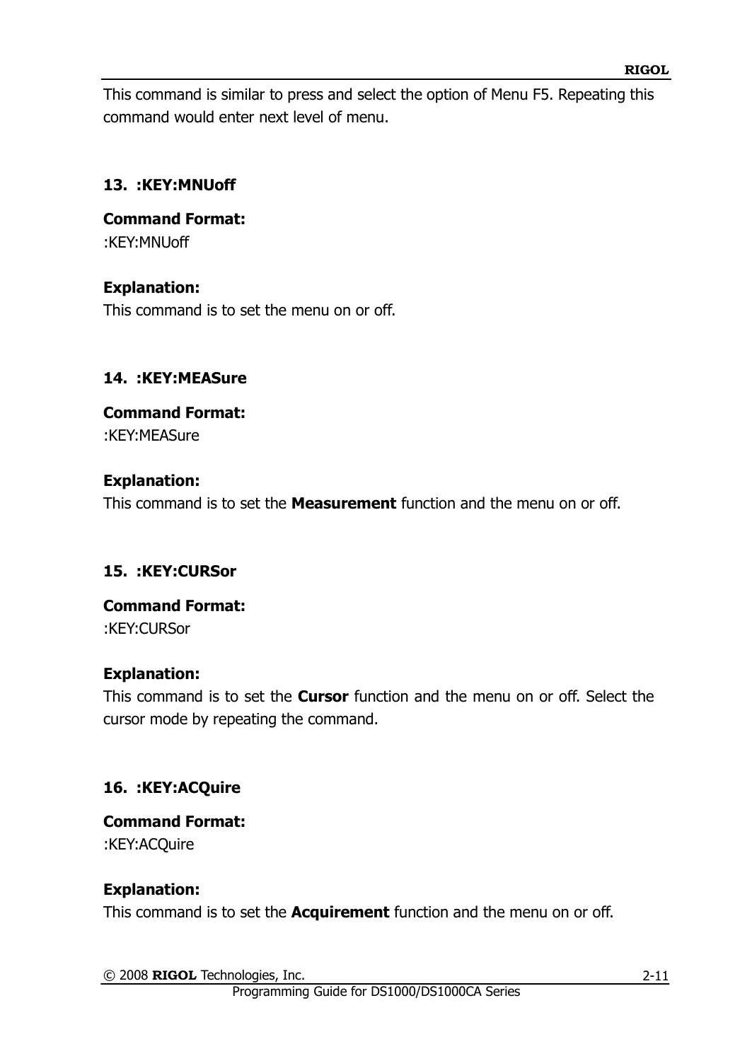This command is similar to press and select the option of Menu F5. Repeating this command would enter next level of menu.

### 13. :KEY:MNUoff

**Command Format:**
:KEY:MNUoff

**Explanation:**
This command is to set the menu on or off.

### 14. :KEY:MEASure

**Command Format:**
:KEY:MEASure

**Explanation:**
This command is to set the **Measurement** function and the menu on or off.

### 15. :KEY:CURSor

**Command Format:**
:KEY:CURSor

**Explanation:**
This command is to set the **Cursor** function and the menu on or off. Select the cursor mode by repeating the command.

### 16. :KEY:ACQuire

**Command Format:**
:KEY:ACQuire

**Explanation:**
This command is to set the **Acquirement** function and the menu on or off.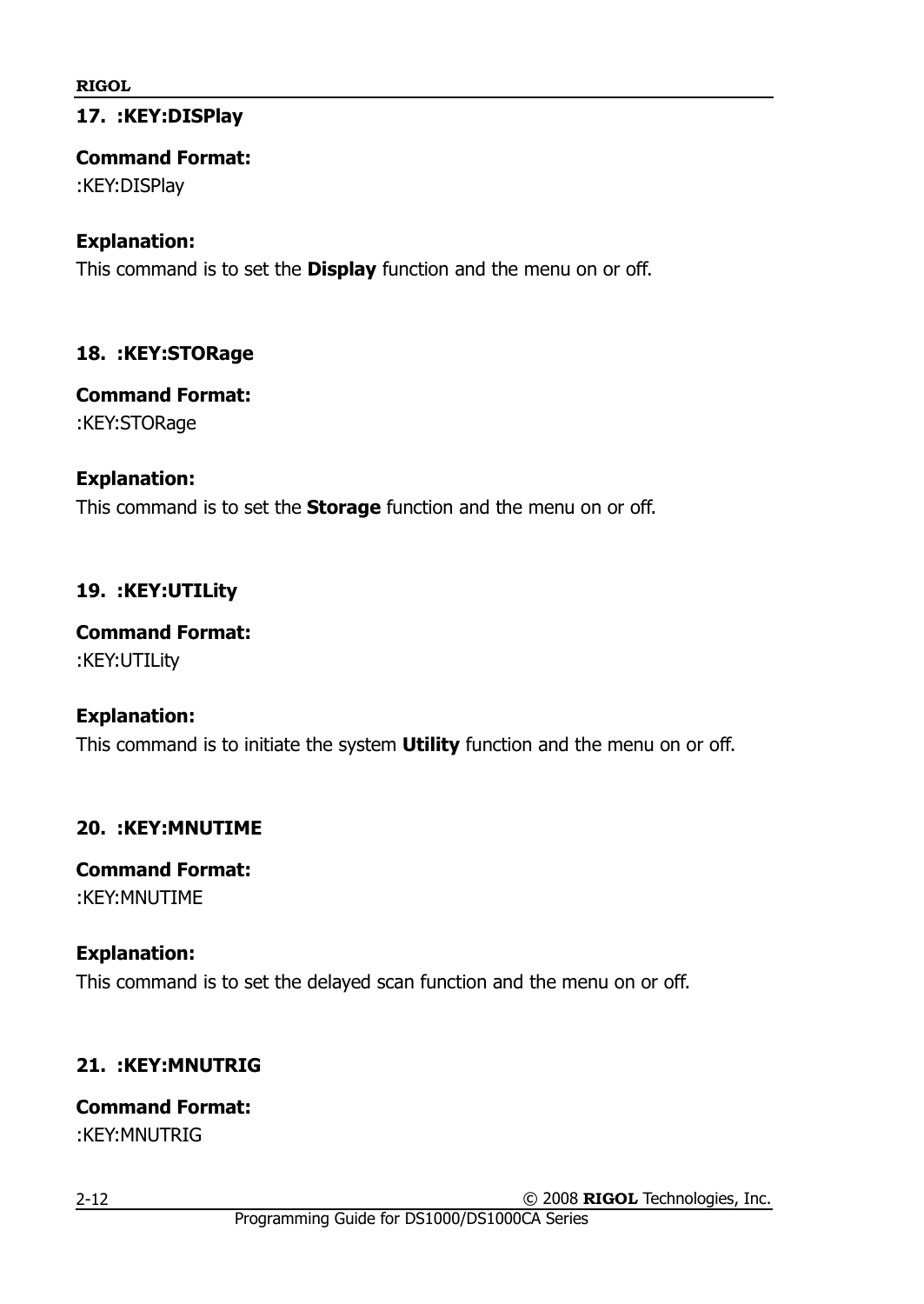### 17. :KEY:DISPlay

**Command Format:**

:KEY:DISPlay

**Explanation:**

This command is to set the **Display** function and the menu on or off.

### 18. :KEY:STORage

**Command Format:**

:KEY:STORage

**Explanation:**

This command is to set the **Storage** function and the menu on or off.

### 19. :KEY:UTILity

**Command Format:**

:KEY:UTILity

**Explanation:**

This command is to initiate the system **Utility** function and the menu on or off.

### 20. :KEY:MNUTIME

**Command Format:**

:KEY:MNUTIME

**Explanation:**

This command is to set the delayed scan function and the menu on or off.

### 21. :KEY:MNUTRIG

**Command Format:**

:KEY:MNUTRIG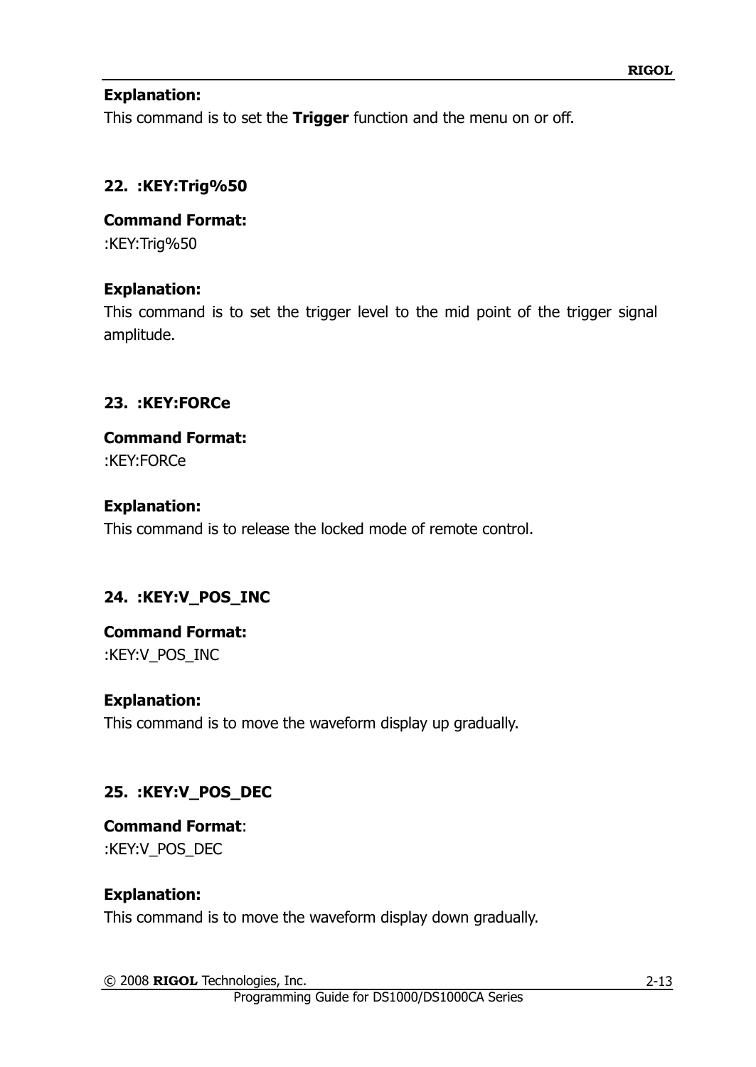**Explanation:**
This command is to set the **Trigger** function and the menu on or off.

### 22. :KEY:Trig%50

**Command Format:**
:KEY:Trig%50

**Explanation:**
This command is to set the trigger level to the mid point of the trigger signal amplitude.

### 23. :KEY:FORCe

**Command Format:**
:KEY:FORCe

**Explanation:**
This command is to release the locked mode of remote control.

### 24. :KEY:V_POS_INC

**Command Format:**
:KEY:V_POS_INC

**Explanation:**
This command is to move the waveform display up gradually.

### 25. :KEY:V_POS_DEC

**Command Format**:
:KEY:V_POS_DEC

**Explanation:**
This command is to move the waveform display down gradually.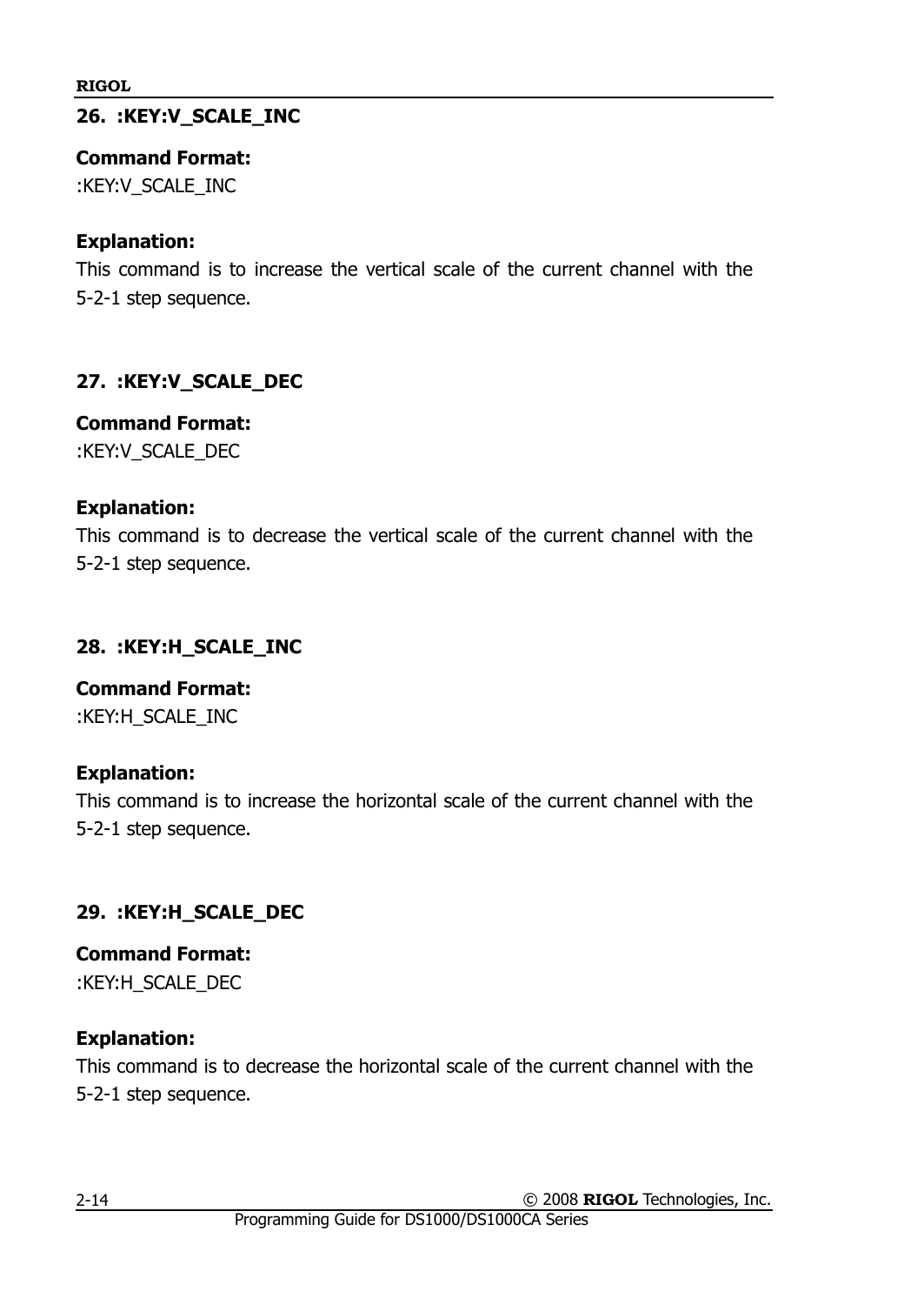### 26. :KEY:V_SCALE_INC

**Command Format:**
:KEY:V_SCALE_INC

**Explanation:**
This command is to increase the vertical scale of the current channel with the 5-2-1 step sequence.

### 27. :KEY:V_SCALE_DEC

**Command Format:**
:KEY:V_SCALE_DEC

**Explanation:**
This command is to decrease the vertical scale of the current channel with the 5-2-1 step sequence.

### 28. :KEY:H_SCALE_INC

**Command Format:**
:KEY:H_SCALE_INC

**Explanation:**
This command is to increase the horizontal scale of the current channel with the 5-2-1 step sequence.

### 29. :KEY:H_SCALE_DEC

**Command Format:**
:KEY:H_SCALE_DEC

**Explanation:**
This command is to decrease the horizontal scale of the current channel with the 5-2-1 step sequence.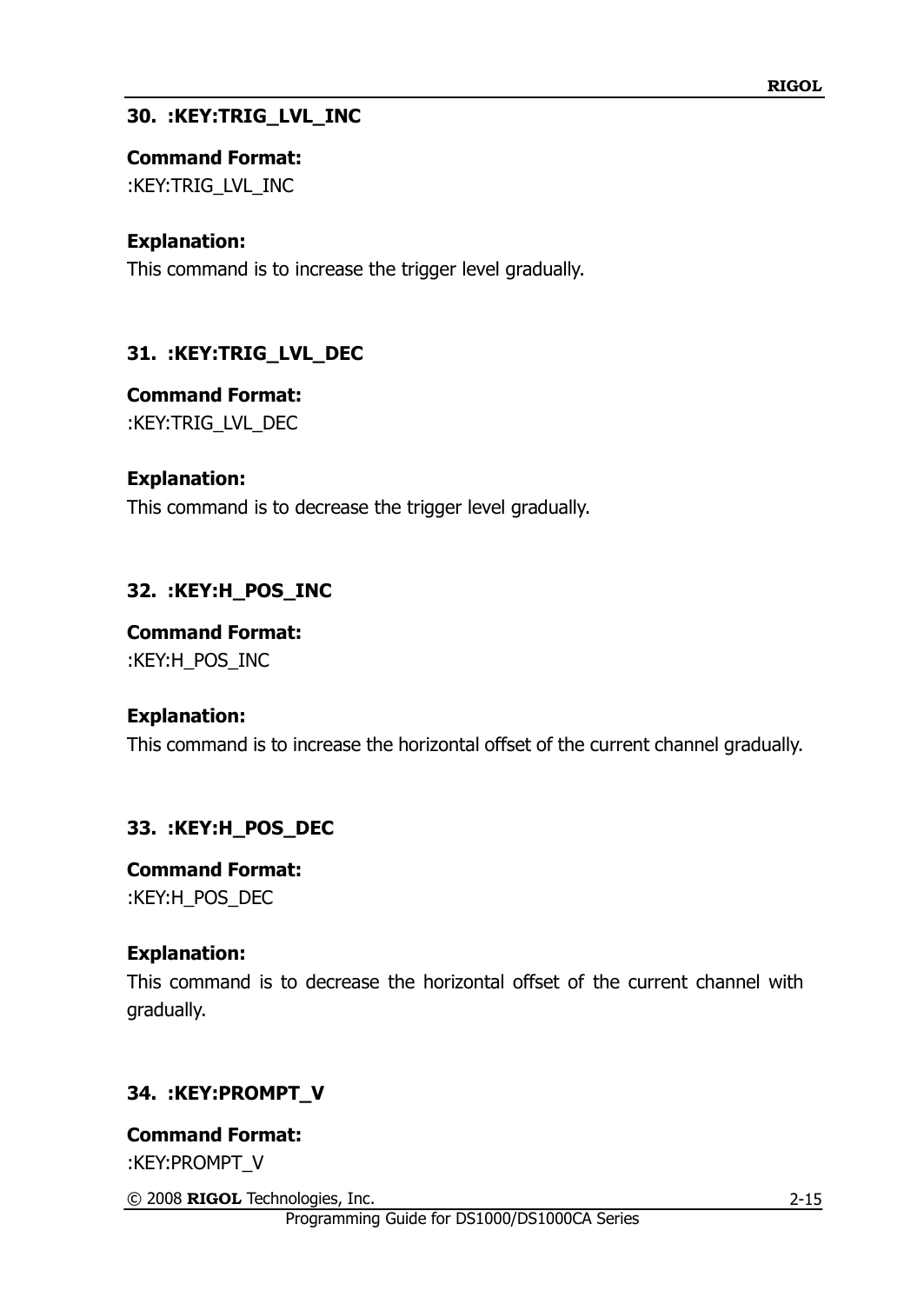### 30. :KEY:TRIG_LVL_INC

**Command Format:**

:KEY:TRIG_LVL_INC

**Explanation:**

This command is to increase the trigger level gradually.

### 31. :KEY:TRIG_LVL_DEC

**Command Format:**

:KEY:TRIG_LVL_DEC

**Explanation:**

This command is to decrease the trigger level gradually.

### 32. :KEY:H_POS_INC

**Command Format:**

:KEY:H_POS_INC

**Explanation:**

This command is to increase the horizontal offset of the current channel gradually.

### 33. :KEY:H_POS_DEC

**Command Format:**

:KEY:H_POS_DEC

**Explanation:**

This command is to decrease the horizontal offset of the current channel with gradually.

### 34. :KEY:PROMPT_V

**Command Format:**

:KEY:PROMPT_V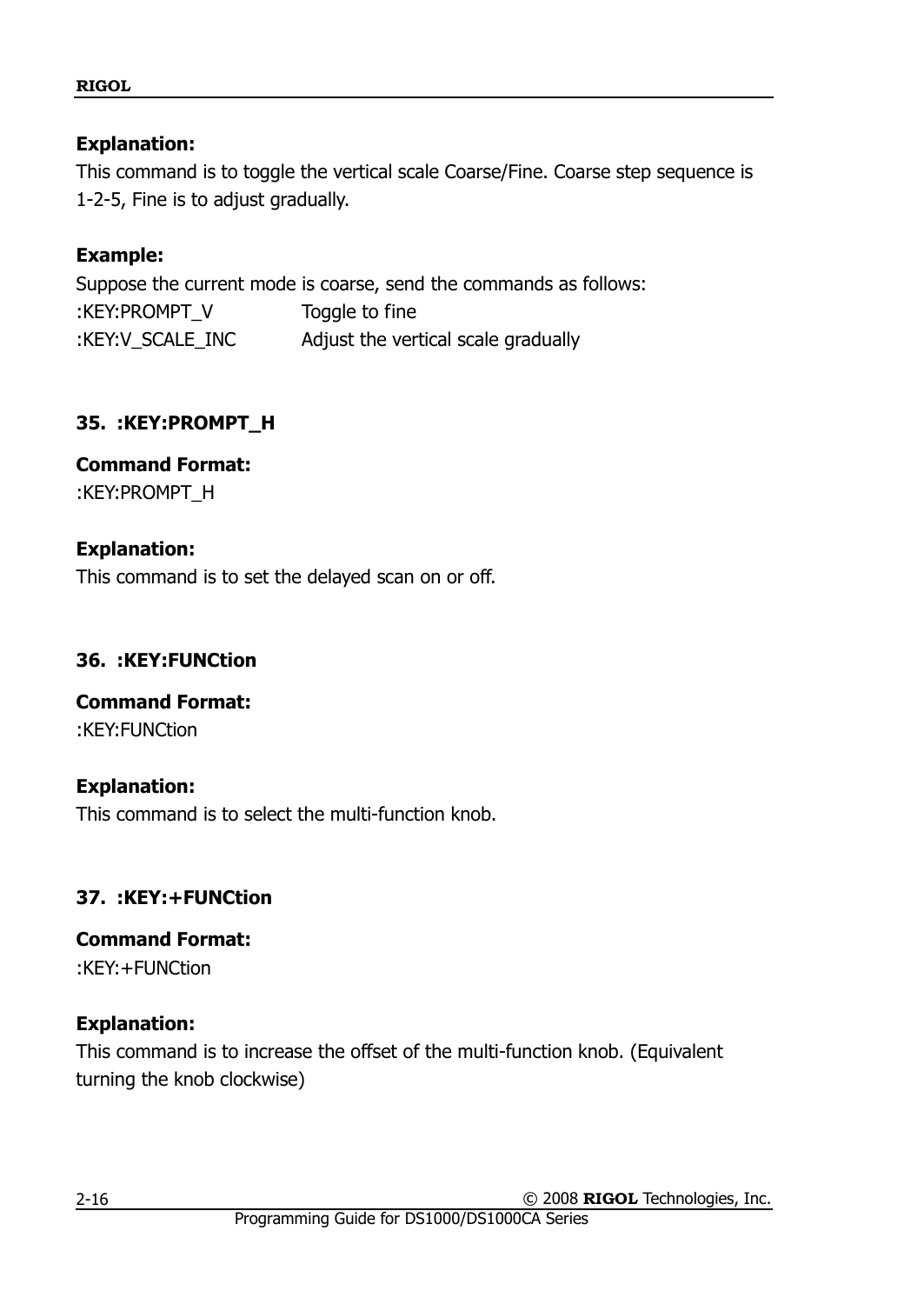**Explanation:**

This command is to toggle the vertical scale Coarse/Fine. Coarse step sequence is 1-2-5, Fine is to adjust gradually.

**Example:**

Suppose the current mode is coarse, send the commands as follows:

```
:KEY:PROMPT_V         Toggle to fine
:KEY:V_SCALE_INC      Adjust the vertical scale gradually
```

### 35. :KEY:PROMPT_H

**Command Format:**

:KEY:PROMPT_H

**Explanation:**

This command is to set the delayed scan on or off.

### 36. :KEY:FUNCtion

**Command Format:**

:KEY:FUNCtion

**Explanation:**

This command is to select the multi-function knob.

### 37. :KEY:+FUNCtion

**Command Format:**

:KEY:+FUNCtion

**Explanation:**

This command is to increase the offset of the multi-function knob. (Equivalent turning the knob clockwise)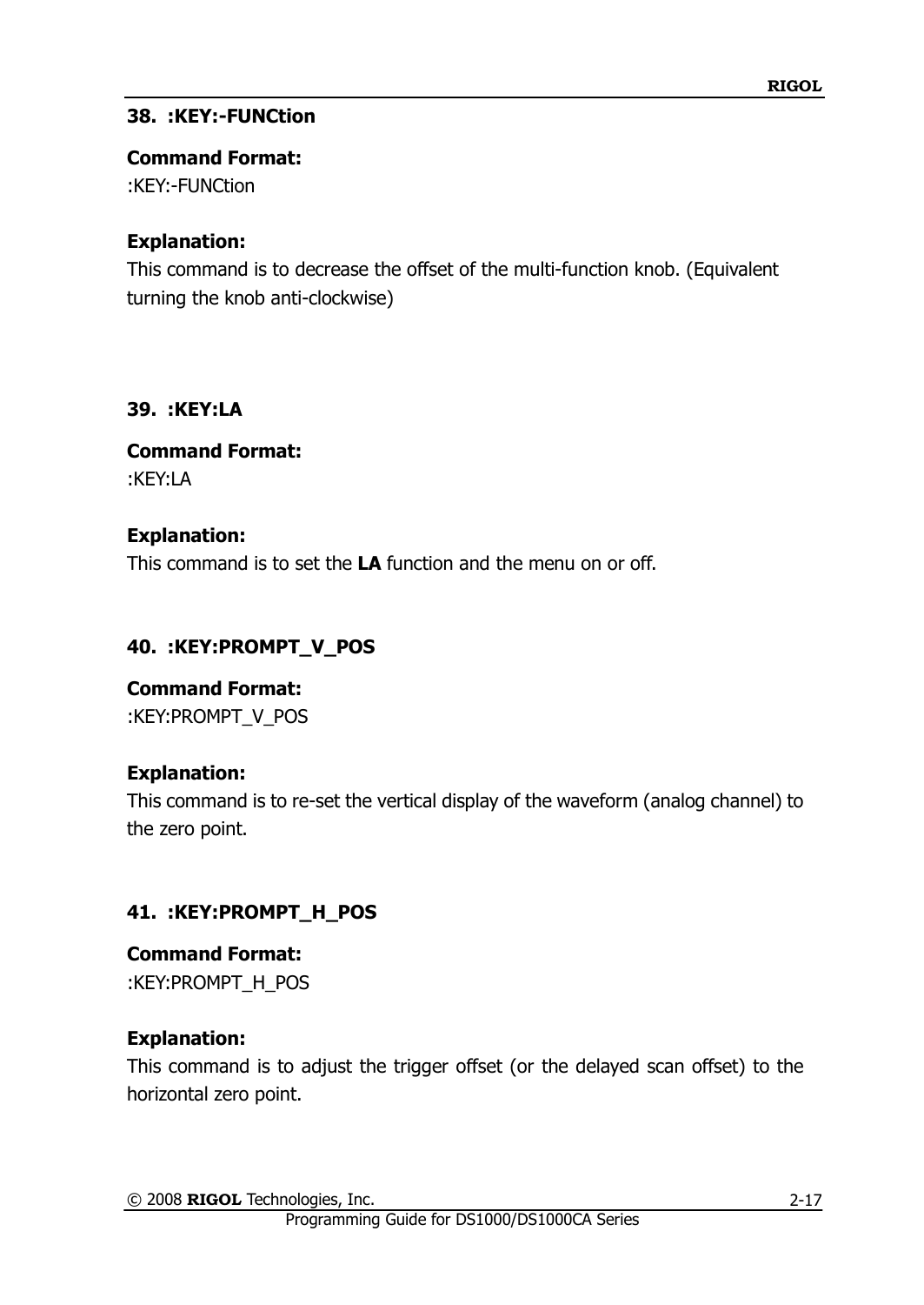### 38. :KEY:-FUNCtion

**Command Format:**
:KEY:-FUNCtion

**Explanation:**
This command is to decrease the offset of the multi-function knob. (Equivalent turning the knob anti-clockwise)

### 39. :KEY:LA

**Command Format:**
:KEY:LA

**Explanation:**
This command is to set the **LA** function and the menu on or off.

### 40. :KEY:PROMPT_V_POS

**Command Format:**
:KEY:PROMPT_V_POS

**Explanation:**
This command is to re-set the vertical display of the waveform (analog channel) to the zero point.

### 41. :KEY:PROMPT_H_POS

**Command Format:**
:KEY:PROMPT_H_POS

**Explanation:**
This command is to adjust the trigger offset (or the delayed scan offset) to the horizontal zero point.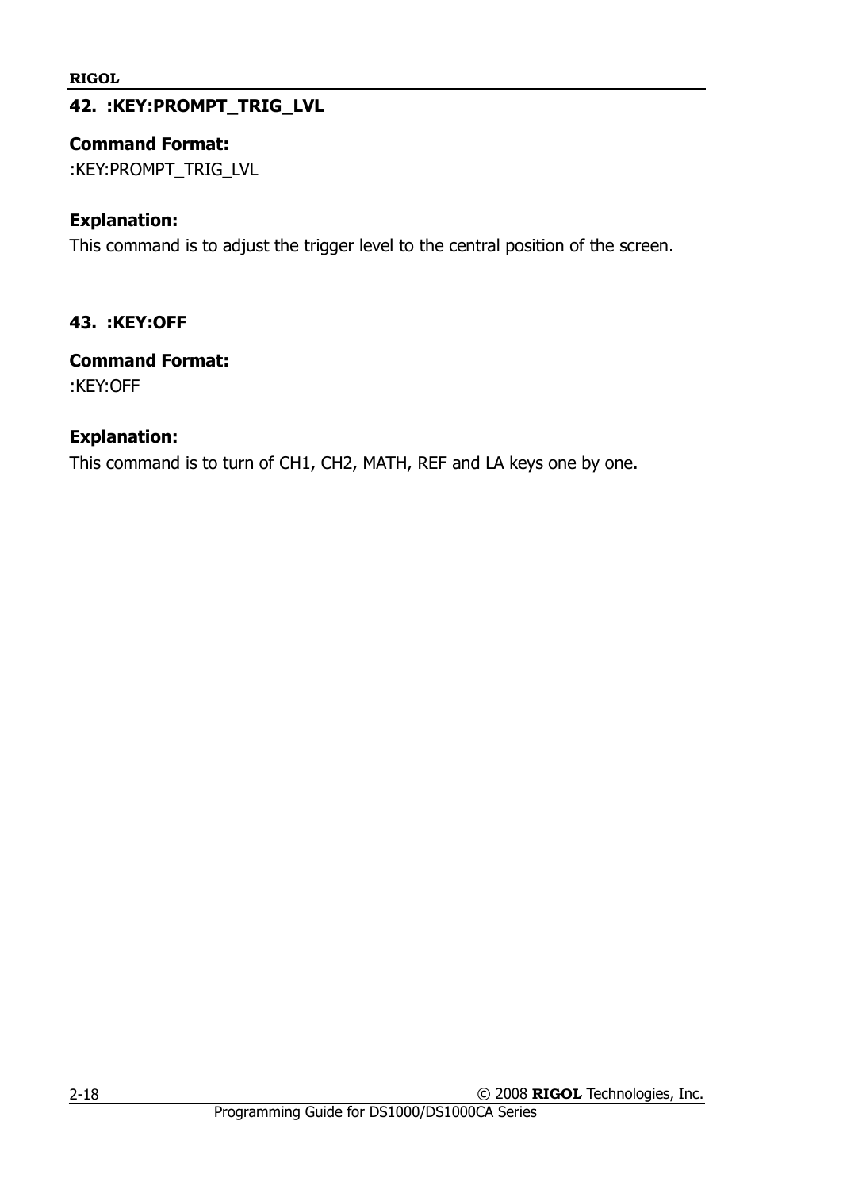### 42. :KEY:PROMPT_TRIG_LVL

**Command Format:**

:KEY:PROMPT_TRIG_LVL

**Explanation:**

This command is to adjust the trigger level to the central position of the screen.

### 43. :KEY:OFF

**Command Format:**

:KEY:OFF

**Explanation:**

This command is to turn of CH1, CH2, MATH, REF and LA keys one by one.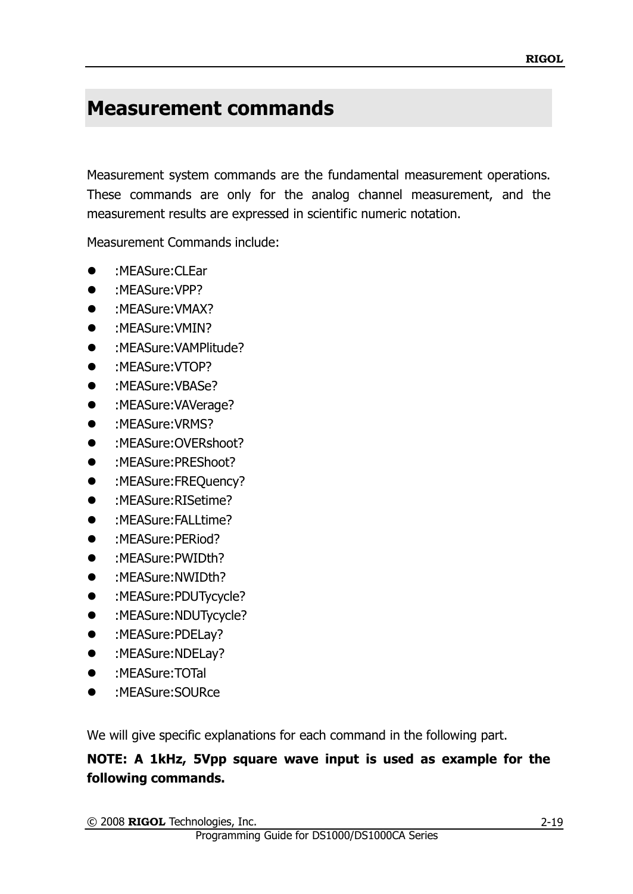# Measurement commands

Measurement system commands are the fundamental measurement operations. These commands are only for the analog channel measurement, and the measurement results are expressed in scientific numeric notation.

Measurement Commands include:

- :MEASure:CLEar
- :MEASure:VPP?
- :MEASure:VMAX?
- :MEASure:VMIN?
- :MEASure:VAMPlitude?
- :MEASure:VTOP?
- :MEASure:VBASe?
- :MEASure:VAVerage?
- :MEASure:VRMS?
- :MEASure:OVERshoot?
- :MEASure:PREShoot?
- :MEASure:FREQuency?
- :MEASure:RISetime?
- :MEASure:FALLtime?
- :MEASure:PERiod?
- :MEASure:PWIDth?
- :MEASure:NWIDth?
- :MEASure:PDUTycycle?
- :MEASure:NDUTycycle?
- :MEASure:PDELay?
- :MEASure:NDELay?
- :MEASure:TOTal
- :MEASure:SOURce

We will give specific explanations for each command in the following part.

**NOTE: A 1kHz, 5Vpp square wave input is used as example for the following commands.**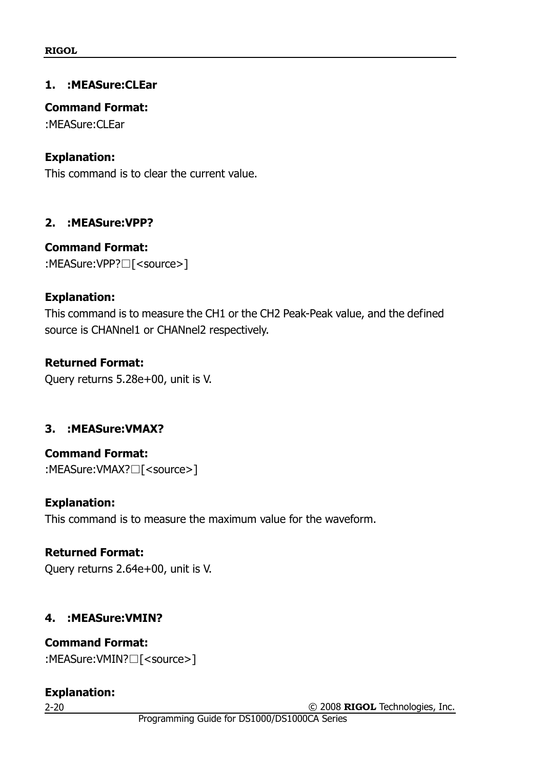### 1. :MEASure:CLEar

**Command Format:**

:MEASure:CLEar

**Explanation:**

This command is to clear the current value.

### 2. :MEASure:VPP?

**Command Format:**

:MEASure:VPP?□[<source>]

**Explanation:**

This command is to measure the CH1 or the CH2 Peak-Peak value, and the defined source is CHANnel1 or CHANnel2 respectively.

**Returned Format:**

Query returns 5.28e+00, unit is V.

### 3. :MEASure:VMAX?

**Command Format:**

:MEASure:VMAX?□[<source>]

**Explanation:**

This command is to measure the maximum value for the waveform.

**Returned Format:**

Query returns 2.64e+00, unit is V.

### 4. :MEASure:VMIN?

**Command Format:**

:MEASure:VMIN?□[<source>]

**Explanation:**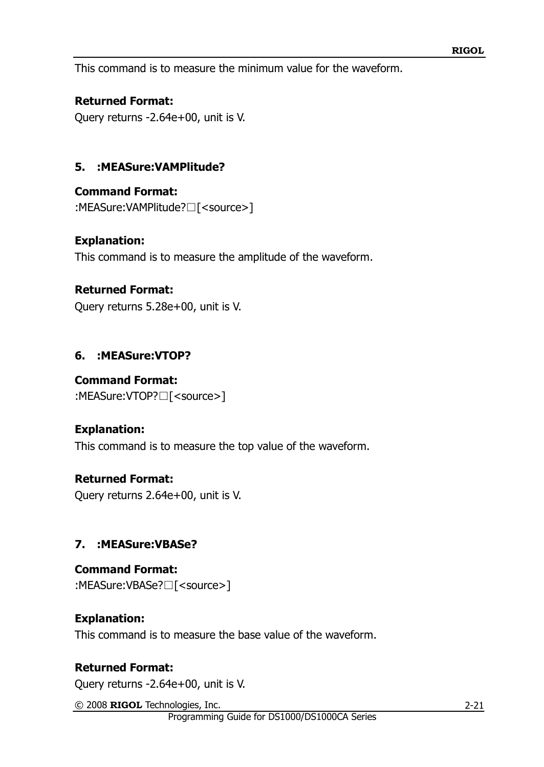This command is to measure the minimum value for the waveform.

**Returned Format:**

Query returns -2.64e+00, unit is V.

### 5. :MEASure:VAMPlitude?

**Command Format:**

:MEASure:VAMPlitude?□[<source>]

**Explanation:**

This command is to measure the amplitude of the waveform.

**Returned Format:**

Query returns 5.28e+00, unit is V.

### 6. :MEASure:VTOP?

**Command Format:**

:MEASure:VTOP?□[<source>]

**Explanation:**

This command is to measure the top value of the waveform.

**Returned Format:**

Query returns 2.64e+00, unit is V.

### 7. :MEASure:VBASe?

**Command Format:**

:MEASure:VBASe?□[<source>]

**Explanation:**

This command is to measure the base value of the waveform.

**Returned Format:**

Query returns -2.64e+00, unit is V.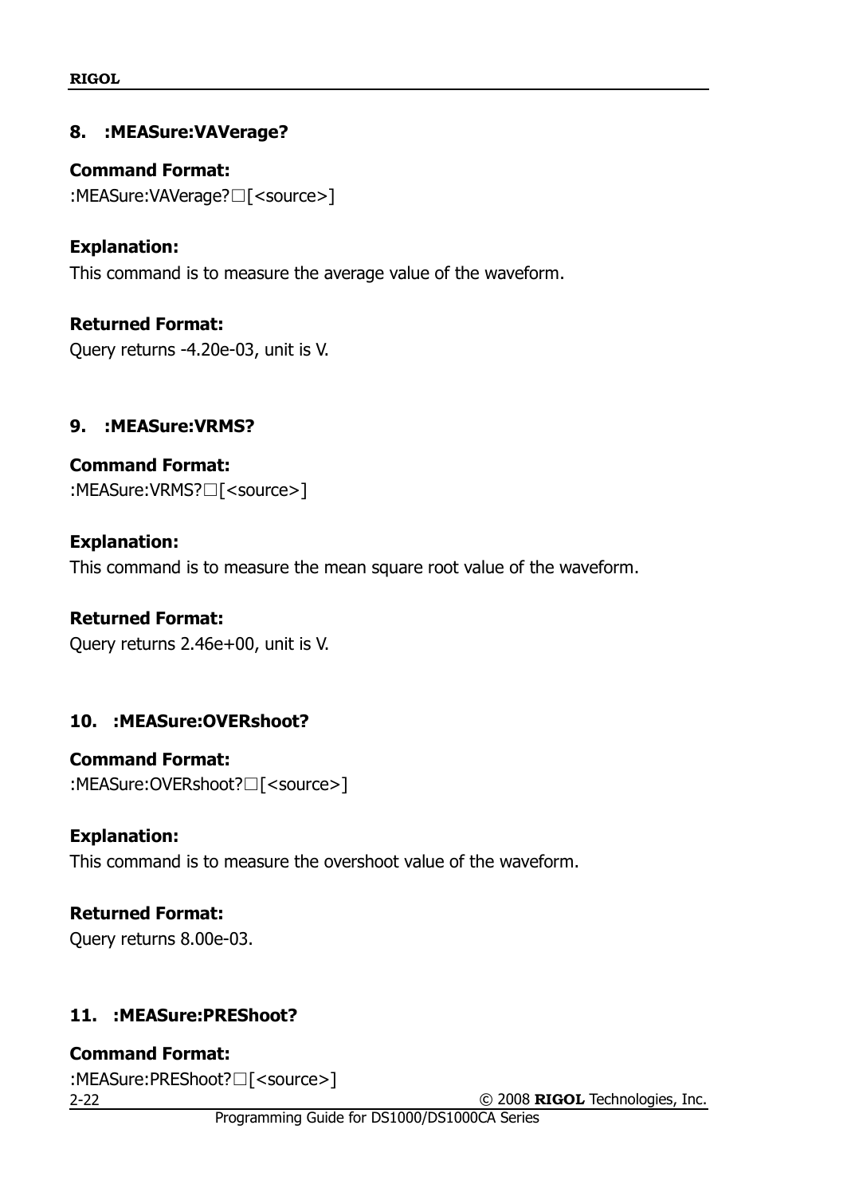### 8. :MEASure:VAVerage?

**Command Format:**

:MEASure:VAVerage?□[<source>]

**Explanation:**

This command is to measure the average value of the waveform.

**Returned Format:**

Query returns -4.20e-03, unit is V.

### 9. :MEASure:VRMS?

**Command Format:**

:MEASure:VRMS?□[<source>]

**Explanation:**

This command is to measure the mean square root value of the waveform.

**Returned Format:**

Query returns 2.46e+00, unit is V.

### 10. :MEASure:OVERshoot?

**Command Format:**

:MEASure:OVERshoot?□[<source>]

**Explanation:**

This command is to measure the overshoot value of the waveform.

**Returned Format:**

Query returns 8.00e-03.

### 11. :MEASure:PREShoot?

**Command Format:**

:MEASure:PREShoot?□[<source>]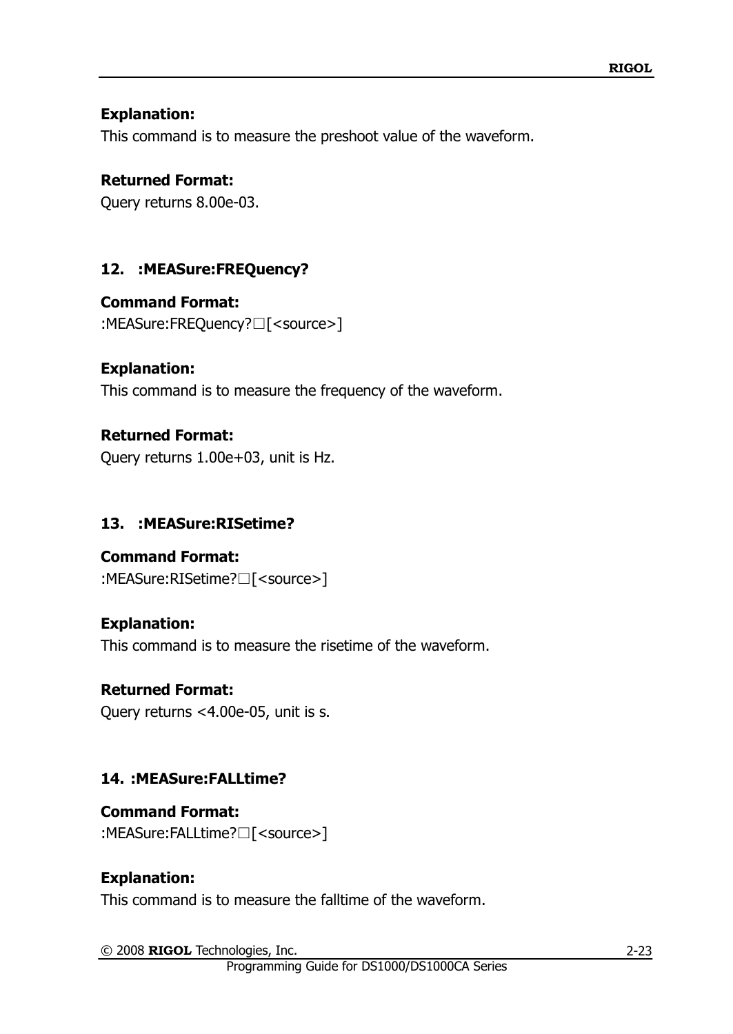**Explanation:**
This command is to measure the preshoot value of the waveform.

**Returned Format:**
Query returns 8.00e-03.

### 12. :MEASure:FREQuency?

**Command Format:**
:MEASure:FREQuency?□[<source>]

**Explanation:**
This command is to measure the frequency of the waveform.

**Returned Format:**
Query returns 1.00e+03, unit is Hz.

### 13. :MEASure:RISetime?

**Command Format:**
:MEASure:RISetime?□[<source>]

**Explanation:**
This command is to measure the risetime of the waveform.

**Returned Format:**
Query returns <4.00e-05, unit is s.

### 14. :MEASure:FALLtime?

**Command Format:**
:MEASure:FALLtime?□[<source>]

**Explanation:**
This command is to measure the falltime of the waveform.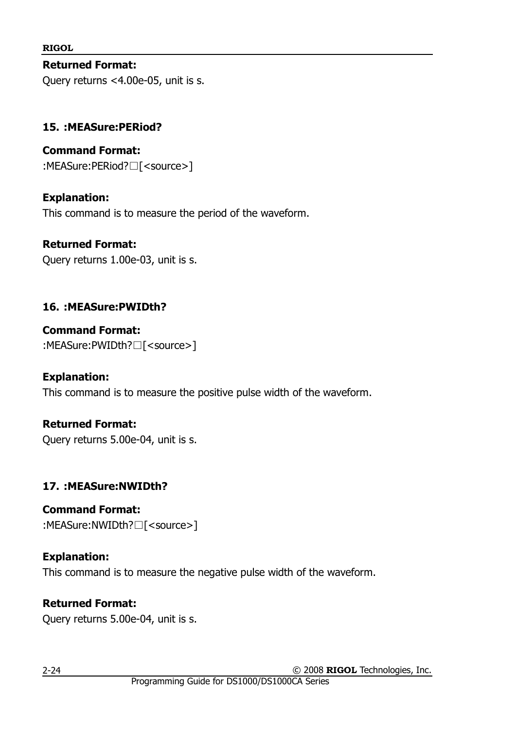**Returned Format:**
Query returns <4.00e-05, unit is s.

### 15. :MEASure:PERiod?

**Command Format:**
:MEASure:PERiod?□[<source>]

**Explanation:**
This command is to measure the period of the waveform.

**Returned Format:**
Query returns 1.00e-03, unit is s.

### 16. :MEASure:PWIDth?

**Command Format:**
:MEASure:PWIDth?□[<source>]

**Explanation:**
This command is to measure the positive pulse width of the waveform.

**Returned Format:**
Query returns 5.00e-04, unit is s.

### 17. :MEASure:NWIDth?

**Command Format:**
:MEASure:NWIDth?□[<source>]

**Explanation:**
This command is to measure the negative pulse width of the waveform.

**Returned Format:**
Query returns 5.00e-04, unit is s.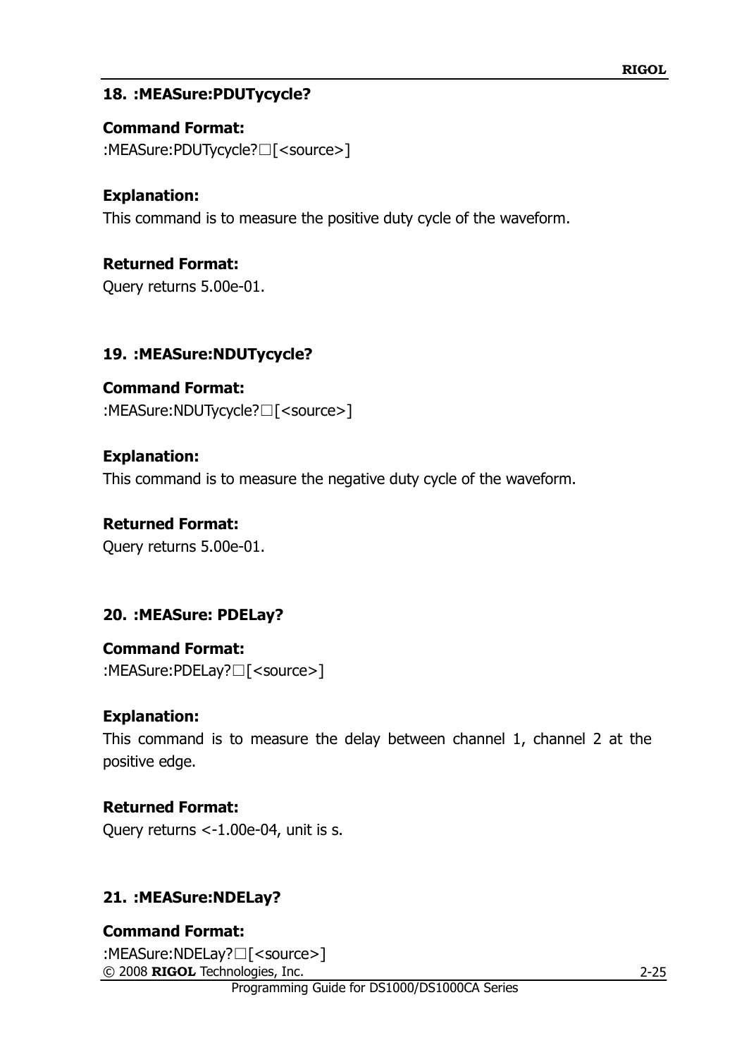### 18. :MEASure:PDUTycycle?

**Command Format:**

:MEASure:PDUTycycle?□[<source>]

**Explanation:**

This command is to measure the positive duty cycle of the waveform.

**Returned Format:**

Query returns 5.00e-01.

### 19. :MEASure:NDUTycycle?

**Command Format:**

:MEASure:NDUTycycle?□[<source>]

**Explanation:**

This command is to measure the negative duty cycle of the waveform.

**Returned Format:**

Query returns 5.00e-01.

### 20. :MEASure: PDELay?

**Command Format:**

:MEASure:PDELay?□[<source>]

**Explanation:**

This command is to measure the delay between channel 1, channel 2 at the positive edge.

**Returned Format:**

Query returns <-1.00e-04, unit is s.

### 21. :MEASure:NDELay?

**Command Format:**

:MEASure:NDELay?□[<source>]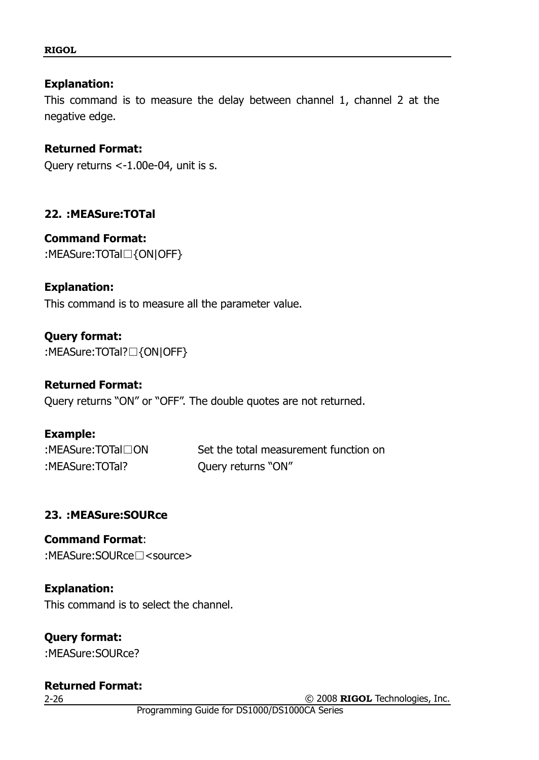**Explanation:**

This command is to measure the delay between channel 1, channel 2 at the negative edge.

**Returned Format:**

Query returns <-1.00e-04, unit is s.

### 22. :MEASure:TOTal

**Command Format:**

:MEASure:TOTal□{ON|OFF}

**Explanation:**

This command is to measure all the parameter value.

**Query format:**

:MEASure:TOTal?□{ON|OFF}

**Returned Format:**

Query returns "ON" or "OFF". The double quotes are not returned.

**Example:**

| | |
|---|---|
| :MEASure:TOTal□ON | Set the total measurement function on |
| :MEASure:TOTal? | Query returns "ON" |

### 23. :MEASure:SOURce

**Command Format**:

:MEASure:SOURce□<source>

**Explanation:**

This command is to select the channel.

**Query format:**

:MEASure:SOURce?

**Returned Format:**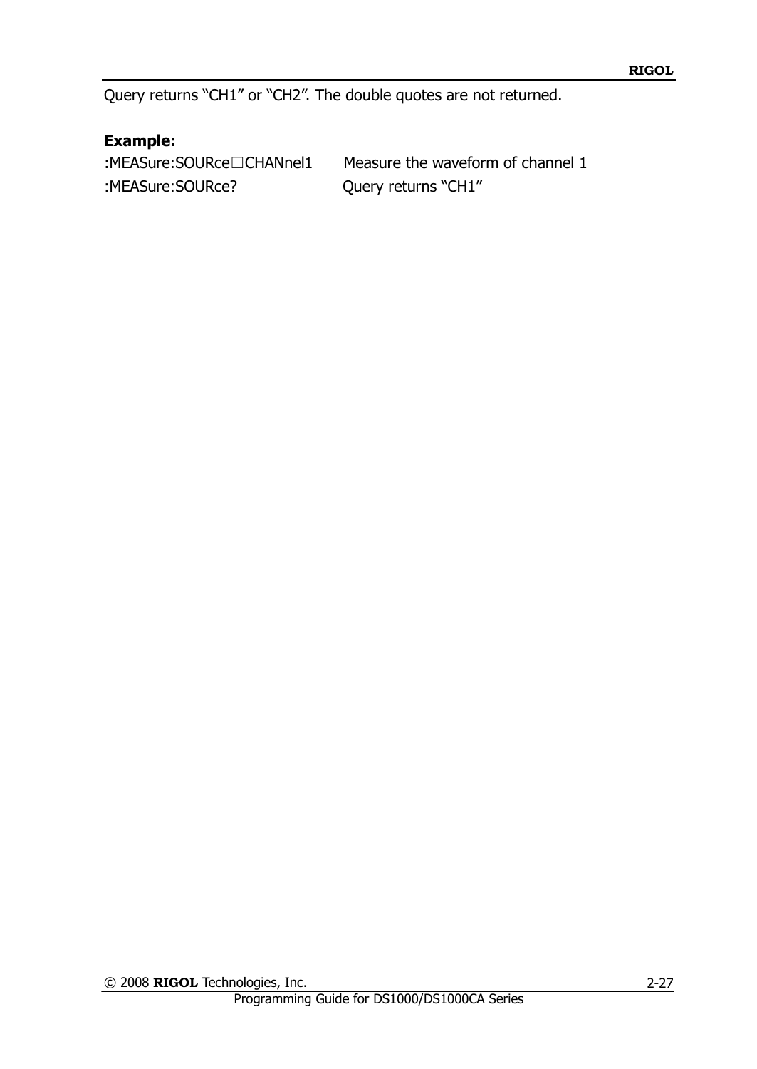Query returns “CH1” or “CH2”. The double quotes are not returned.

**Example:**

| | |
|---|---|
| :MEASure:SOURce□CHANnel1 | Measure the waveform of channel 1 |
| :MEASure:SOURce? | Query returns “CH1” |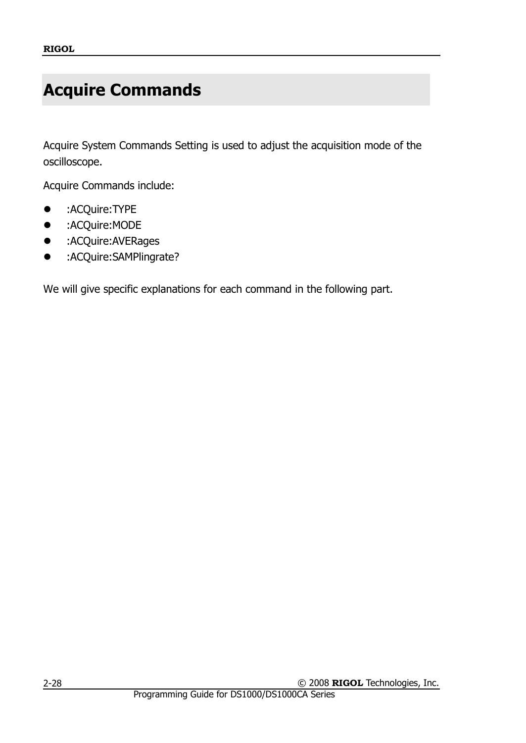# Acquire Commands

Acquire System Commands Setting is used to adjust the acquisition mode of the oscilloscope.

Acquire Commands include:

- :ACQuire:TYPE
- :ACQuire:MODE
- :ACQuire:AVERages
- :ACQuire:SAMPlingrate?

We will give specific explanations for each command in the following part.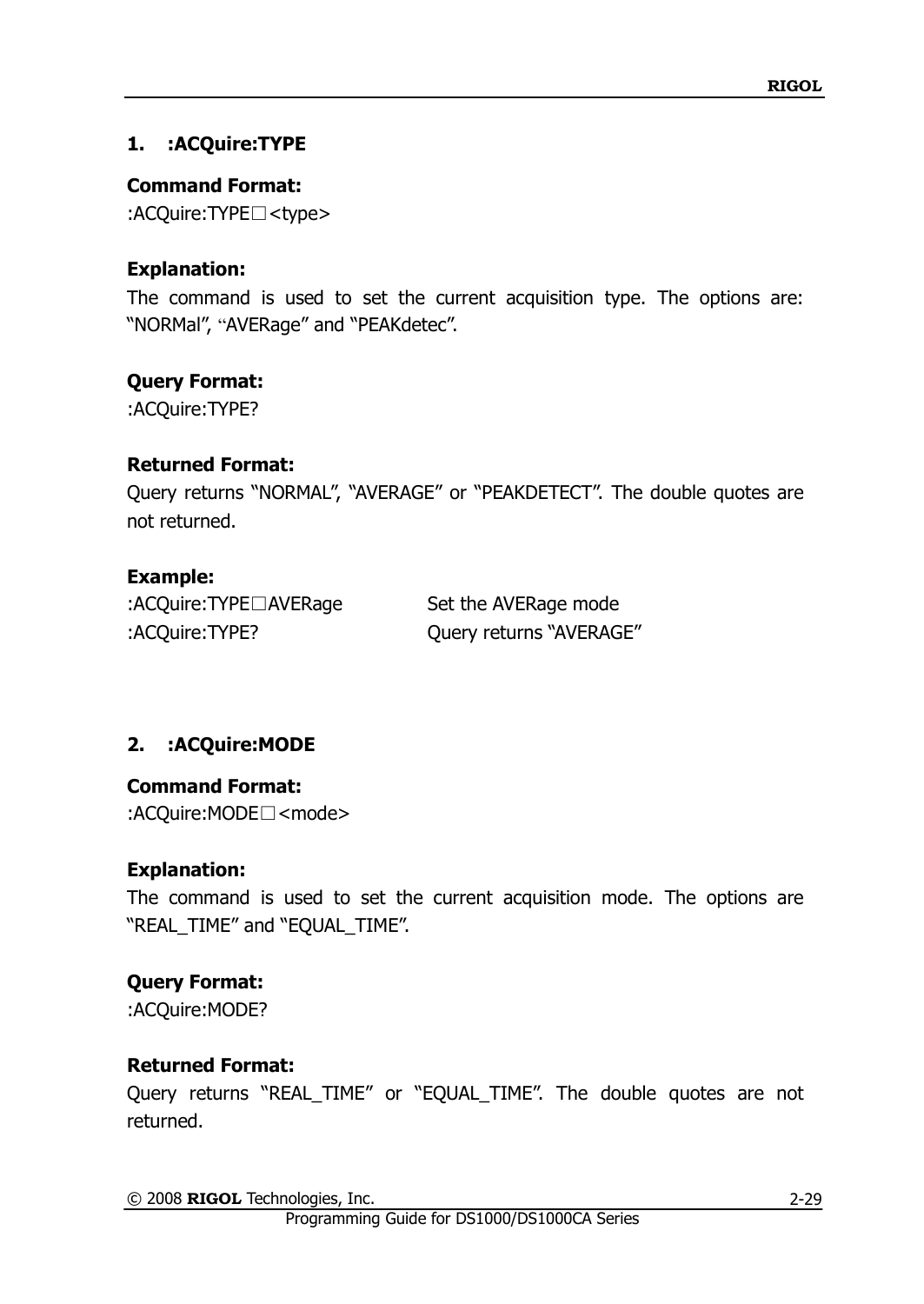### 1. :ACQuire:TYPE

**Command Format:**

:ACQuire:TYPE□<type>

**Explanation:**

The command is used to set the current acquisition type. The options are: "NORMal", "AVERage" and "PEAKdetec".

**Query Format:**

:ACQuire:TYPE?

**Returned Format:**

Query returns "NORMAL", "AVERAGE" or "PEAKDETECT". The double quotes are not returned.

**Example:**

| | |
|---|---|
| :ACQuire:TYPE□AVERage | Set the AVERage mode |
| :ACQuire:TYPE? | Query returns "AVERAGE" |

### 2. :ACQuire:MODE

**Command Format:**

:ACQuire:MODE□<mode>

**Explanation:**

The command is used to set the current acquisition mode. The options are "REAL_TIME" and "EQUAL_TIME".

**Query Format:**

:ACQuire:MODE?

**Returned Format:**

Query returns "REAL_TIME" or "EQUAL_TIME". The double quotes are not returned.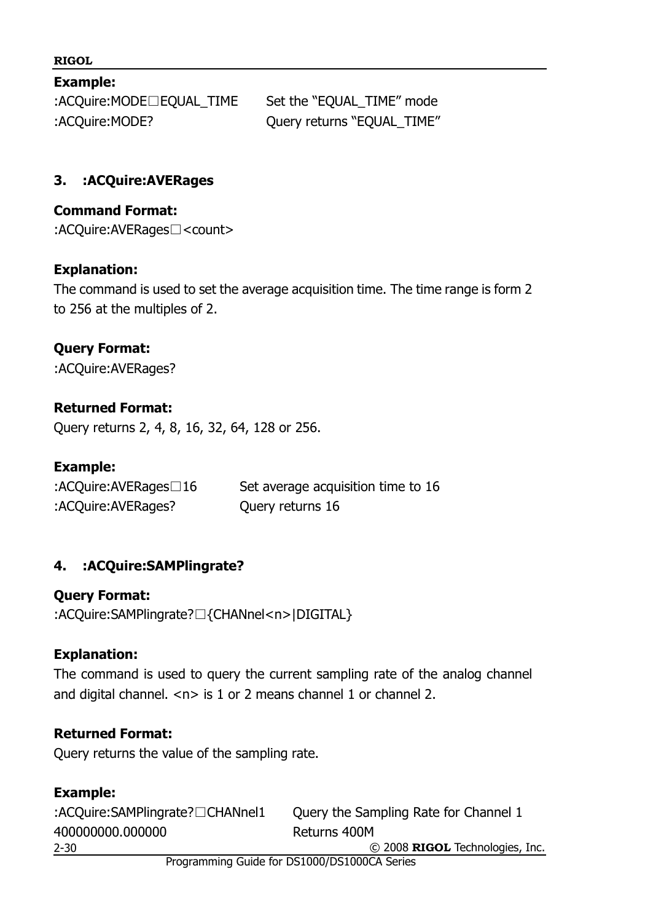**Example:**

| | |
|---|---|
| :ACQuire:MODE□EQUAL_TIME | Set the "EQUAL_TIME" mode |
| :ACQuire:MODE? | Query returns "EQUAL_TIME" |

### 3. :ACQuire:AVERages

**Command Format:**

:ACQuire:AVERages□<count>

**Explanation:**

The command is used to set the average acquisition time. The time range is form 2 to 256 at the multiples of 2.

**Query Format:**

:ACQuire:AVERages?

**Returned Format:**

Query returns 2, 4, 8, 16, 32, 64, 128 or 256.

**Example:**

| | |
|---|---|
| :ACQuire:AVERages□16 | Set average acquisition time to 16 |
| :ACQuire:AVERages? | Query returns 16 |

### 4. :ACQuire:SAMPlingrate?

**Query Format:**

:ACQuire:SAMPlingrate?□{CHANnel<n>|DIGITAL}

**Explanation:**

The command is used to query the current sampling rate of the analog channel and digital channel. <n> is 1 or 2 means channel 1 or channel 2.

**Returned Format:**

Query returns the value of the sampling rate.

**Example:**

| | |
|---|---|
| :ACQuire:SAMPlingrate?□CHANnel1 | Query the Sampling Rate for Channel 1 |
| 400000000.000000 | Returns 400M |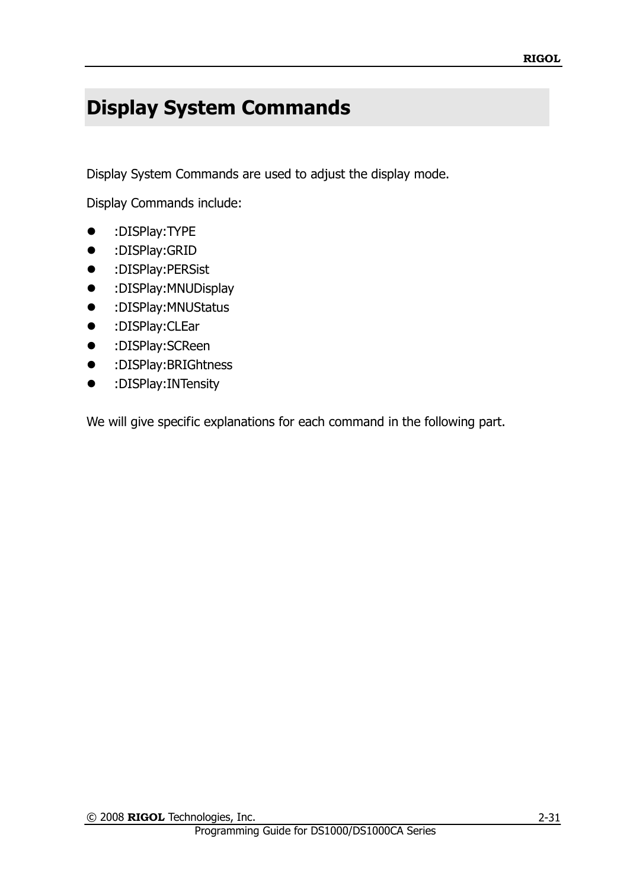# Display System Commands

Display System Commands are used to adjust the display mode.

Display Commands include:

- :DISPlay:TYPE
- :DISPlay:GRID
- :DISPlay:PERSist
- :DISPlay:MNUDisplay
- :DISPlay:MNUStatus
- :DISPlay:CLEar
- :DISPlay:SCReen
- :DISPlay:BRIGhtness
- :DISPlay:INTensity

We will give specific explanations for each command in the following part.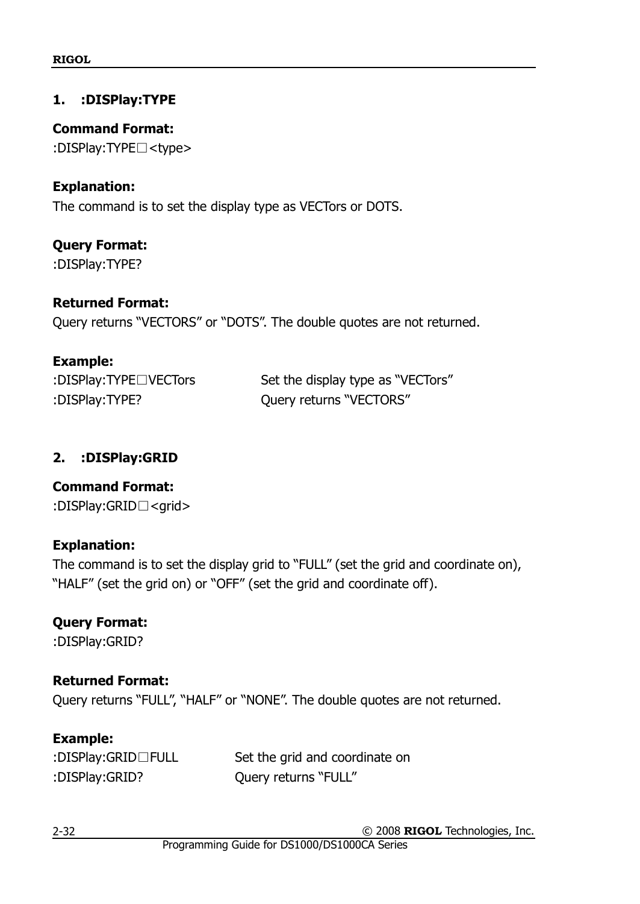### 1. :DISPlay:TYPE

**Command Format:**
:DISPlay:TYPE□<type>

**Explanation:**
The command is to set the display type as VECTors or DOTS.

**Query Format:**
:DISPlay:TYPE?

**Returned Format:**
Query returns "VECTORS" or "DOTS". The double quotes are not returned.

**Example:**

| | |
|---|---|
| :DISPlay:TYPE□VECTors | Set the display type as "VECTors" |
| :DISPlay:TYPE? | Query returns "VECTORS" |

### 2. :DISPlay:GRID

**Command Format:**
:DISPlay:GRID□<grid>

**Explanation:**
The command is to set the display grid to "FULL" (set the grid and coordinate on), "HALF" (set the grid on) or "OFF" (set the grid and coordinate off).

**Query Format:**
:DISPlay:GRID?

**Returned Format:**
Query returns "FULL", "HALF" or "NONE". The double quotes are not returned.

**Example:**

| | |
|---|---|
| :DISPlay:GRID□FULL | Set the grid and coordinate on |
| :DISPlay:GRID? | Query returns "FULL" |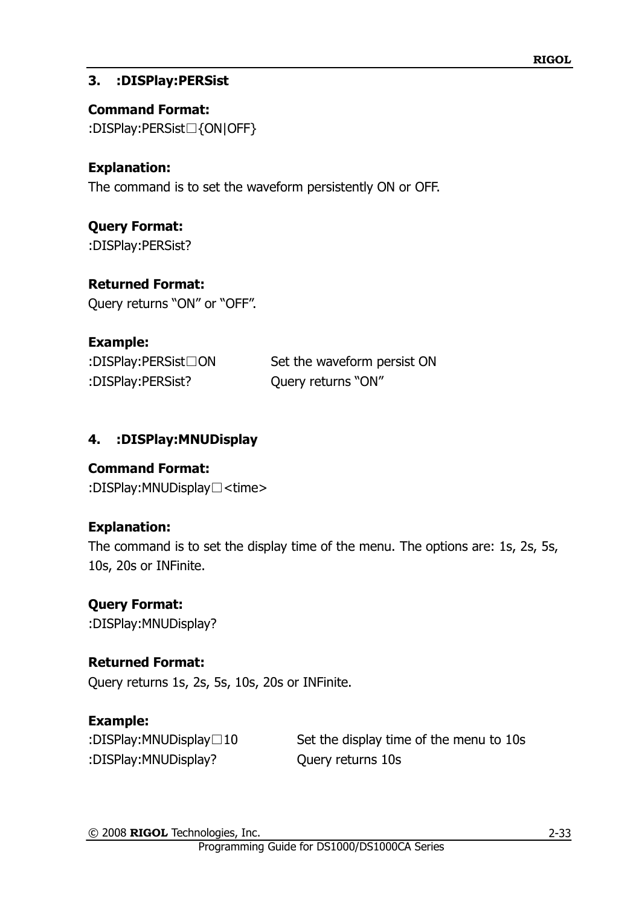### 3. :DISPlay:PERSist

**Command Format:**

:DISPlay:PERSist□{ON|OFF}

**Explanation:**

The command is to set the waveform persistently ON or OFF.

**Query Format:**

:DISPlay:PERSist?

**Returned Format:**

Query returns "ON" or "OFF".

**Example:**

| | |
|---|---|
| :DISPlay:PERSist□ON | Set the waveform persist ON |
| :DISPlay:PERSist? | Query returns "ON" |

### 4. :DISPlay:MNUDisplay

**Command Format:**

:DISPlay:MNUDisplay□<time>

**Explanation:**

The command is to set the display time of the menu. The options are: 1s, 2s, 5s, 10s, 20s or INFinite.

**Query Format:**

:DISPlay:MNUDisplay?

**Returned Format:**

Query returns 1s, 2s, 5s, 10s, 20s or INFinite.

**Example:**

| | |
|---|---|
| :DISPlay:MNUDisplay□10 | Set the display time of the menu to 10s |
| :DISPlay:MNUDisplay? | Query returns 10s |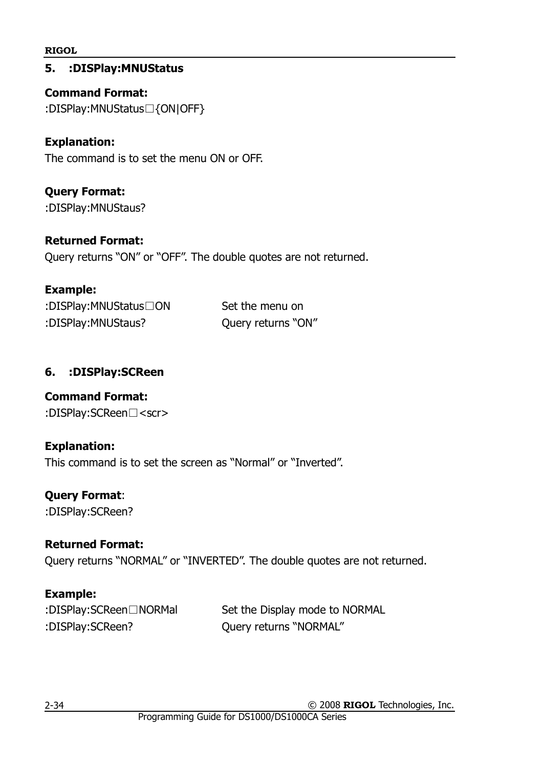### 5. :DISPlay:MNUStatus

**Command Format:**
:DISPlay:MNUStatus□{ON|OFF}

**Explanation:**
The command is to set the menu ON or OFF.

**Query Format:**
:DISPlay:MNUStaus?

**Returned Format:**
Query returns "ON" or "OFF". The double quotes are not returned.

**Example:**

| | |
|---|---|
| :DISPlay:MNUStatus□ON | Set the menu on |
| :DISPlay:MNUStaus? | Query returns "ON" |

### 6. :DISPlay:SCReen

**Command Format:**
:DISPlay:SCReen□<scr>

**Explanation:**
This command is to set the screen as "Normal" or "Inverted".

**Query Format**:
:DISPlay:SCReen?

**Returned Format:**
Query returns "NORMAL" or "INVERTED". The double quotes are not returned.

**Example:**

| | |
|---|---|
| :DISPlay:SCReen□NORMal | Set the Display mode to NORMAL |
| :DISPlay:SCReen? | Query returns "NORMAL" |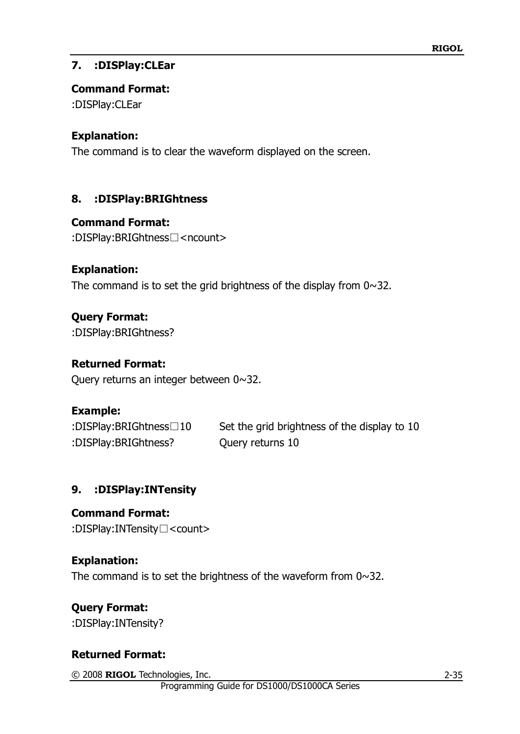### 7. :DISPlay:CLEar

**Command Format:**

:DISPlay:CLEar

**Explanation:**

The command is to clear the waveform displayed on the screen.

### 8. :DISPlay:BRIGhtness

**Command Format:**

:DISPlay:BRIGhtness□<ncount>

**Explanation:**

The command is to set the grid brightness of the display from 0~32.

**Query Format:**

:DISPlay:BRIGhtness?

**Returned Format:**

Query returns an integer between 0~32.

**Example:**

| | |
|---|---|
| :DISPlay:BRIGhtness□10 | Set the grid brightness of the display to 10 |
| :DISPlay:BRIGhtness? | Query returns 10 |

### 9. :DISPlay:INTensity

**Command Format:**

:DISPlay:INTensity□<count>

**Explanation:**

The command is to set the brightness of the waveform from 0~32.

**Query Format:**

:DISPlay:INTensity?

**Returned Format:**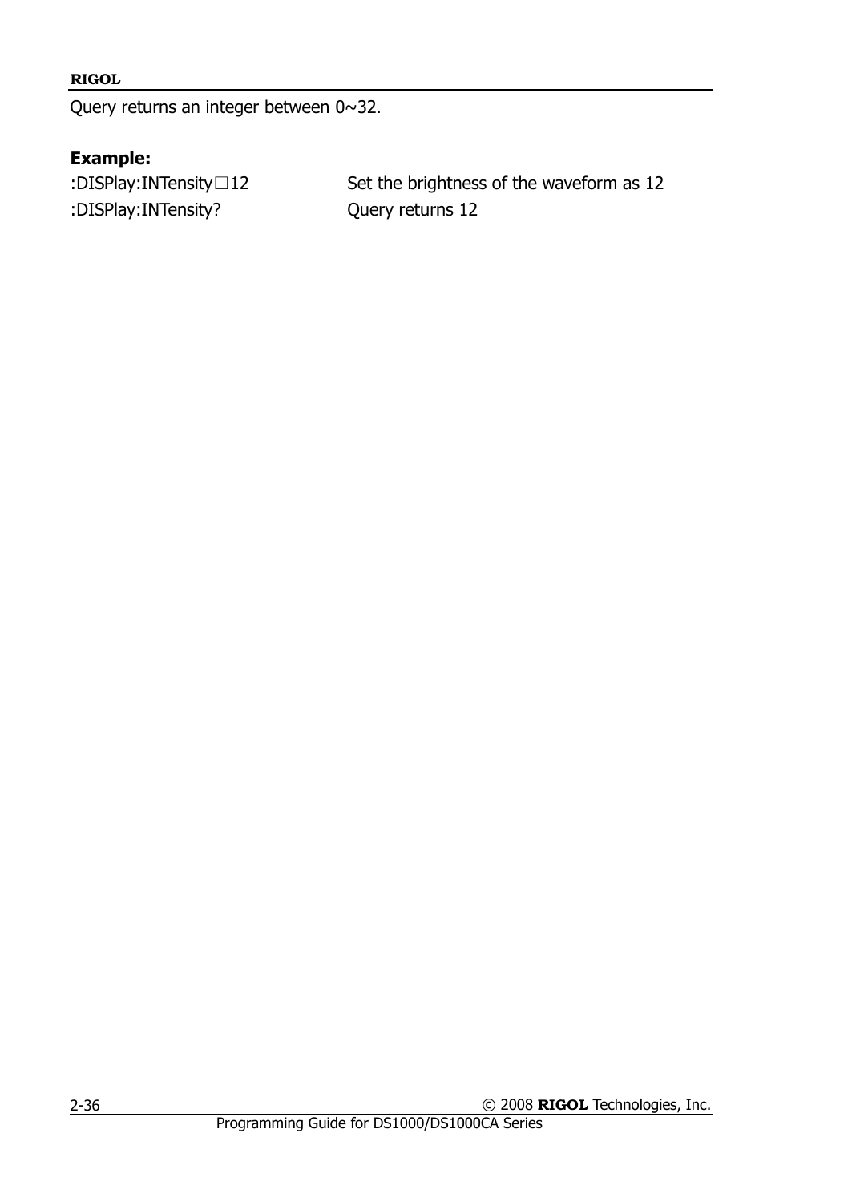Query returns an integer between 0~32.

**Example:**

| | |
|---|---|
| :DISPlay:INTensity□12 | Set the brightness of the waveform as 12 |
| :DISPlay:INTensity? | Query returns 12 |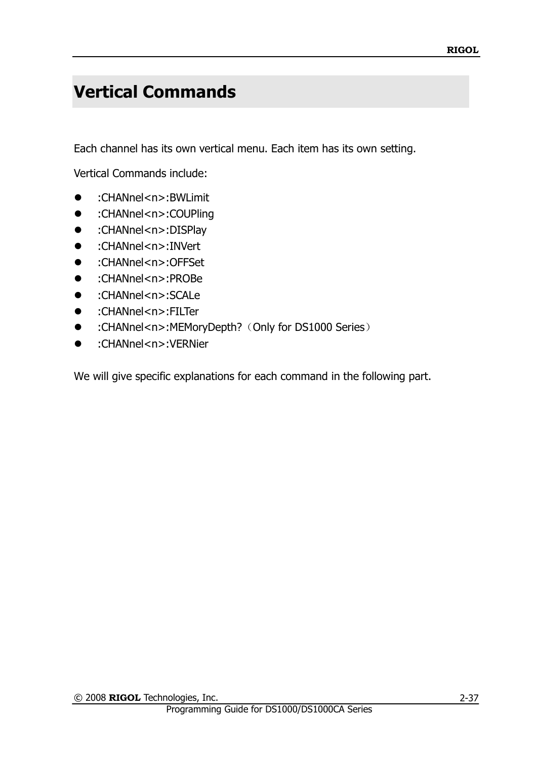# Vertical Commands

Each channel has its own vertical menu. Each item has its own setting.

Vertical Commands include:

- :CHANnel<n>:BWLimit
- :CHANnel<n>:COUPling
- :CHANnel<n>:DISPlay
- :CHANnel<n>:INVert
- :CHANnel<n>:OFFSet
- :CHANnel<n>:PROBe
- :CHANnel<n>:SCALe
- :CHANnel<n>:FILTer
- :CHANnel<n>:MEMoryDepth?（Only for DS1000 Series）
- :CHANnel<n>:VERNier

We will give specific explanations for each command in the following part.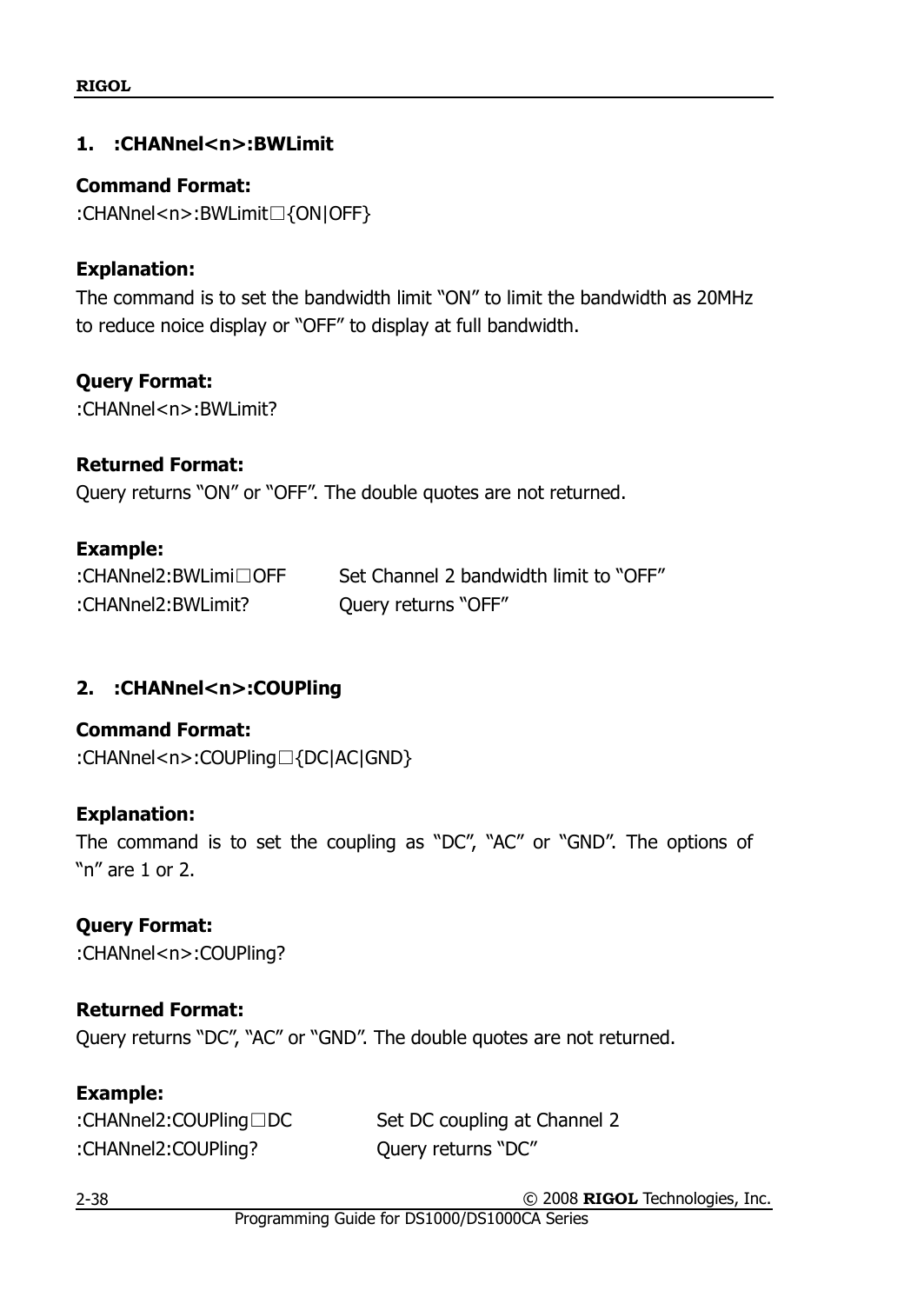## 1. :CHANnel<n>:BWLimit

**Command Format:**

:CHANnel<n>:BWLimit□{ON|OFF}

**Explanation:**

The command is to set the bandwidth limit "ON" to limit the bandwidth as 20MHz to reduce noice display or "OFF" to display at full bandwidth.

**Query Format:**

:CHANnel<n>:BWLimit?

**Returned Format:**

Query returns "ON" or "OFF". The double quotes are not returned.

**Example:**

| | |
|---|---|
| :CHANnel2:BWLimi□OFF | Set Channel 2 bandwidth limit to "OFF" |
| :CHANnel2:BWLimit? | Query returns "OFF" |

## 2. :CHANnel<n>:COUPling

**Command Format:**

:CHANnel<n>:COUPling□{DC|AC|GND}

**Explanation:**

The command is to set the coupling as "DC", "AC" or "GND". The options of "n" are 1 or 2.

**Query Format:**

:CHANnel<n>:COUPling?

**Returned Format:**

Query returns "DC", "AC" or "GND". The double quotes are not returned.

**Example:**

| | |
|---|---|
| :CHANnel2:COUPling□DC | Set DC coupling at Channel 2 |
| :CHANnel2:COUPling? | Query returns "DC" |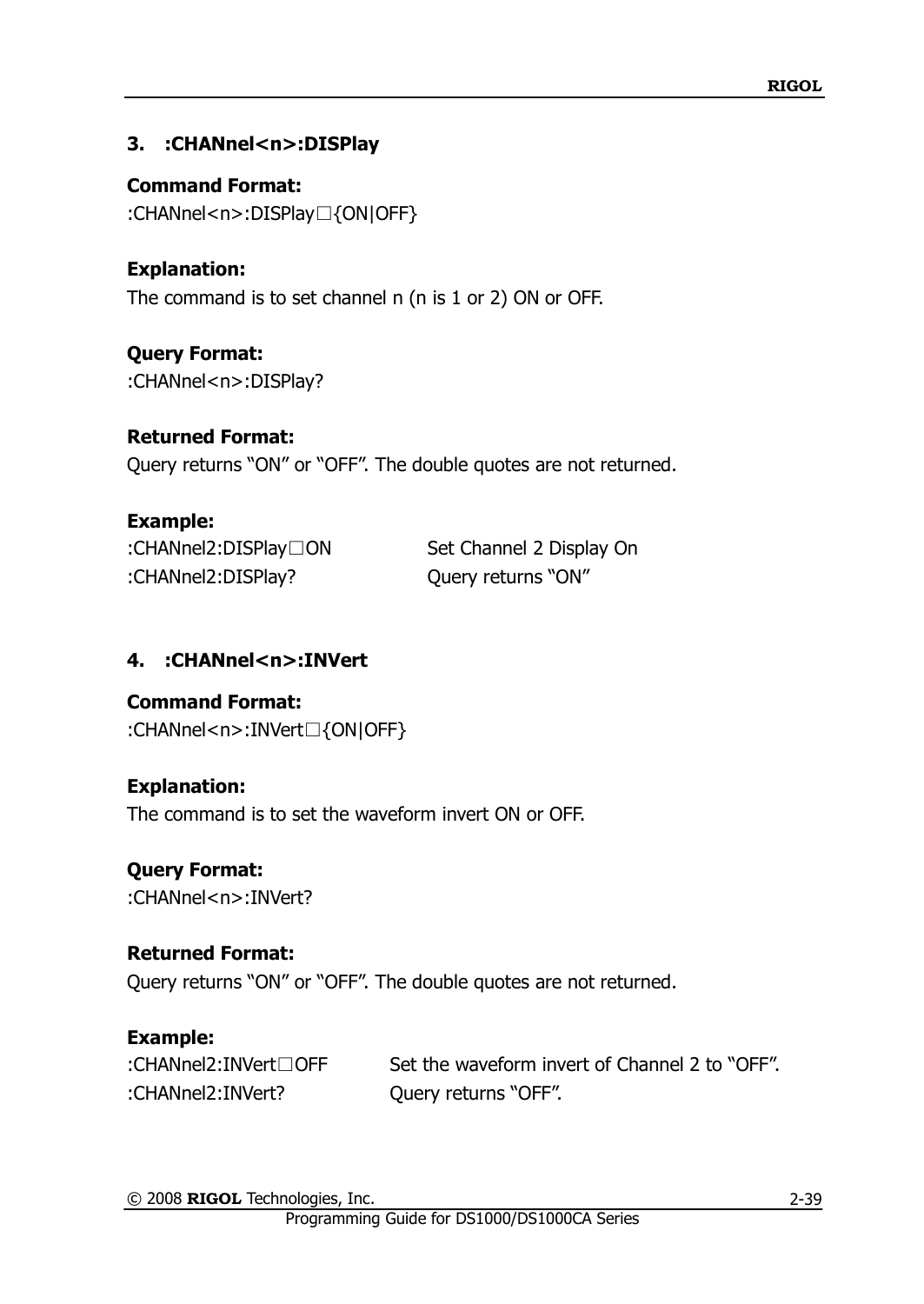### 3. :CHANnel<n>:DISPlay

**Command Format:**

:CHANnel<n>:DISPlay□{ON|OFF}

**Explanation:**

The command is to set channel n (n is 1 or 2) ON or OFF.

**Query Format:**

:CHANnel<n>:DISPlay?

**Returned Format:**

Query returns “ON” or “OFF”. The double quotes are not returned.

**Example:**

| | |
|---|---|
| :CHANnel2:DISPlay□ON | Set Channel 2 Display On |
| :CHANnel2:DISPlay? | Query returns “ON” |

### 4. :CHANnel<n>:INVert

**Command Format:**

:CHANnel<n>:INVert□{ON|OFF}

**Explanation:**

The command is to set the waveform invert ON or OFF.

**Query Format:**

:CHANnel<n>:INVert?

**Returned Format:**

Query returns “ON” or “OFF”. The double quotes are not returned.

**Example:**

| | |
|---|---|
| :CHANnel2:INVert□OFF | Set the waveform invert of Channel 2 to “OFF”. |
| :CHANnel2:INVert? | Query returns “OFF”. |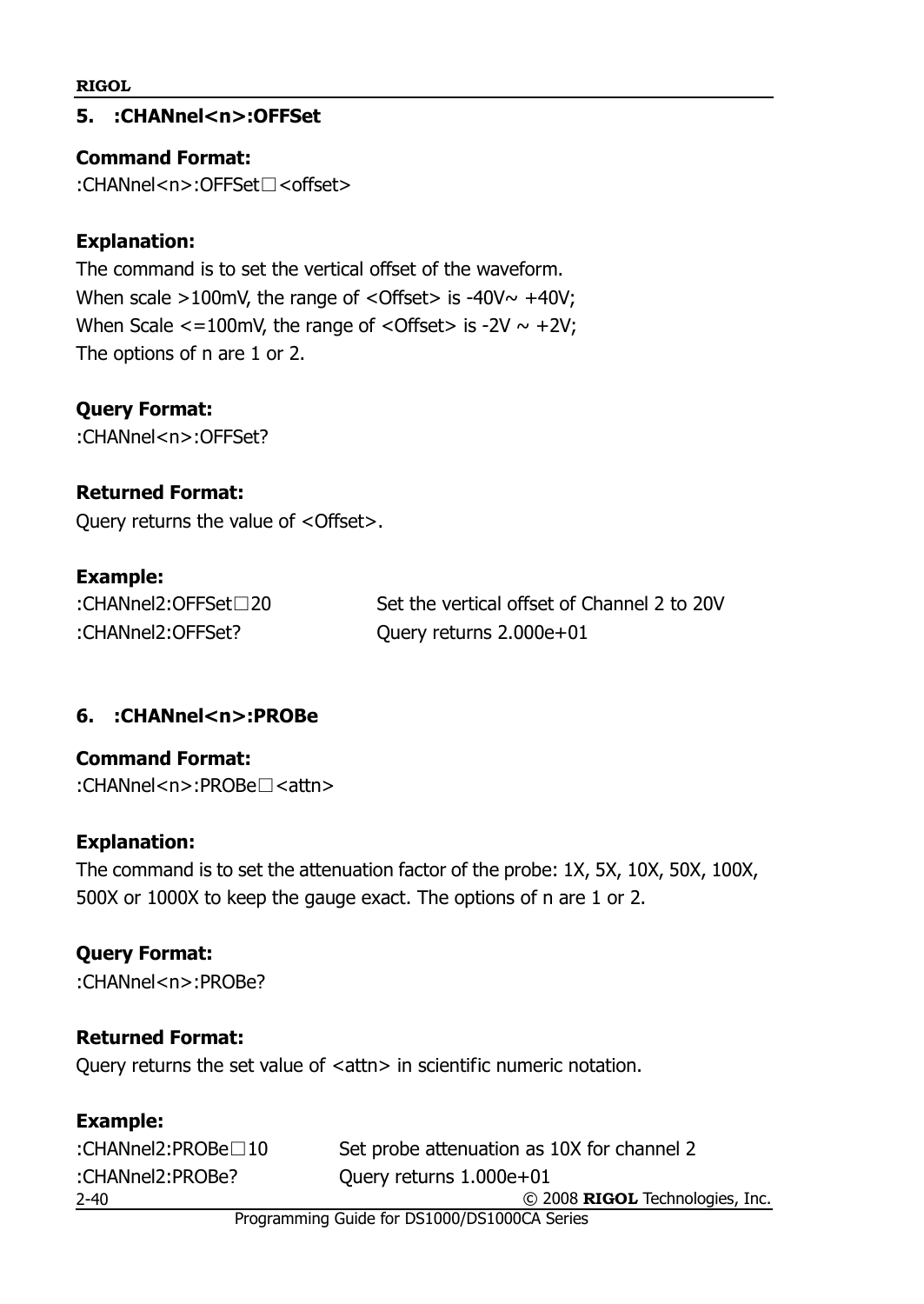### 5. :CHANnel<n>:OFFSet

**Command Format:**

:CHANnel<n>:OFFSet□<offset>

**Explanation:**

The command is to set the vertical offset of the waveform.
When scale >100mV, the range of <Offset> is -40V~ +40V;
When Scale <=100mV, the range of <Offset> is -2V ~ +2V;
The options of n are 1 or 2.

**Query Format:**

:CHANnel<n>:OFFSet?

**Returned Format:**

Query returns the value of <Offset>.

**Example:**

| | |
|---|---|
| :CHANnel2:OFFSet□20 | Set the vertical offset of Channel 2 to 20V |
| :CHANnel2:OFFSet? | Query returns 2.000e+01 |

### 6. :CHANnel<n>:PROBe

**Command Format:**

:CHANnel<n>:PROBe□<attn>

**Explanation:**

The command is to set the attenuation factor of the probe: 1X, 5X, 10X, 50X, 100X, 500X or 1000X to keep the gauge exact. The options of n are 1 or 2.

**Query Format:**

:CHANnel<n>:PROBe?

**Returned Format:**

Query returns the set value of <attn> in scientific numeric notation.

**Example:**

| | |
|---|---|
| :CHANnel2:PROBe□10 | Set probe attenuation as 10X for channel 2 |
| :CHANnel2:PROBe? | Query returns 1.000e+01 |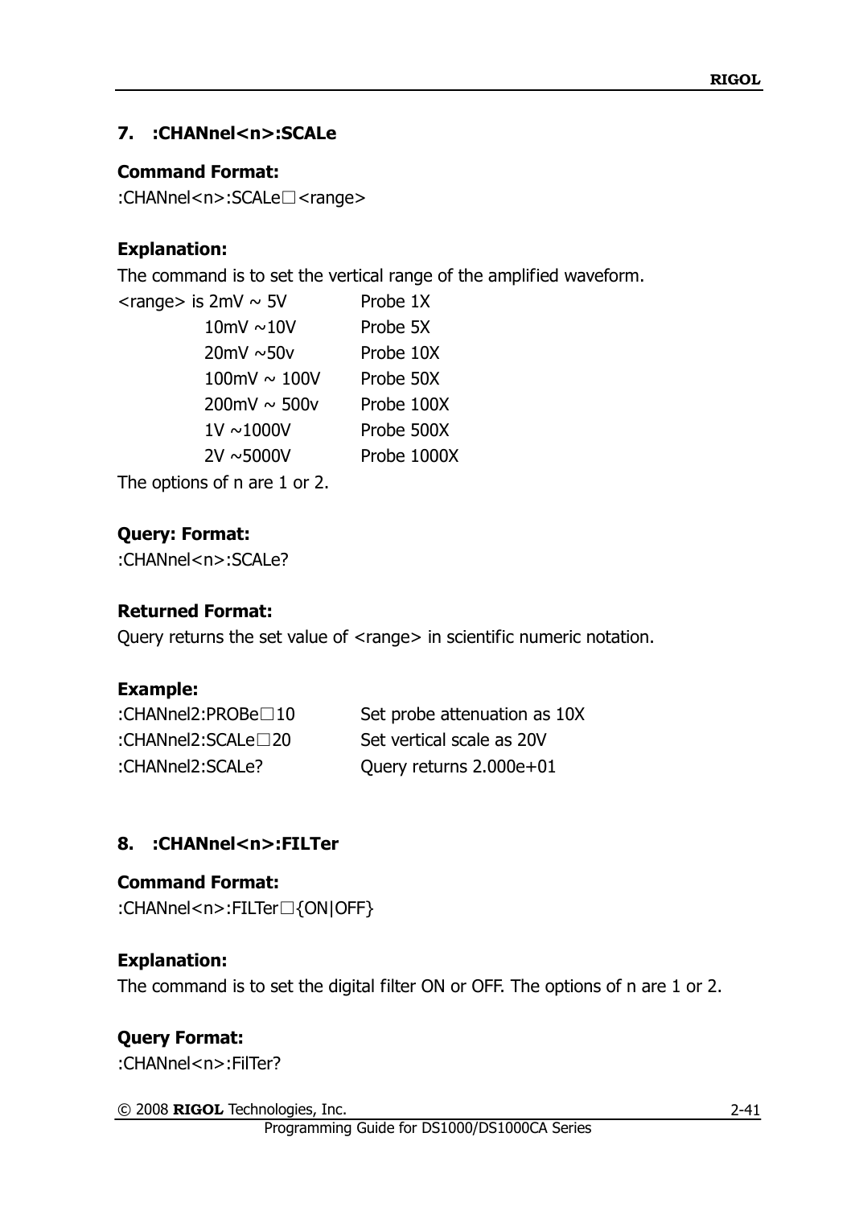### 7. :CHANnel<n>:SCALe

**Command Format:**

:CHANnel<n>:SCALe□<range>

**Explanation:**

The command is to set the vertical range of the amplified waveform.

| | |
|---|---|
| <range> is 2mV ~ 5V | Probe 1X |
| 10mV ~10V | Probe 5X |
| 20mV ~50v | Probe 10X |
| 100mV ~ 100V | Probe 50X |
| 200mV ~ 500v | Probe 100X |
| 1V ~1000V | Probe 500X |
| 2V ~5000V | Probe 1000X |

The options of n are 1 or 2.

**Query: Format:**

:CHANnel<n>:SCALe?

**Returned Format:**

Query returns the set value of <range> in scientific numeric notation.

**Example:**

| | |
|---|---|
| :CHANnel2:PROBe□10 | Set probe attenuation as 10X |
| :CHANnel2:SCALe□20 | Set vertical scale as 20V |
| :CHANnel2:SCALe? | Query returns 2.000e+01 |

### 8. :CHANnel<n>:FILTer

**Command Format:**

:CHANnel<n>:FILTer□{ON|OFF}

**Explanation:**

The command is to set the digital filter ON or OFF. The options of n are 1 or 2.

**Query Format:**

:CHANnel<n>:FilTer?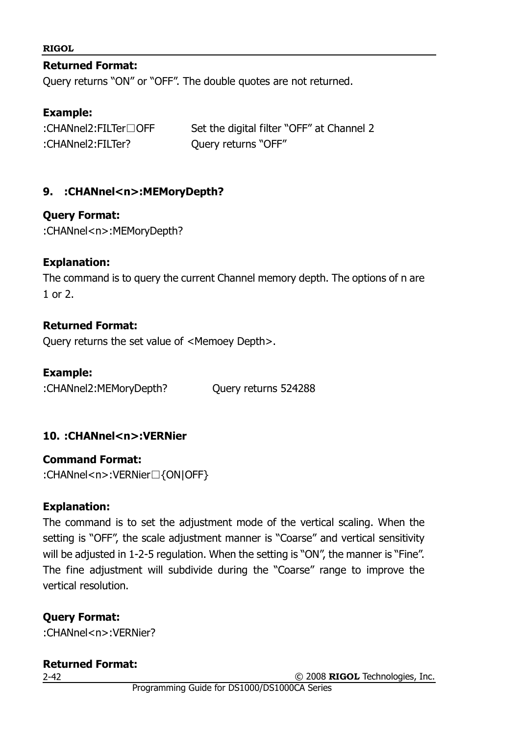**Returned Format:**

Query returns "ON" or "OFF". The double quotes are not returned.

**Example:**

| | |
|---|---|
| :CHANnel2:FILTer□OFF | Set the digital filter "OFF" at Channel 2 |
| :CHANnel2:FILTer? | Query returns "OFF" |

### 9. :CHANnel<n>:MEMoryDepth?

**Query Format:**

:CHANnel<n>:MEMoryDepth?

**Explanation:**

The command is to query the current Channel memory depth. The options of n are 1 or 2.

**Returned Format:**

Query returns the set value of <Memoey Depth>.

**Example:**

| | |
|---|---|
| :CHANnel2:MEMoryDepth? | Query returns 524288 |

### 10. :CHANnel<n>:VERNier

**Command Format:**

:CHANnel<n>:VERNier□{ON|OFF}

**Explanation:**

The command is to set the adjustment mode of the vertical scaling. When the setting is "OFF", the scale adjustment manner is "Coarse" and vertical sensitivity will be adjusted in 1-2-5 regulation. When the setting is "ON", the manner is "Fine". The fine adjustment will subdivide during the "Coarse" range to improve the vertical resolution.

**Query Format:**

:CHANnel<n>:VERNier?

**Returned Format:**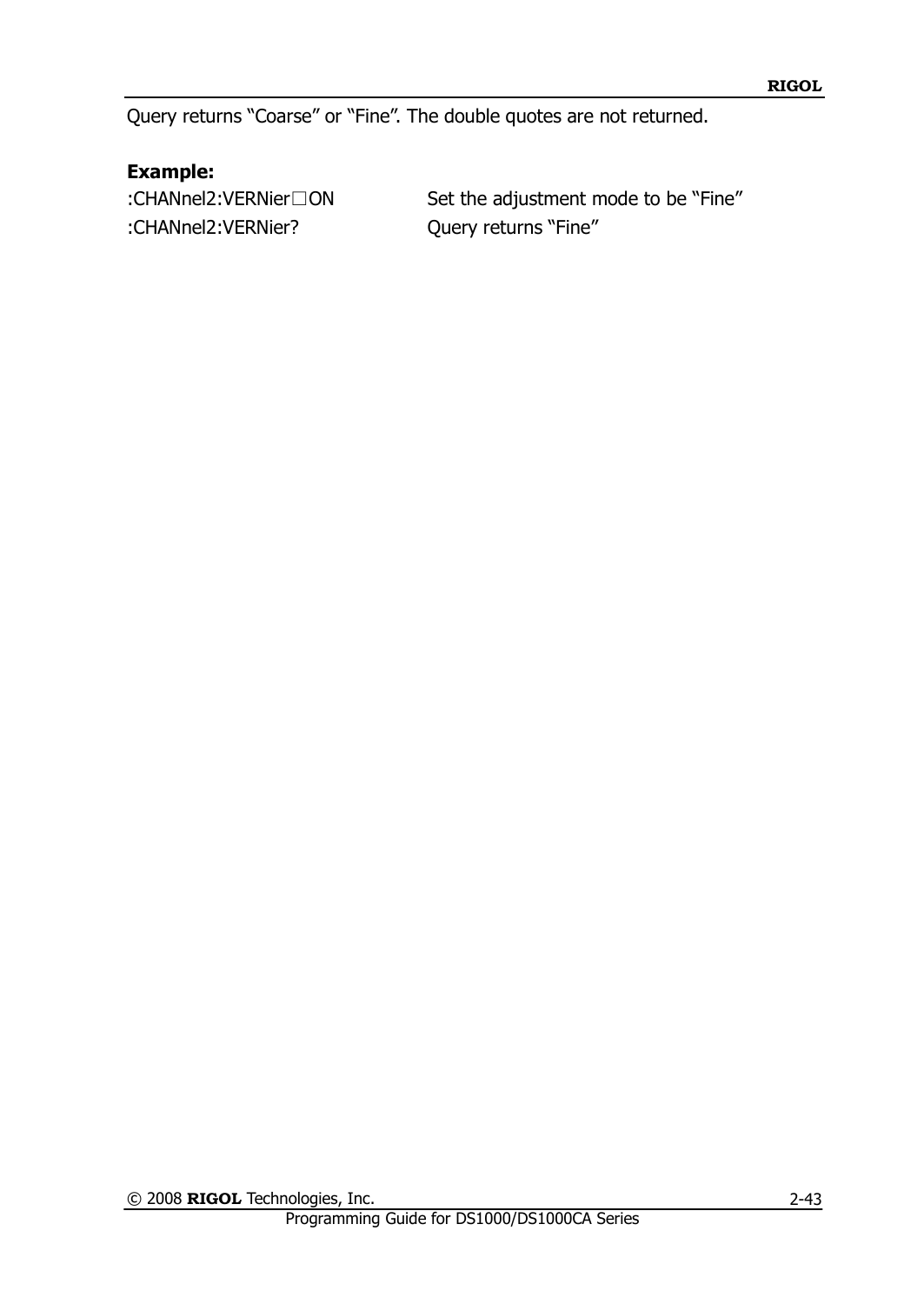Query returns “Coarse” or “Fine”. The double quotes are not returned.

**Example:**

| | |
|---|---|
| :CHANnel2:VERNier□ON | Set the adjustment mode to be “Fine” |
| :CHANnel2:VERNier? | Query returns “Fine” |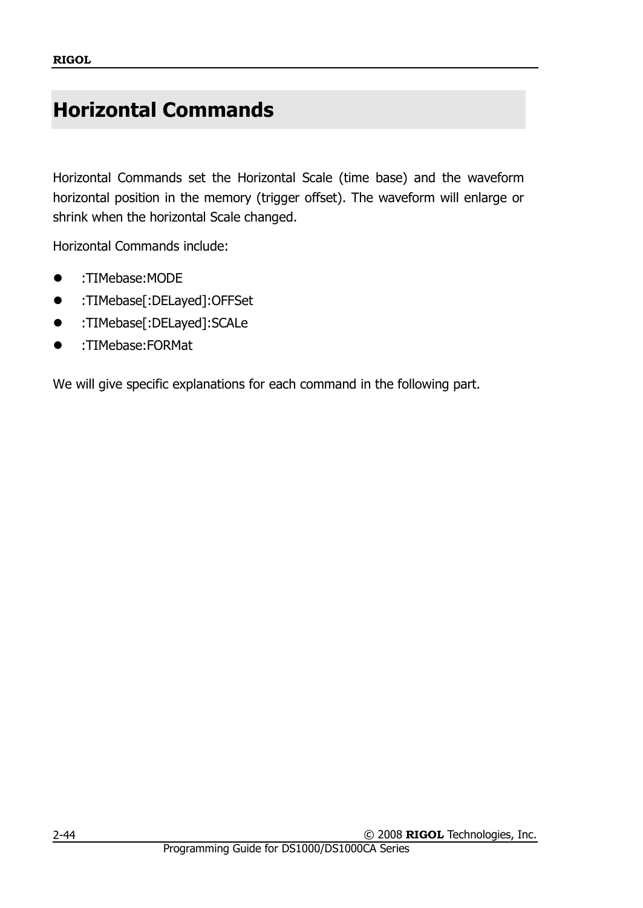# Horizontal Commands

Horizontal Commands set the Horizontal Scale (time base) and the waveform horizontal position in the memory (trigger offset). The waveform will enlarge or shrink when the horizontal Scale changed.

Horizontal Commands include:

- :TIMebase:MODE
- :TIMebase[:DELayed]:OFFSet
- :TIMebase[:DELayed]:SCALe
- :TIMebase:FORMat

We will give specific explanations for each command in the following part.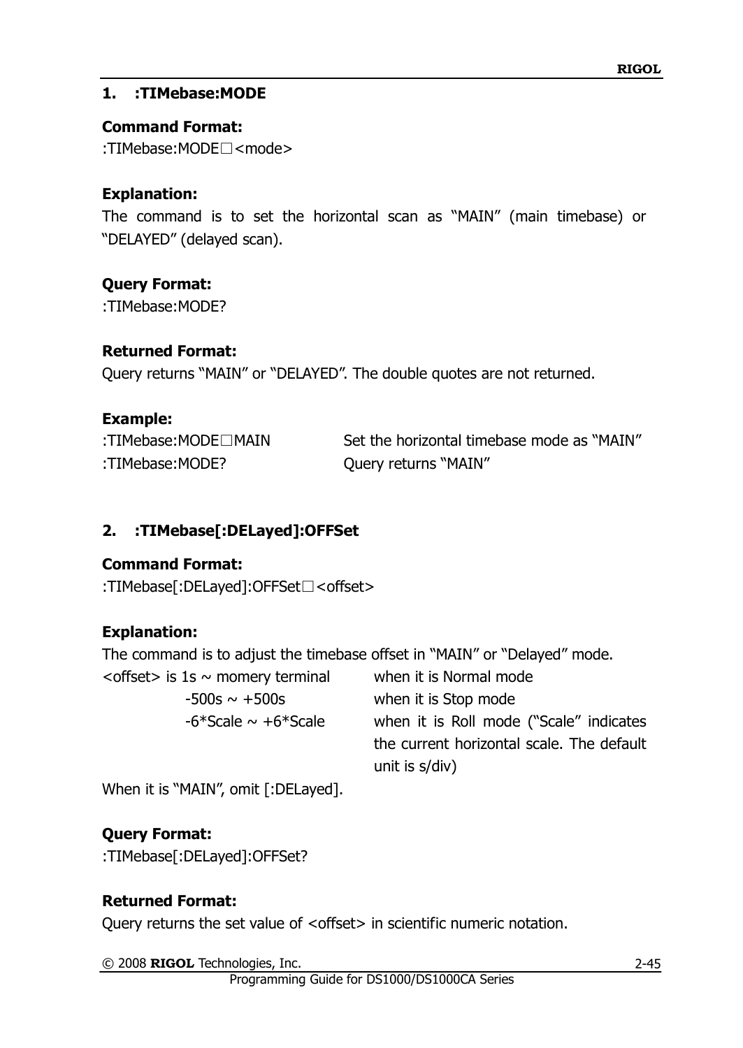### 1. :TIMebase:MODE

**Command Format:**

:TIMebase:MODE□<mode>

**Explanation:**

The command is to set the horizontal scan as "MAIN" (main timebase) or "DELAYED" (delayed scan).

**Query Format:**

:TIMebase:MODE?

**Returned Format:**

Query returns "MAIN" or "DELAYED". The double quotes are not returned.

**Example:**

| | |
|---|---|
| :TIMebase:MODE□MAIN | Set the horizontal timebase mode as "MAIN" |
| :TIMebase:MODE? | Query returns "MAIN" |

### 2. :TIMebase[:DELayed]:OFFSet

**Command Format:**

:TIMebase[:DELayed]:OFFSet□<offset>

**Explanation:**

The command is to adjust the timebase offset in "MAIN" or "Delayed" mode.

| | |
|---|---|
| <offset> is 1s ~ momery terminal | when it is Normal mode |
| -500s ~ +500s | when it is Stop mode |
| -6*Scale ~ +6*Scale | when it is Roll mode ("Scale" indicates the current horizontal scale. The default unit is s/div) |

When it is "MAIN", omit [:DELayed].

**Query Format:**

:TIMebase[:DELayed]:OFFSet?

**Returned Format:**

Query returns the set value of <offset> in scientific numeric notation.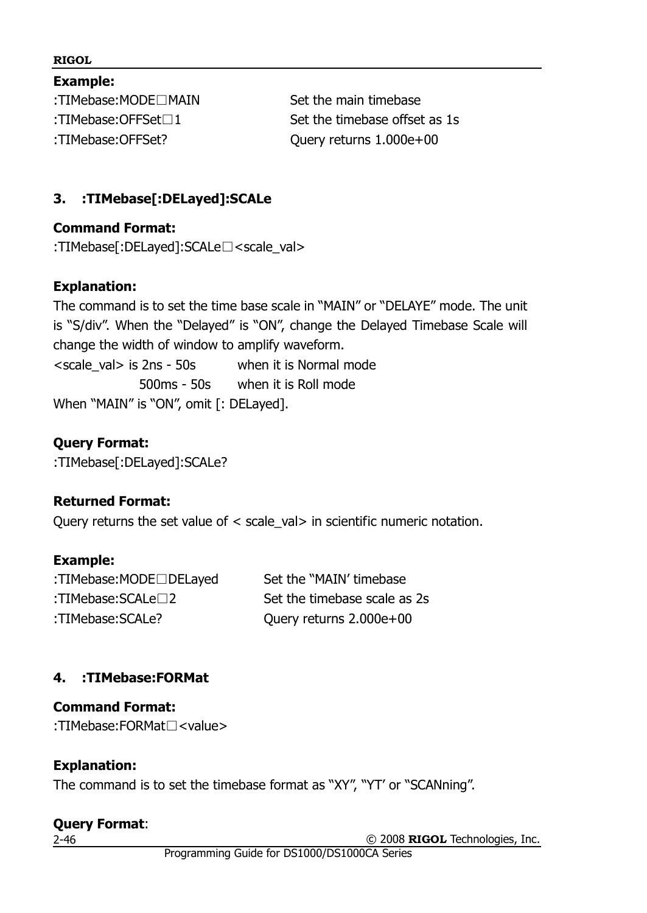**Example:**

| | |
|---|---|
| :TIMebase:MODE□MAIN | Set the main timebase |
| :TIMebase:OFFSet□1 | Set the timebase offset as 1s |
| :TIMebase:OFFSet? | Query returns 1.000e+00 |

### 3. :TIMebase[:DELayed]:SCALe

**Command Format:**

:TIMebase[:DELayed]:SCALe□<scale_val>

**Explanation:**

The command is to set the time base scale in "MAIN" or "DELAYE" mode. The unit is "S/div". When the "Delayed" is "ON", change the Delayed Timebase Scale will change the width of window to amplify waveform.

<scale_val> is 2ns - 50s when it is Normal mode

500ms - 50s when it is Roll mode

When "MAIN" is "ON", omit [: DELayed].

**Query Format:**

:TIMebase[:DELayed]:SCALe?

**Returned Format:**

Query returns the set value of < scale_val> in scientific numeric notation.

**Example:**

| | |
|---|---|
| :TIMebase:MODE□DELayed | Set the "MAIN' timebase |
| :TIMebase:SCALe□2 | Set the timebase scale as 2s |
| :TIMebase:SCALe? | Query returns 2.000e+00 |

### 4. :TIMebase:FORMat

**Command Format:**

:TIMebase:FORMat□<value>

**Explanation:**

The command is to set the timebase format as "XY", "YT' or "SCANning".

**Query Format**: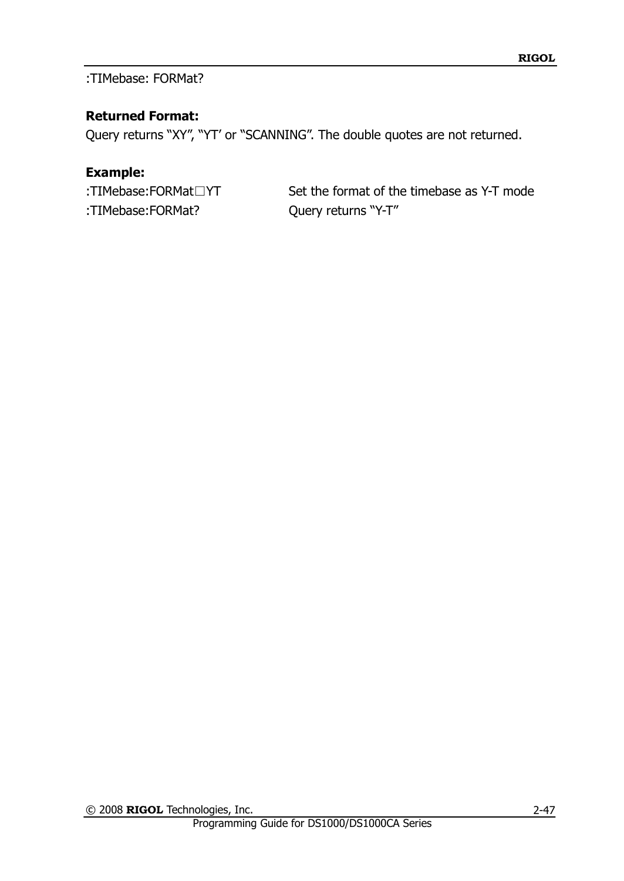:TIMebase: FORMat?

**Returned Format:**

Query returns “XY”, “YT’ or “SCANNING”. The double quotes are not returned.

**Example:**

| | |
|---|---|
| :TIMebase:FORMat□YT | Set the format of the timebase as Y-T mode |
| :TIMebase:FORMat? | Query returns “Y-T” |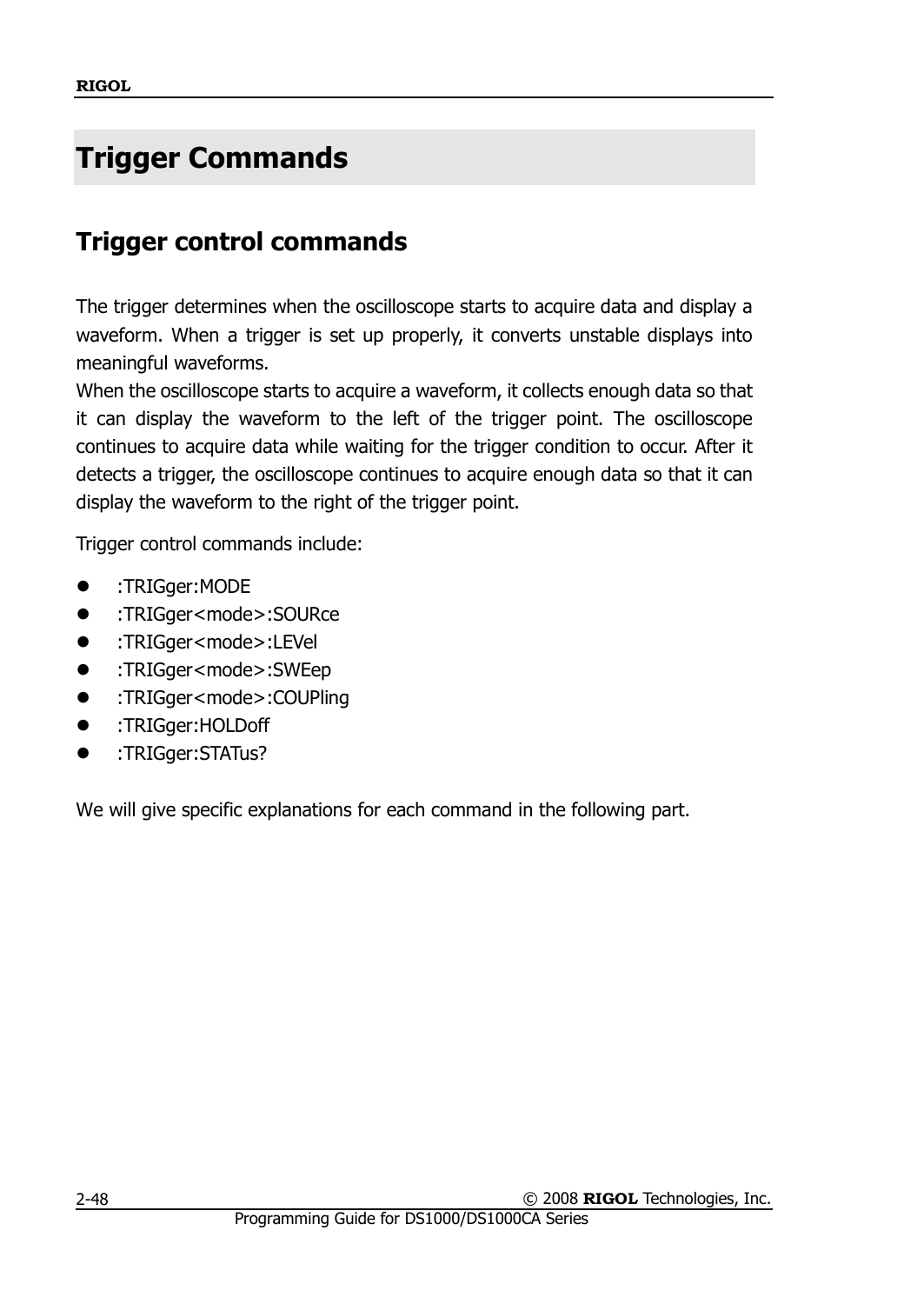# Trigger Commands

## Trigger control commands

The trigger determines when the oscilloscope starts to acquire data and display a waveform. When a trigger is set up properly, it converts unstable displays into meaningful waveforms.

When the oscilloscope starts to acquire a waveform, it collects enough data so that it can display the waveform to the left of the trigger point. The oscilloscope continues to acquire data while waiting for the trigger condition to occur. After it detects a trigger, the oscilloscope continues to acquire enough data so that it can display the waveform to the right of the trigger point.

Trigger control commands include:

- :TRIGger:MODE
- :TRIGger<mode>:SOURce
- :TRIGger<mode>:LEVel
- :TRIGger<mode>:SWEep
- :TRIGger<mode>:COUPling
- :TRIGger:HOLDoff
- :TRIGger:STATus?

We will give specific explanations for each command in the following part.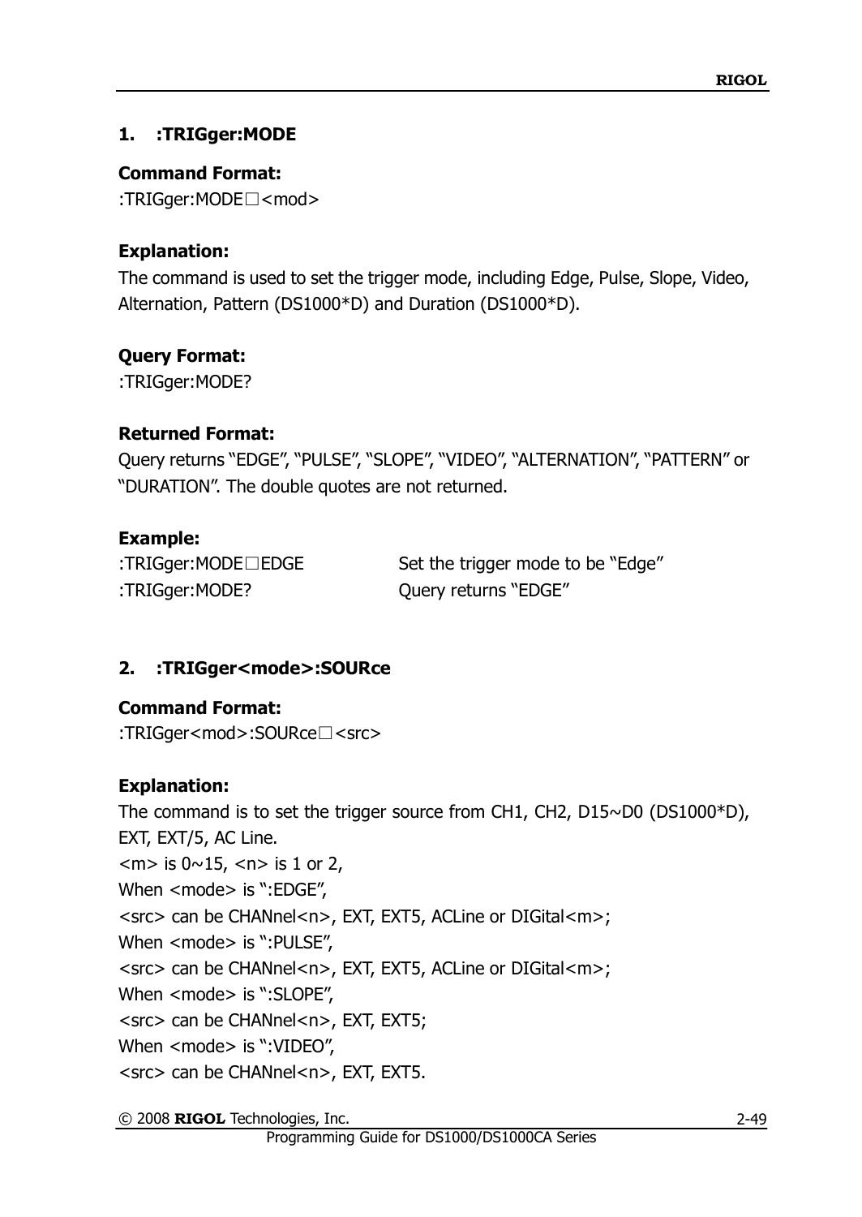### 1. :TRIGger:MODE

**Command Format:**

:TRIGger:MODE□<mod>

**Explanation:**

The command is used to set the trigger mode, including Edge, Pulse, Slope, Video, Alternation, Pattern (DS1000*D) and Duration (DS1000*D).

**Query Format:**

:TRIGger:MODE?

**Returned Format:**

Query returns "EDGE", "PULSE", "SLOPE", "VIDEO", "ALTERNATION", "PATTERN" or "DURATION". The double quotes are not returned.

**Example:**

| | |
|---|---|
| :TRIGger:MODE□EDGE | Set the trigger mode to be "Edge" |
| :TRIGger:MODE? | Query returns "EDGE" |

### 2. :TRIGger<mode>:SOURce

**Command Format:**

:TRIGger<mod>:SOURce□<src>

**Explanation:**

The command is to set the trigger source from CH1, CH2, D15~D0 (DS1000*D), EXT, EXT/5, AC Line.

<m> is 0~15, <n> is 1 or 2,

When <mode> is ":EDGE",

<src> can be CHANnel<n>, EXT, EXT5, ACLine or DIGital<m>;

When <mode> is ":PULSE",

<src> can be CHANnel<n>, EXT, EXT5, ACLine or DIGital<m>;

When <mode> is ":SLOPE",

<src> can be CHANnel<n>, EXT, EXT5;

When <mode> is ":VIDEO",

<src> can be CHANnel<n>, EXT, EXT5.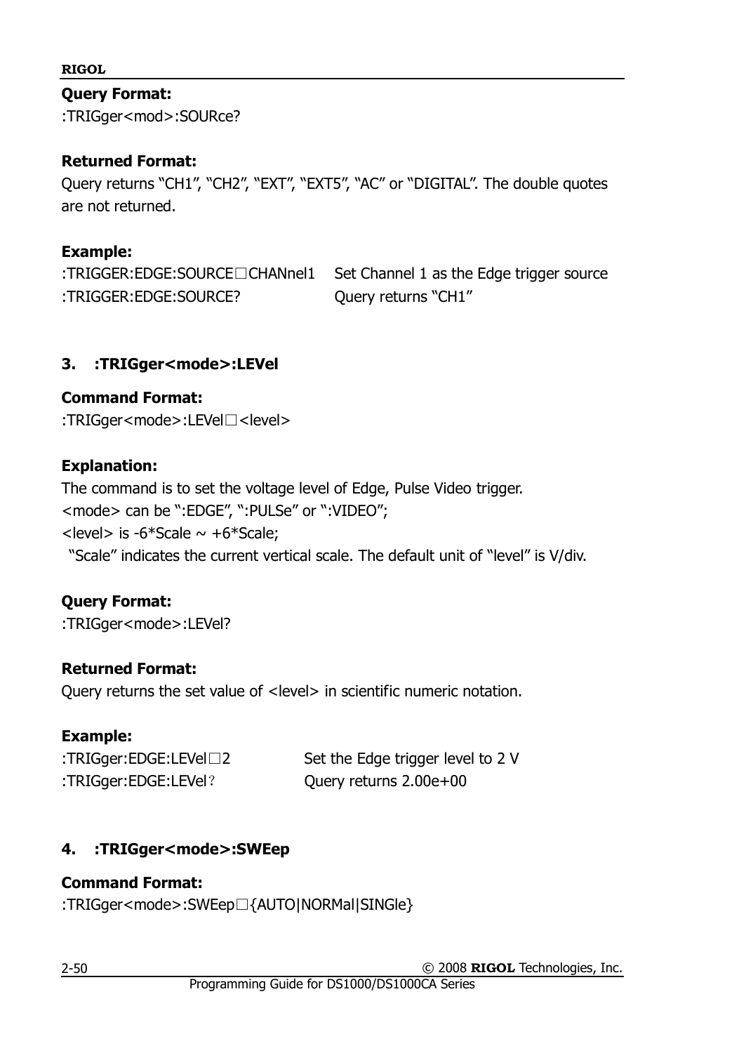**Query Format:**

:TRIGger<mod>:SOURce?

**Returned Format:**

Query returns "CH1", "CH2", "EXT", "EXT5", "AC" or "DIGITAL". The double quotes are not returned.

**Example:**

| | |
|---|---|
| :TRIGGER:EDGE:SOURCE□CHANnel1 | Set Channel 1 as the Edge trigger source |
| :TRIGGER:EDGE:SOURCE? | Query returns "CH1" |

### 3. :TRIGger<mode>:LEVel

**Command Format:**

:TRIGger<mode>:LEVel□<level>

**Explanation:**

The command is to set the voltage level of Edge, Pulse Video trigger.
<mode> can be ":EDGE", ":PULSe" or ":VIDEO";
<level> is -6*Scale ~ +6*Scale;
"Scale" indicates the current vertical scale. The default unit of "level" is V/div.

**Query Format:**

:TRIGger<mode>:LEVel?

**Returned Format:**

Query returns the set value of <level> in scientific numeric notation.

**Example:**

| | |
|---|---|
| :TRIGger:EDGE:LEVel□2 | Set the Edge trigger level to 2 V |
| :TRIGger:EDGE:LEVel? | Query returns 2.00e+00 |

### 4. :TRIGger<mode>:SWEep

**Command Format:**

:TRIGger<mode>:SWEep□{AUTO|NORMal|SINGle}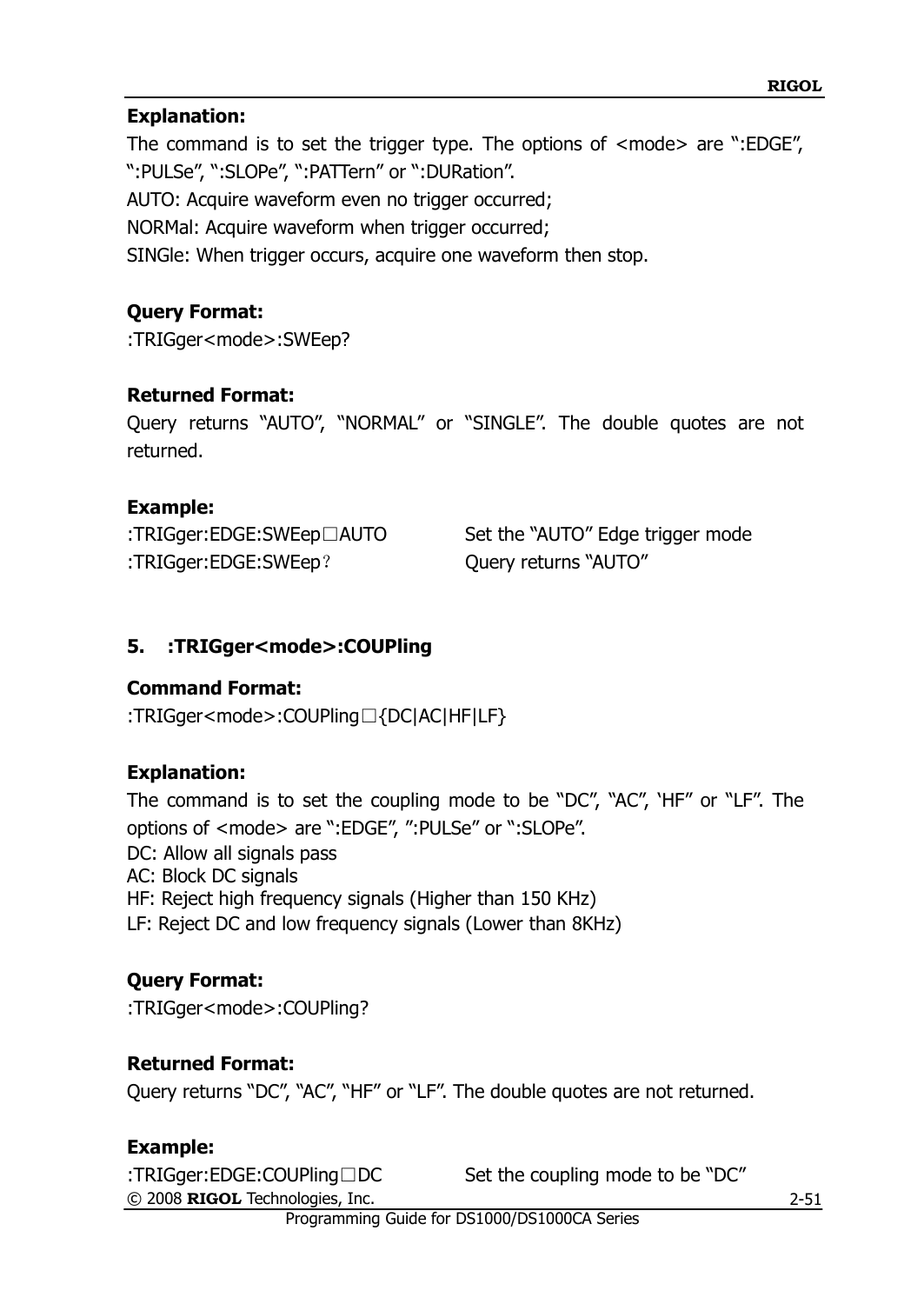**Explanation:**

The command is to set the trigger type. The options of <mode> are ":EDGE", ":PULSe", ":SLOPe", ":PATTern" or ":DURation".

AUTO: Acquire waveform even no trigger occurred;

NORMal: Acquire waveform when trigger occurred;

SINGle: When trigger occurs, acquire one waveform then stop.

**Query Format:**

:TRIGger<mode>:SWEep?

**Returned Format:**

Query returns "AUTO", "NORMAL" or "SINGLE". The double quotes are not returned.

**Example:**

| | |
|---|---|
| :TRIGger:EDGE:SWEep□AUTO | Set the "AUTO" Edge trigger mode |
| :TRIGger:EDGE:SWEep? | Query returns "AUTO" |

### 5. :TRIGger<mode>:COUPling

**Command Format:**

:TRIGger<mode>:COUPling□{DC|AC|HF|LF}

**Explanation:**

The command is to set the coupling mode to be "DC", "AC", 'HF" or "LF". The options of <mode> are ":EDGE", ":PULSe" or ":SLOPe".

DC: Allow all signals pass

AC: Block DC signals

HF: Reject high frequency signals (Higher than 150 KHz)

LF: Reject DC and low frequency signals (Lower than 8KHz)

**Query Format:**

:TRIGger<mode>:COUPling?

**Returned Format:**

Query returns "DC", "AC", "HF" or "LF". The double quotes are not returned.

**Example:**

| | |
|---|---|
| :TRIGger:EDGE:COUPling□DC | Set the coupling mode to be "DC" |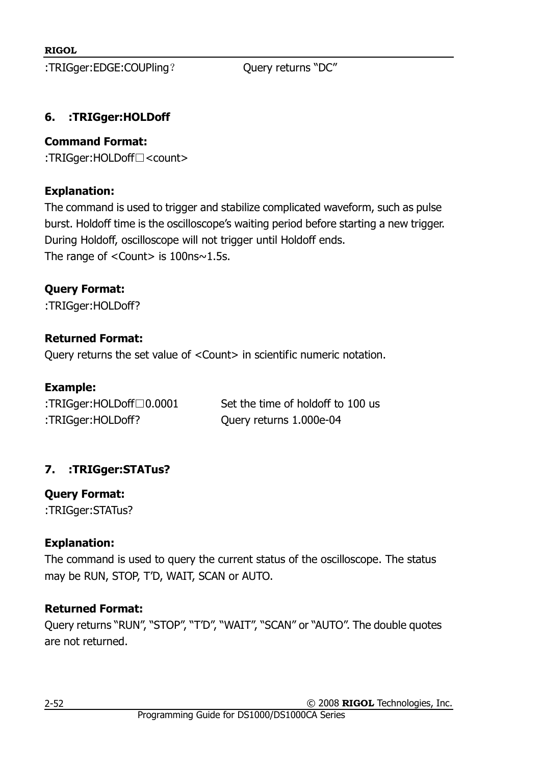:TRIGger:EDGE:COUPling？ Query returns “DC”

### 6. :TRIGger:HOLDoff

**Command Format:**

:TRIGger:HOLDoff□<count>

**Explanation:**

The command is used to trigger and stabilize complicated waveform, such as pulse burst. Holdoff time is the oscilloscope’s waiting period before starting a new trigger. During Holdoff, oscilloscope will not trigger until Holdoff ends.
The range of <Count> is 100ns~1.5s.

**Query Format:**

:TRIGger:HOLDoff?

**Returned Format:**

Query returns the set value of <Count> in scientific numeric notation.

**Example:**

| | |
|---|---|
| :TRIGger:HOLDoff□0.0001 | Set the time of holdoff to 100 us |
| :TRIGger:HOLDoff? | Query returns 1.000e-04 |

### 7. :TRIGger:STATus?

**Query Format:**

:TRIGger:STATus?

**Explanation:**

The command is used to query the current status of the oscilloscope. The status may be RUN, STOP, T’D, WAIT, SCAN or AUTO.

**Returned Format:**

Query returns “RUN”, “STOP”, “T’D”, “WAIT”, “SCAN” or “AUTO”. The double quotes are not returned.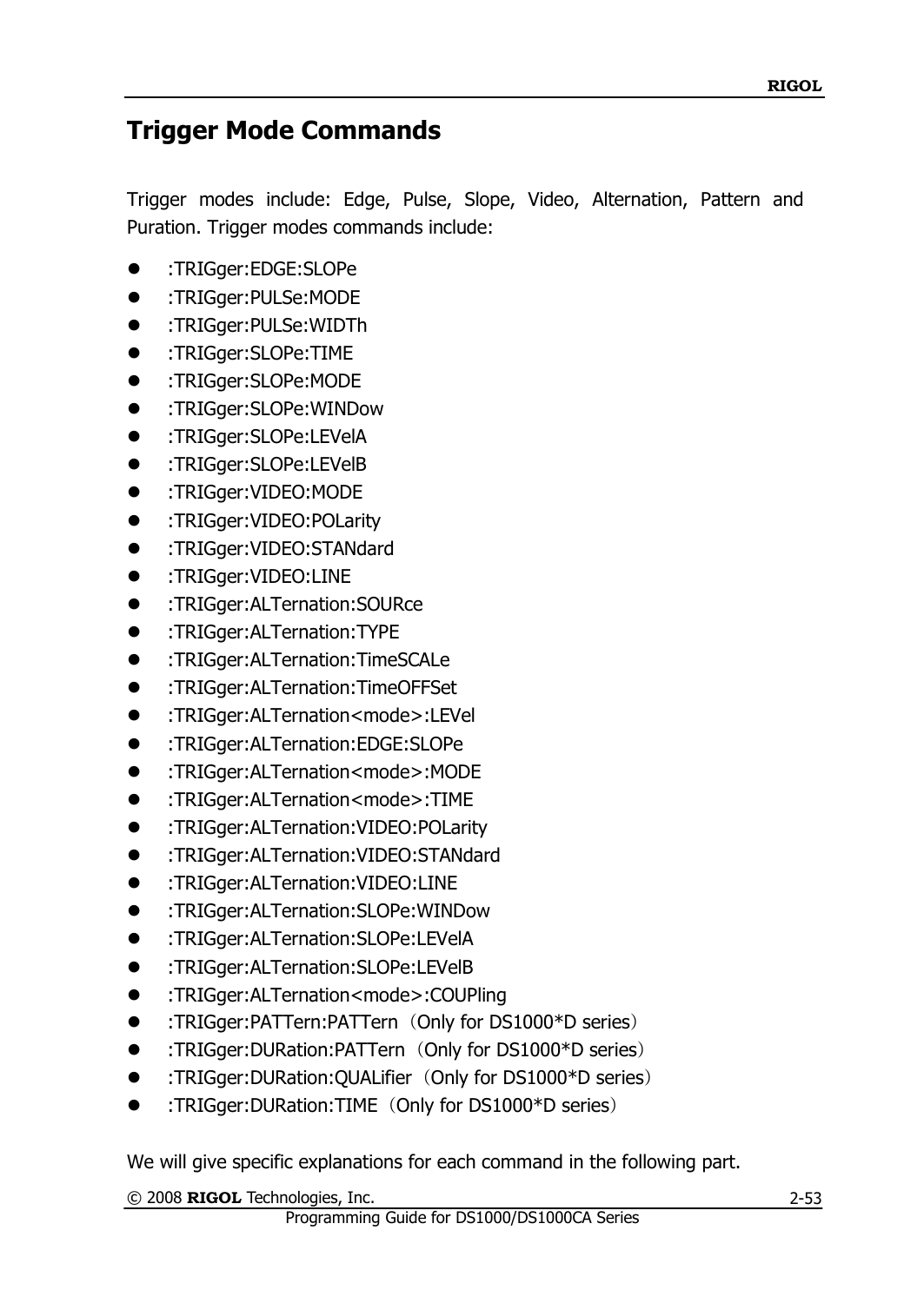# Trigger Mode Commands

Trigger modes include: Edge, Pulse, Slope, Video, Alternation, Pattern and Puration. Trigger modes commands include:

- :TRIGger:EDGE:SLOPe
- :TRIGger:PULSe:MODE
- :TRIGger:PULSe:WIDTh
- :TRIGger:SLOPe:TIME
- :TRIGger:SLOPe:MODE
- :TRIGger:SLOPe:WINDow
- :TRIGger:SLOPe:LEVelA
- :TRIGger:SLOPe:LEVelB
- :TRIGger:VIDEO:MODE
- :TRIGger:VIDEO:POLarity
- :TRIGger:VIDEO:STANdard
- :TRIGger:VIDEO:LINE
- :TRIGger:ALTernation:SOURce
- :TRIGger:ALTernation:TYPE
- :TRIGger:ALTernation:TimeSCALe
- :TRIGger:ALTernation:TimeOFFSet
- :TRIGger:ALTernation<mode>:LEVel
- :TRIGger:ALTernation:EDGE:SLOPe
- :TRIGger:ALTernation<mode>:MODE
- :TRIGger:ALTernation<mode>:TIME
- :TRIGger:ALTernation:VIDEO:POLarity
- :TRIGger:ALTernation:VIDEO:STANdard
- :TRIGger:ALTernation:VIDEO:LINE
- :TRIGger:ALTernation:SLOPe:WINDow
- :TRIGger:ALTernation:SLOPe:LEVelA
- :TRIGger:ALTernation:SLOPe:LEVelB
- :TRIGger:ALTernation<mode>:COUPling
- :TRIGger:PATTern:PATTern（Only for DS1000*D series）
- :TRIGger:DURation:PATTern（Only for DS1000*D series）
- :TRIGger:DURation:QUALifier（Only for DS1000*D series）
- :TRIGger:DURation:TIME（Only for DS1000*D series）

We will give specific explanations for each command in the following part.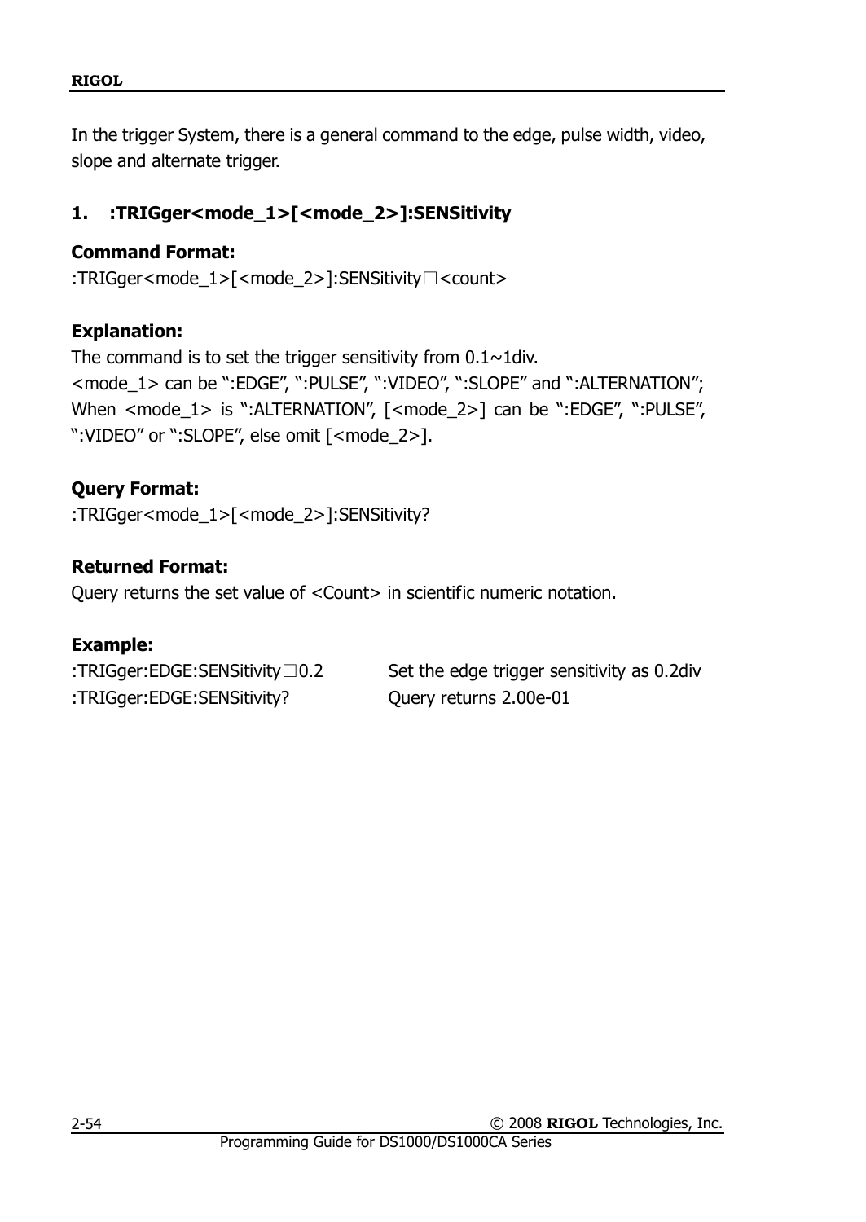In the trigger System, there is a general command to the edge, pulse width, video, slope and alternate trigger.

## 1. :TRIGger<mode_1>[<mode_2>]:SENSitivity

**Command Format:**

:TRIGger<mode_1>[<mode_2>]:SENSitivity□<count>

**Explanation:**

The command is to set the trigger sensitivity from 0.1~1div.
<mode_1> can be ":EDGE", ":PULSE", ":VIDEO", ":SLOPE" and ":ALTERNATION";
When <mode_1> is ":ALTERNATION", [<mode_2>] can be ":EDGE", ":PULSE", ":VIDEO" or ":SLOPE", else omit [<mode_2>].

**Query Format:**

:TRIGger<mode_1>[<mode_2>]:SENSitivity?

**Returned Format:**

Query returns the set value of <Count> in scientific numeric notation.

**Example:**

| | |
|---|---|
| :TRIGger:EDGE:SENSitivity□0.2 | Set the edge trigger sensitivity as 0.2div |
| :TRIGger:EDGE:SENSitivity? | Query returns 2.00e-01 |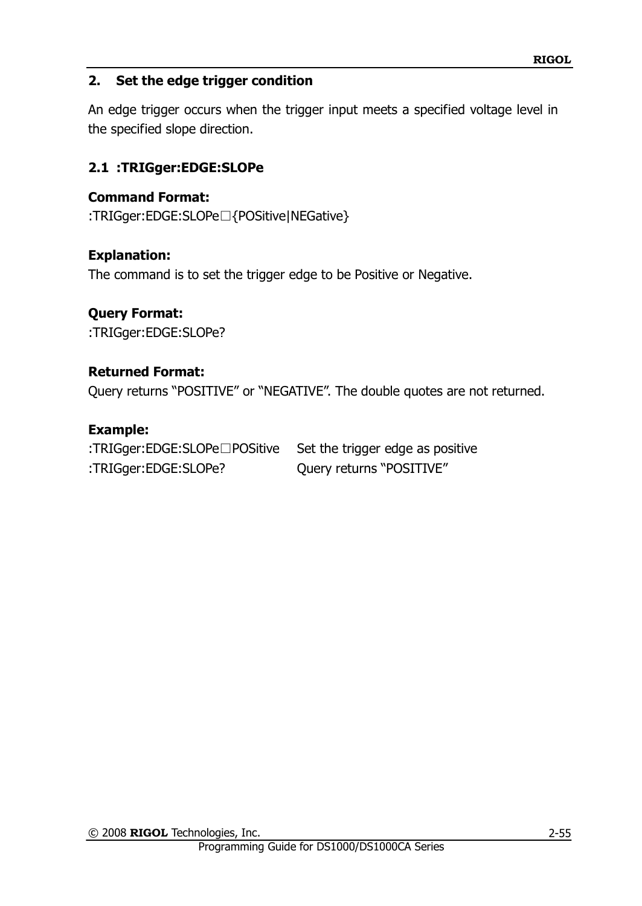## 2. Set the edge trigger condition

An edge trigger occurs when the trigger input meets a specified voltage level in the specified slope direction.

### 2.1 :TRIGger:EDGE:SLOPe

**Command Format:**
:TRIGger:EDGE:SLOPe□{POSitive|NEGative}

**Explanation:**
The command is to set the trigger edge to be Positive or Negative.

**Query Format:**
:TRIGger:EDGE:SLOPe?

**Returned Format:**
Query returns “POSITIVE” or “NEGATIVE”. The double quotes are not returned.

**Example:**

| | |
|---|---|
| :TRIGger:EDGE:SLOPe□POSitive | Set the trigger edge as positive |
| :TRIGger:EDGE:SLOPe? | Query returns “POSITIVE” |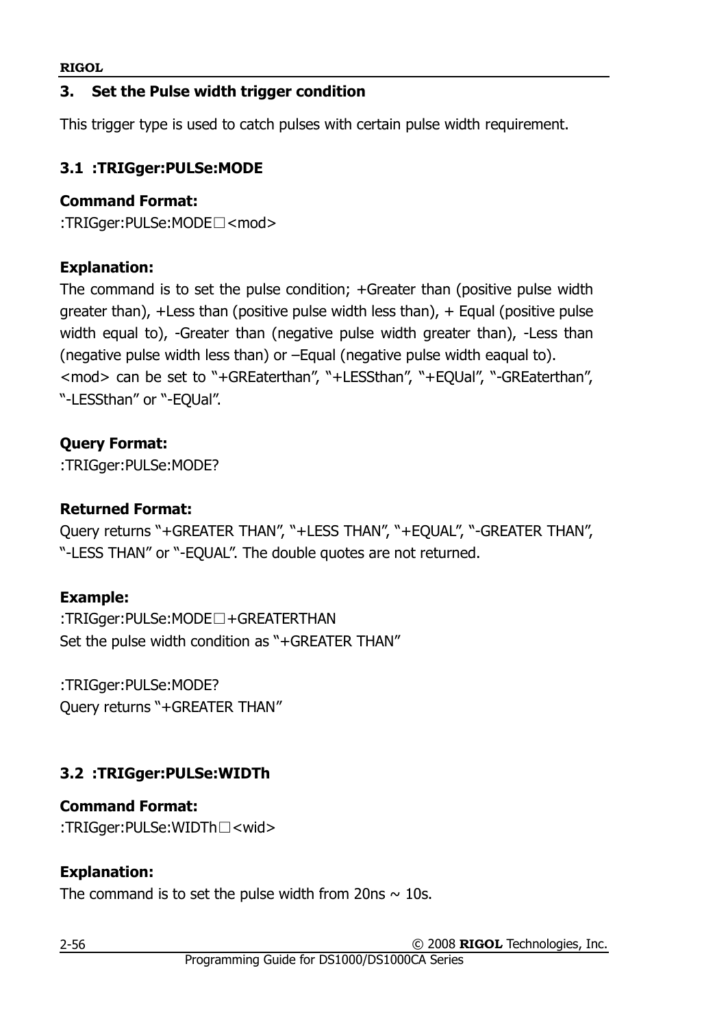### 3. Set the Pulse width trigger condition

This trigger type is used to catch pulses with certain pulse width requirement.

### 3.1 :TRIGger:PULSe:MODE

**Command Format:**
:TRIGger:PULSe:MODE□<mod>

**Explanation:**
The command is to set the pulse condition; +Greater than (positive pulse width greater than), +Less than (positive pulse width less than), + Equal (positive pulse width equal to), -Greater than (negative pulse width greater than), -Less than (negative pulse width less than) or –Equal (negative pulse width eaqual to).
<mod> can be set to "+GREaterthan", "+LESSthan", "+EQUal", "-GREaterthan", "-LESSthan" or "-EQUal".

**Query Format:**
:TRIGger:PULSe:MODE?

**Returned Format:**
Query returns "+GREATER THAN", "+LESS THAN", "+EQUAL", "-GREATER THAN", "-LESS THAN" or "-EQUAL". The double quotes are not returned.

**Example:**
:TRIGger:PULSe:MODE□+GREATERTHAN
Set the pulse width condition as "+GREATER THAN"

:TRIGger:PULSe:MODE?
Query returns "+GREATER THAN"

### 3.2 :TRIGger:PULSe:WIDTh

**Command Format:**
:TRIGger:PULSe:WIDTh□<wid>

**Explanation:**
The command is to set the pulse width from 20ns ~ 10s.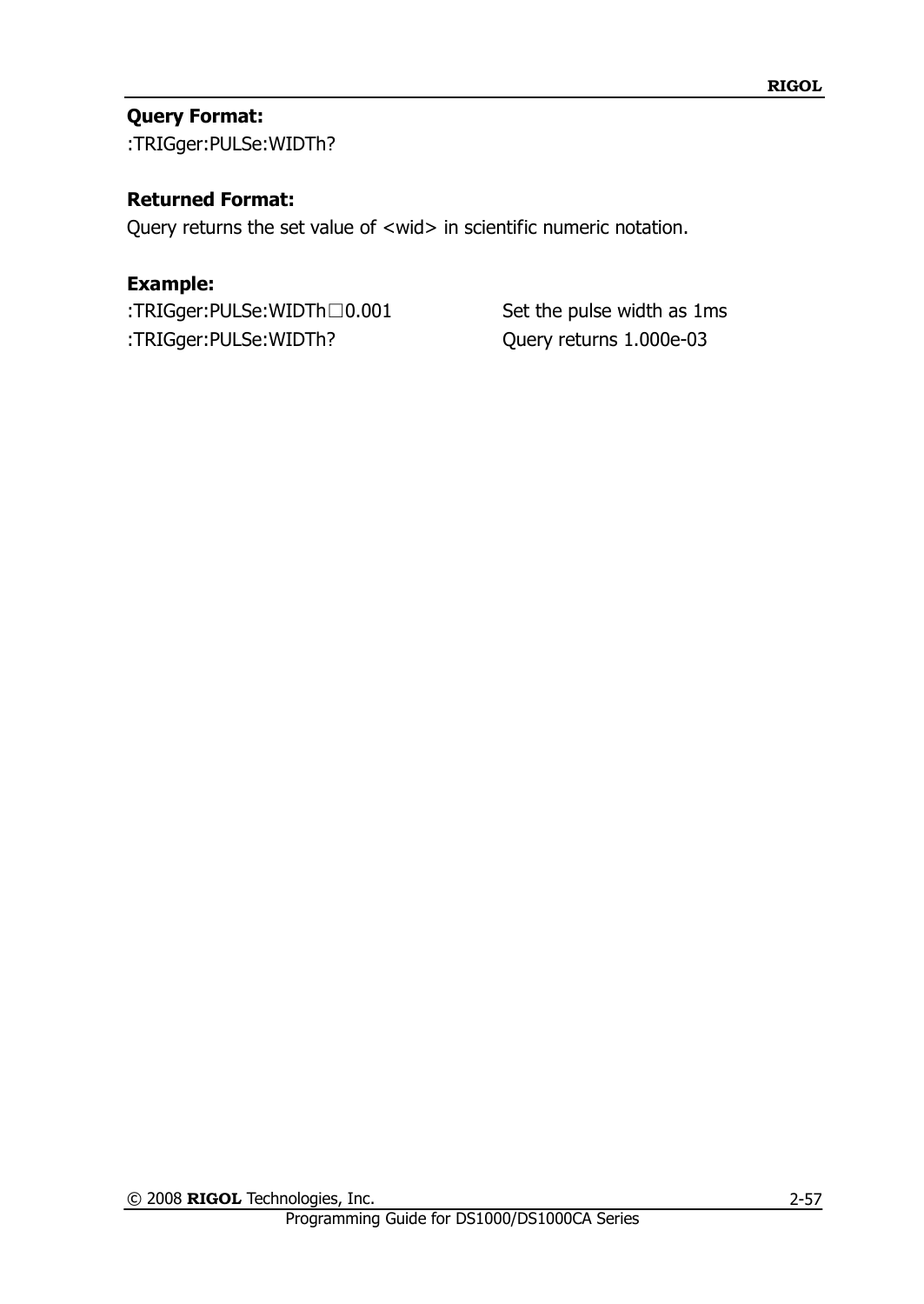**Query Format:**

:TRIGger:PULSe:WIDTh?

**Returned Format:**

Query returns the set value of <wid> in scientific numeric notation.

**Example:**

| | |
|---|---|
| :TRIGger:PULSe:WIDTh□0.001 | Set the pulse width as 1ms |
| :TRIGger:PULSe:WIDTh? | Query returns 1.000e-03 |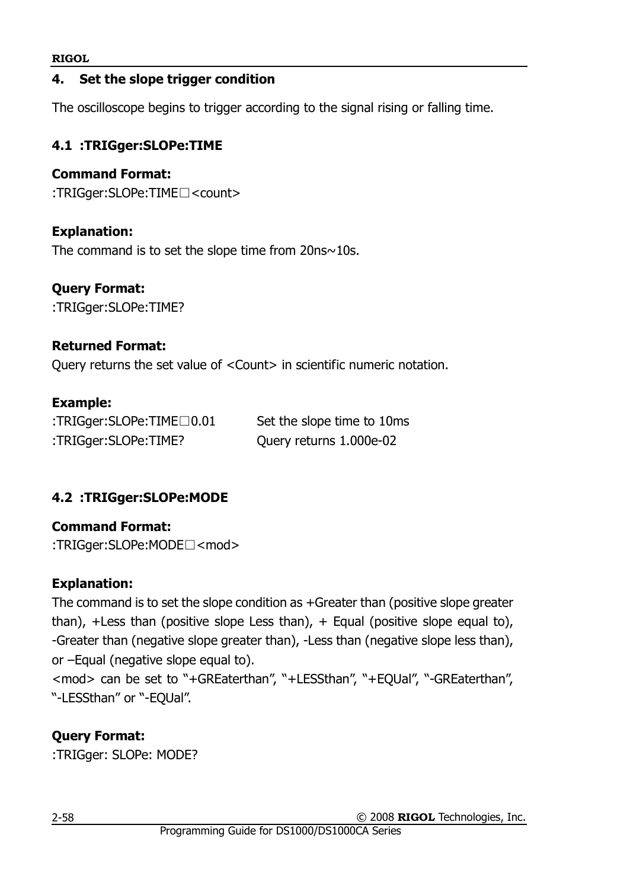## 4. Set the slope trigger condition

The oscilloscope begins to trigger according to the signal rising or falling time.

### 4.1 :TRIGger:SLOPe:TIME

**Command Format:**
:TRIGger:SLOPe:TIME□<count>

**Explanation:**
The command is to set the slope time from 20ns~10s.

**Query Format:**
:TRIGger:SLOPe:TIME?

**Returned Format:**
Query returns the set value of <Count> in scientific numeric notation.

**Example:**

| | |
|---|---|
| :TRIGger:SLOPe:TIME□0.01 | Set the slope time to 10ms |
| :TRIGger:SLOPe:TIME? | Query returns 1.000e-02 |

### 4.2 :TRIGger:SLOPe:MODE

**Command Format:**
:TRIGger:SLOPe:MODE□<mod>

**Explanation:**
The command is to set the slope condition as +Greater than (positive slope greater than), +Less than (positive slope Less than), + Equal (positive slope equal to), -Greater than (negative slope greater than), -Less than (negative slope less than), or –Equal (negative slope equal to).
<mod> can be set to "+GREaterthan", "+LESSthan", "+EQUal", "-GREaterthan", "-LESSthan" or "-EQUal".

**Query Format:**
:TRIGger: SLOPe: MODE?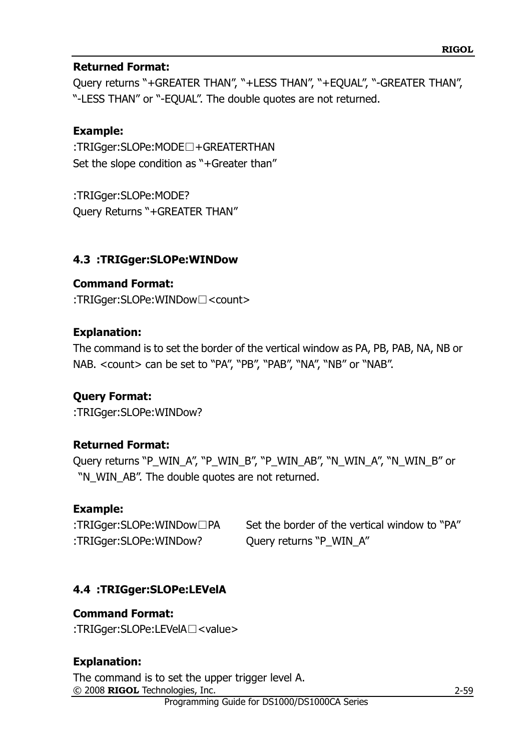**Returned Format:**

Query returns "+GREATER THAN", "+LESS THAN", "+EQUAL", "-GREATER THAN", "-LESS THAN" or "-EQUAL". The double quotes are not returned.

**Example:**

:TRIGger:SLOPe:MODE□+GREATERTHAN

Set the slope condition as "+Greater than"

:TRIGger:SLOPe:MODE?

Query Returns "+GREATER THAN"

## 4.3 :TRIGger:SLOPe:WINDow

**Command Format:**

:TRIGger:SLOPe:WINDow□<count>

**Explanation:**

The command is to set the border of the vertical window as PA, PB, PAB, NA, NB or NAB. <count> can be set to "PA", "PB", "PAB", "NA", "NB" or "NAB".

**Query Format:**

:TRIGger:SLOPe:WINDow?

**Returned Format:**

Query returns "P_WIN_A", "P_WIN_B", "P_WIN_AB", "N_WIN_A", "N_WIN_B" or "N_WIN_AB". The double quotes are not returned.

**Example:**

| | |
|---|---|
| :TRIGger:SLOPe:WINDow□PA | Set the border of the vertical window to "PA" |
| :TRIGger:SLOPe:WINDow? | Query returns "P_WIN_A" |

## 4.4 :TRIGger:SLOPe:LEVelA

**Command Format:**

:TRIGger:SLOPe:LEVelA□<value>

**Explanation:**

The command is to set the upper trigger level A.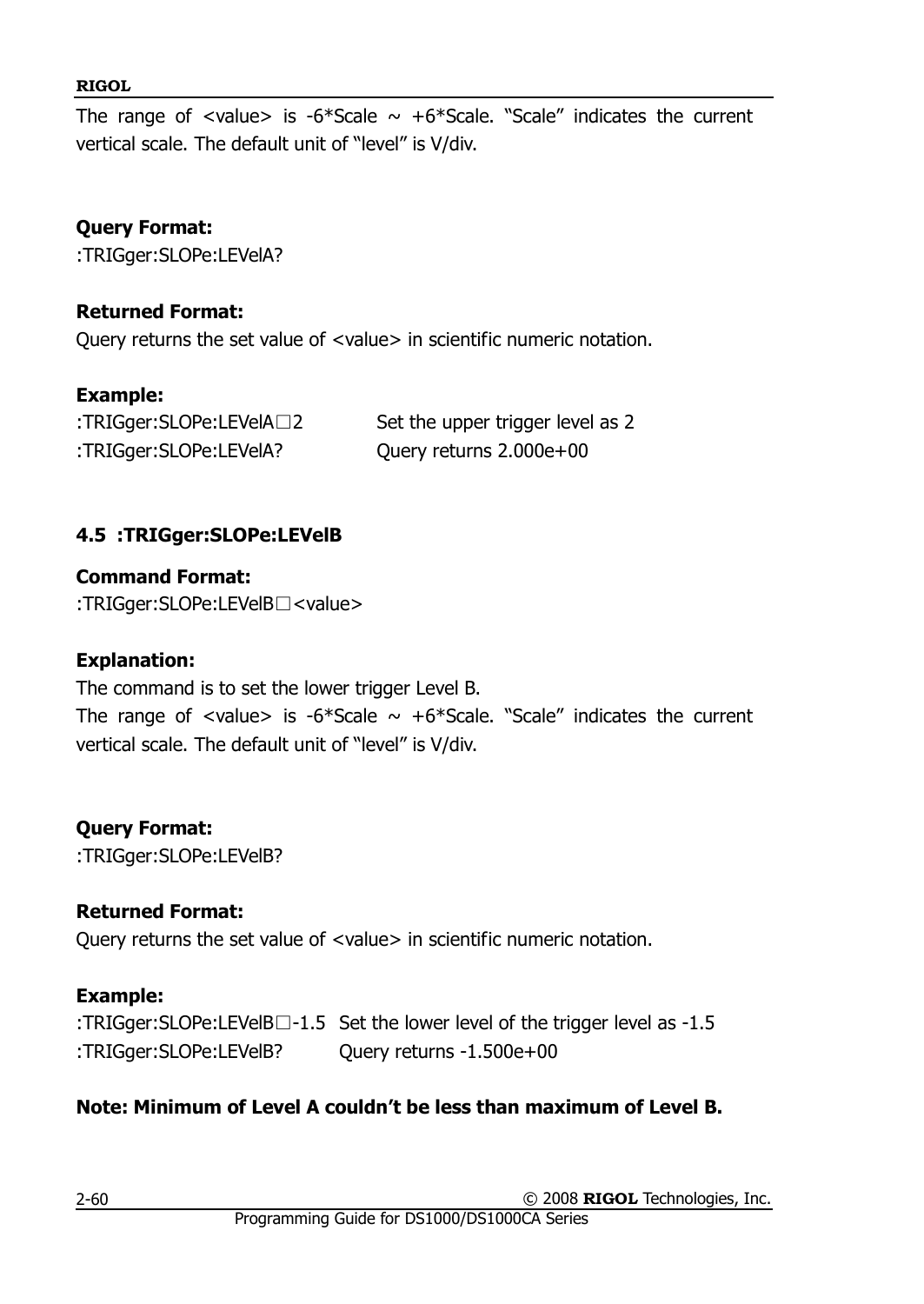The range of <value> is -6*Scale ~ +6*Scale. "Scale" indicates the current vertical scale. The default unit of "level" is V/div.

**Query Format:**
:TRIGger:SLOPe:LEVelA?

**Returned Format:**
Query returns the set value of <value> in scientific numeric notation.

**Example:**

| | |
|---|---|
| :TRIGger:SLOPe:LEVelA□2 | Set the upper trigger level as 2 |
| :TRIGger:SLOPe:LEVelA? | Query returns 2.000e+00 |

## 4.5 :TRIGger:SLOPe:LEVelB

**Command Format:**
:TRIGger:SLOPe:LEVelB□<value>

**Explanation:**
The command is to set the lower trigger Level B.
The range of <value> is -6*Scale ~ +6*Scale. "Scale" indicates the current vertical scale. The default unit of "level" is V/div.

**Query Format:**
:TRIGger:SLOPe:LEVelB?

**Returned Format:**
Query returns the set value of <value> in scientific numeric notation.

**Example:**

| | |
|---|---|
| :TRIGger:SLOPe:LEVelB□-1.5 | Set the lower level of the trigger level as -1.5 |
| :TRIGger:SLOPe:LEVelB? | Query returns -1.500e+00 |

**Note: Minimum of Level A couldn't be less than maximum of Level B.**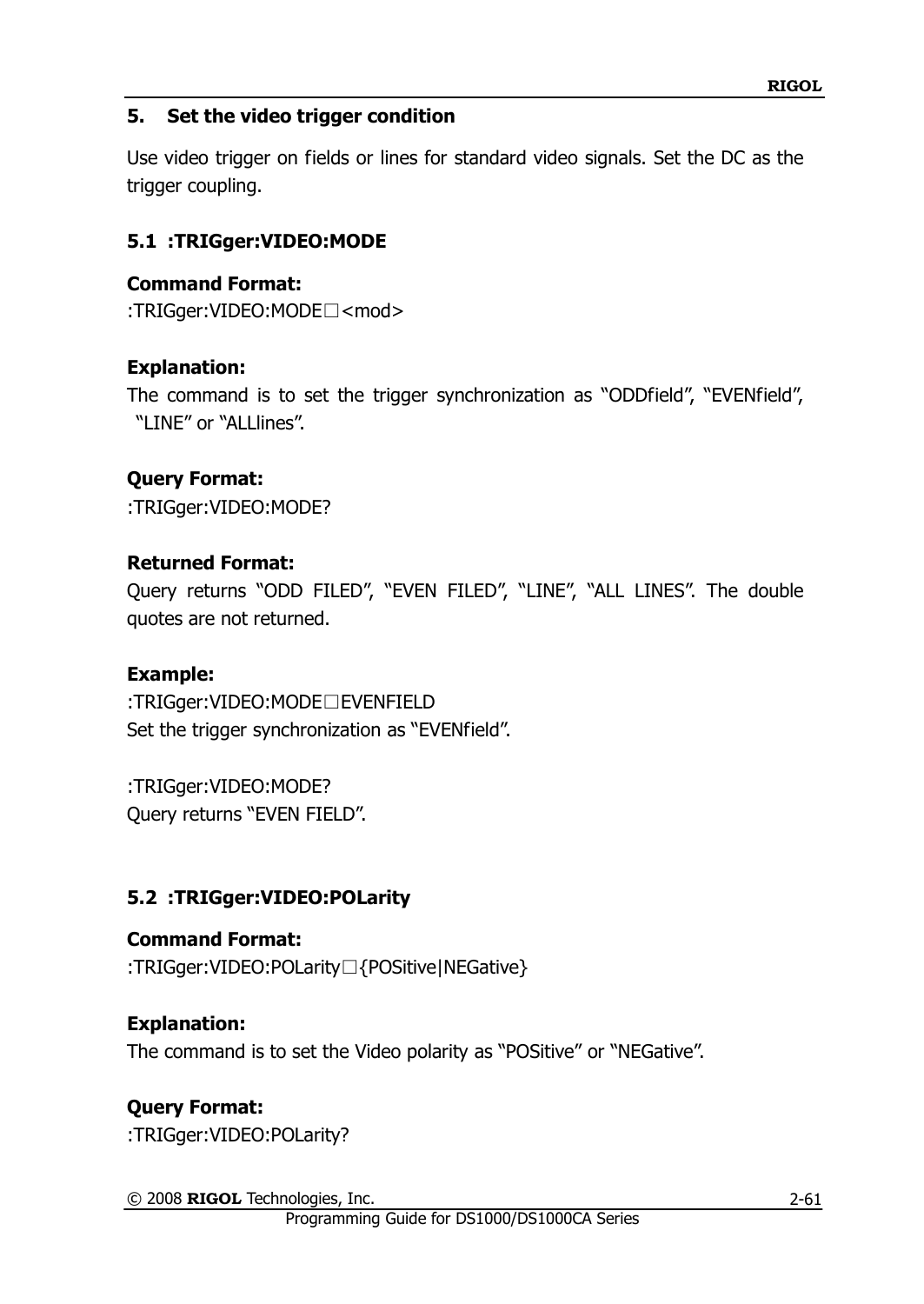## 5. Set the video trigger condition

Use video trigger on fields or lines for standard video signals. Set the DC as the trigger coupling.

### 5.1 :TRIGger:VIDEO:MODE

**Command Format:**
:TRIGger:VIDEO:MODE□<mod>

**Explanation:**
The command is to set the trigger synchronization as "ODDfield", "EVENfield", "LINE" or "ALLlines".

**Query Format:**
:TRIGger:VIDEO:MODE?

**Returned Format:**
Query returns "ODD FILED", "EVEN FILED", "LINE", "ALL LINES". The double quotes are not returned.

**Example:**
:TRIGger:VIDEO:MODE□EVENFIELD
Set the trigger synchronization as "EVENfield".

:TRIGger:VIDEO:MODE?
Query returns "EVEN FIELD".

### 5.2 :TRIGger:VIDEO:POLarity

**Command Format:**
:TRIGger:VIDEO:POLarity□{POSitive|NEGative}

**Explanation:**
The command is to set the Video polarity as "POSitive" or "NEGative".

**Query Format:**
:TRIGger:VIDEO:POLarity?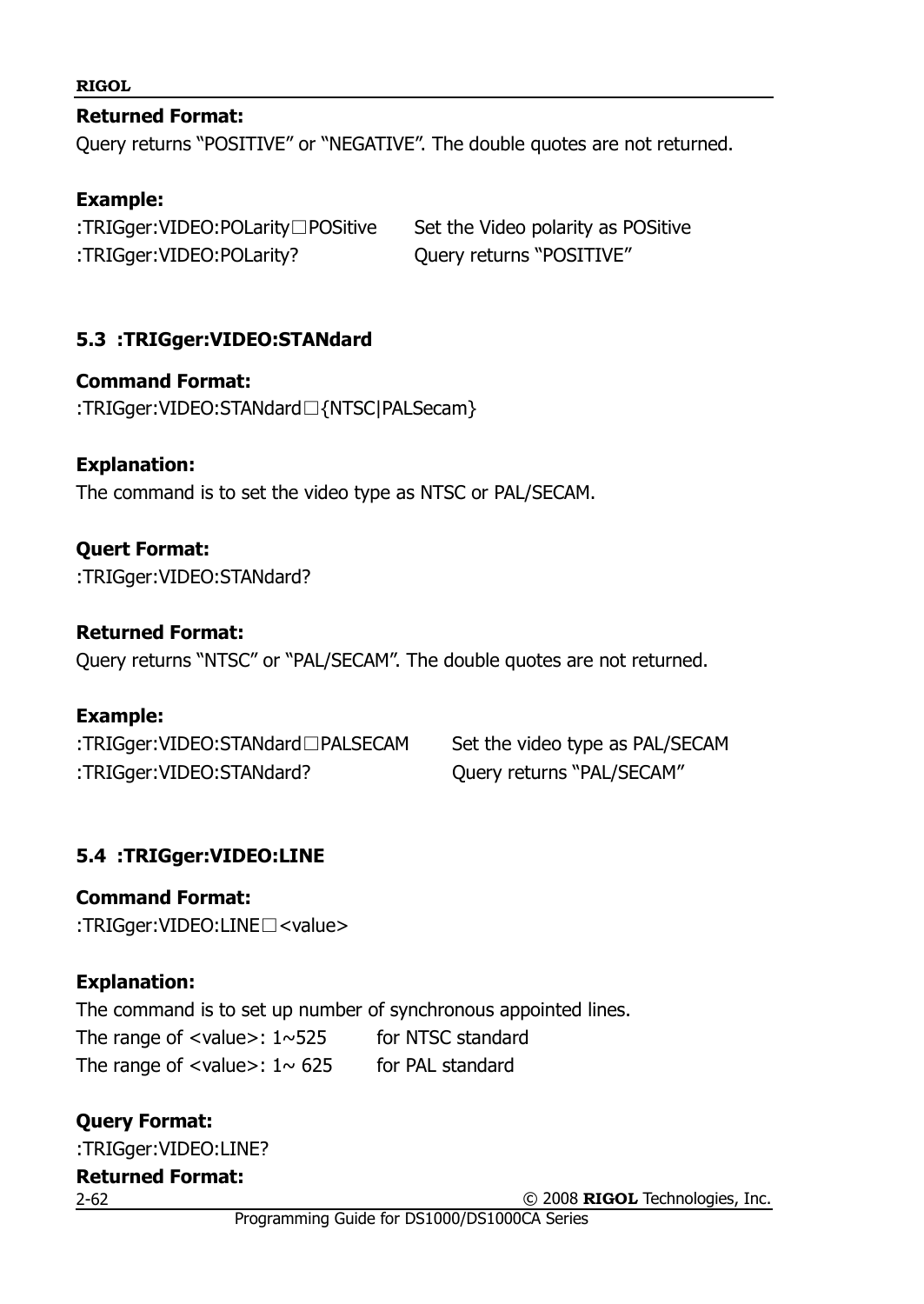**Returned Format:**
Query returns "POSITIVE" or "NEGATIVE". The double quotes are not returned.

**Example:**

| | |
|---|---|
| :TRIGger:VIDEO:POLarity□POSitive | Set the Video polarity as POSitive |
| :TRIGger:VIDEO:POLarity? | Query returns "POSITIVE" |

## 5.3 :TRIGger:VIDEO:STANdard

**Command Format:**
:TRIGger:VIDEO:STANdard□{NTSC|PALSecam}

**Explanation:**
The command is to set the video type as NTSC or PAL/SECAM.

**Quert Format:**
:TRIGger:VIDEO:STANdard?

**Returned Format:**
Query returns "NTSC" or "PAL/SECAM". The double quotes are not returned.

**Example:**

| | |
|---|---|
| :TRIGger:VIDEO:STANdard□PALSECAM | Set the video type as PAL/SECAM |
| :TRIGger:VIDEO:STANdard? | Query returns "PAL/SECAM" |

## 5.4 :TRIGger:VIDEO:LINE

**Command Format:**
:TRIGger:VIDEO:LINE□<value>

**Explanation:**
The command is to set up number of synchronous appointed lines.
The range of <value>: 1~525 for NTSC standard
The range of <value>: 1~ 625 for PAL standard

**Query Format:**
:TRIGger:VIDEO:LINE?

**Returned Format:**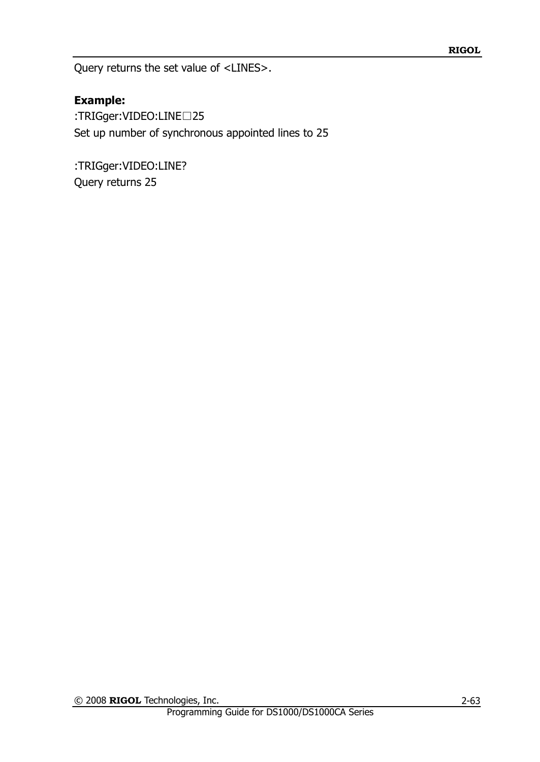Query returns the set value of <LINES>.

**Example:**

:TRIGger:VIDEO:LINE□25

Set up number of synchronous appointed lines to 25

:TRIGger:VIDEO:LINE?

Query returns 25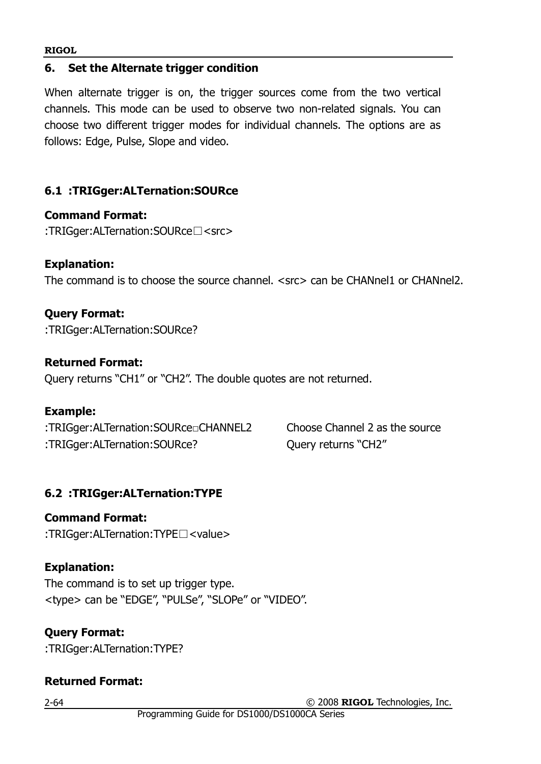## 6. Set the Alternate trigger condition

When alternate trigger is on, the trigger sources come from the two vertical channels. This mode can be used to observe two non-related signals. You can choose two different trigger modes for individual channels. The options are as follows: Edge, Pulse, Slope and video.

### 6.1 :TRIGger:ALTernation:SOURce

**Command Format:**
:TRIGger:ALTernation:SOURce□<src>

**Explanation:**
The command is to choose the source channel. <src> can be CHANnel1 or CHANnel2.

**Query Format:**
:TRIGger:ALTernation:SOURce?

**Returned Format:**
Query returns "CH1" or "CH2". The double quotes are not returned.

**Example:**

| | |
|---|---|
| :TRIGger:ALTernation:SOURce□CHANNEL2 | Choose Channel 2 as the source |
| :TRIGger:ALTernation:SOURce? | Query returns "CH2" |

### 6.2 :TRIGger:ALTernation:TYPE

**Command Format:**
:TRIGger:ALTernation:TYPE□<value>

**Explanation:**
The command is to set up trigger type.
<type> can be "EDGE", "PULSe", "SLOPe" or "VIDEO".

**Query Format:**
:TRIGger:ALTernation:TYPE?

**Returned Format:**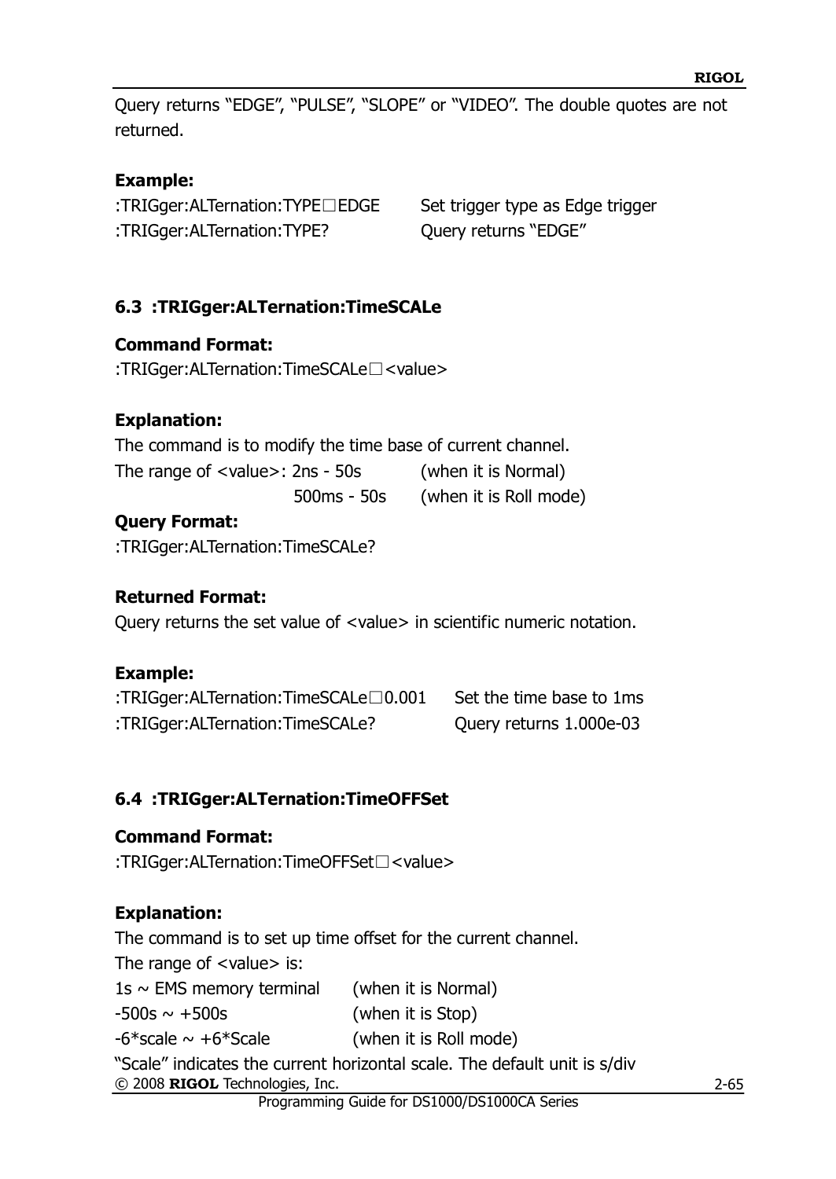Query returns “EDGE”, “PULSE”, “SLOPE” or “VIDEO”. The double quotes are not returned.

**Example:**

| | |
|---|---|
| :TRIGger:ALTernation:TYPE□EDGE | Set trigger type as Edge trigger |
| :TRIGger:ALTernation:TYPE? | Query returns “EDGE” |

### 6.3 :TRIGger:ALTernation:TimeSCALe

**Command Format:**

:TRIGger:ALTernation:TimeSCALe□<value>

**Explanation:**

The command is to modify the time base of current channel.

The range of <value>: 2ns - 50s (when it is Normal)

500ms - 50s (when it is Roll mode)

**Query Format:**

:TRIGger:ALTernation:TimeSCALe?

**Returned Format:**

Query returns the set value of <value> in scientific numeric notation.

**Example:**

| | |
|---|---|
| :TRIGger:ALTernation:TimeSCALe□0.001 | Set the time base to 1ms |
| :TRIGger:ALTernation:TimeSCALe? | Query returns 1.000e-03 |

### 6.4 :TRIGger:ALTernation:TimeOFFSet

**Command Format:**

:TRIGger:ALTernation:TimeOFFSet□<value>

**Explanation:**

The command is to set up time offset for the current channel.

The range of <value> is:

| | |
|---|---|
| 1s ~ EMS memory terminal | (when it is Normal) |
| -500s ~ +500s | (when it is Stop) |
| -6*scale ~ +6*Scale | (when it is Roll mode) |

“Scale” indicates the current horizontal scale. The default unit is s/div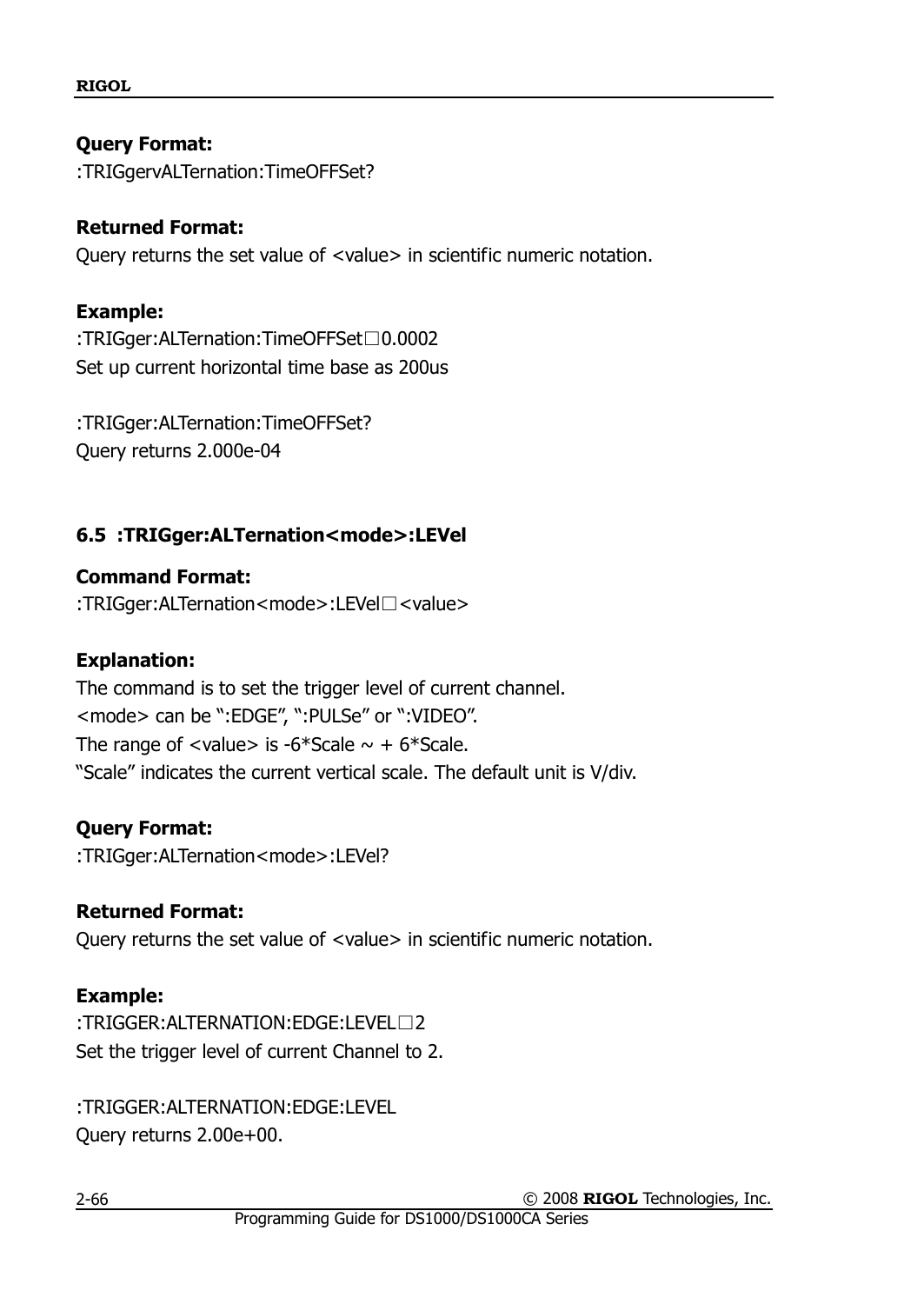**Query Format:**

:TRIGgervALTernation:TimeOFFSet?

**Returned Format:**

Query returns the set value of <value> in scientific numeric notation.

**Example:**

:TRIGger:ALTernation:TimeOFFSet□0.0002

Set up current horizontal time base as 200us

:TRIGger:ALTernation:TimeOFFSet?

Query returns 2.000e-04

### 6.5 :TRIGger:ALTernation<mode>:LEVel

**Command Format:**

:TRIGger:ALTernation<mode>:LEVel□<value>

**Explanation:**

The command is to set the trigger level of current channel.

<mode> can be ":EDGE", ":PULSe" or ":VIDEO".

The range of <value> is -6*Scale ~ + 6*Scale.

"Scale" indicates the current vertical scale. The default unit is V/div.

**Query Format:**

:TRIGger:ALTernation<mode>:LEVel?

**Returned Format:**

Query returns the set value of <value> in scientific numeric notation.

**Example:**

:TRIGGER:ALTERNATION:EDGE:LEVEL□2

Set the trigger level of current Channel to 2.

:TRIGGER:ALTERNATION:EDGE:LEVEL

Query returns 2.00e+00.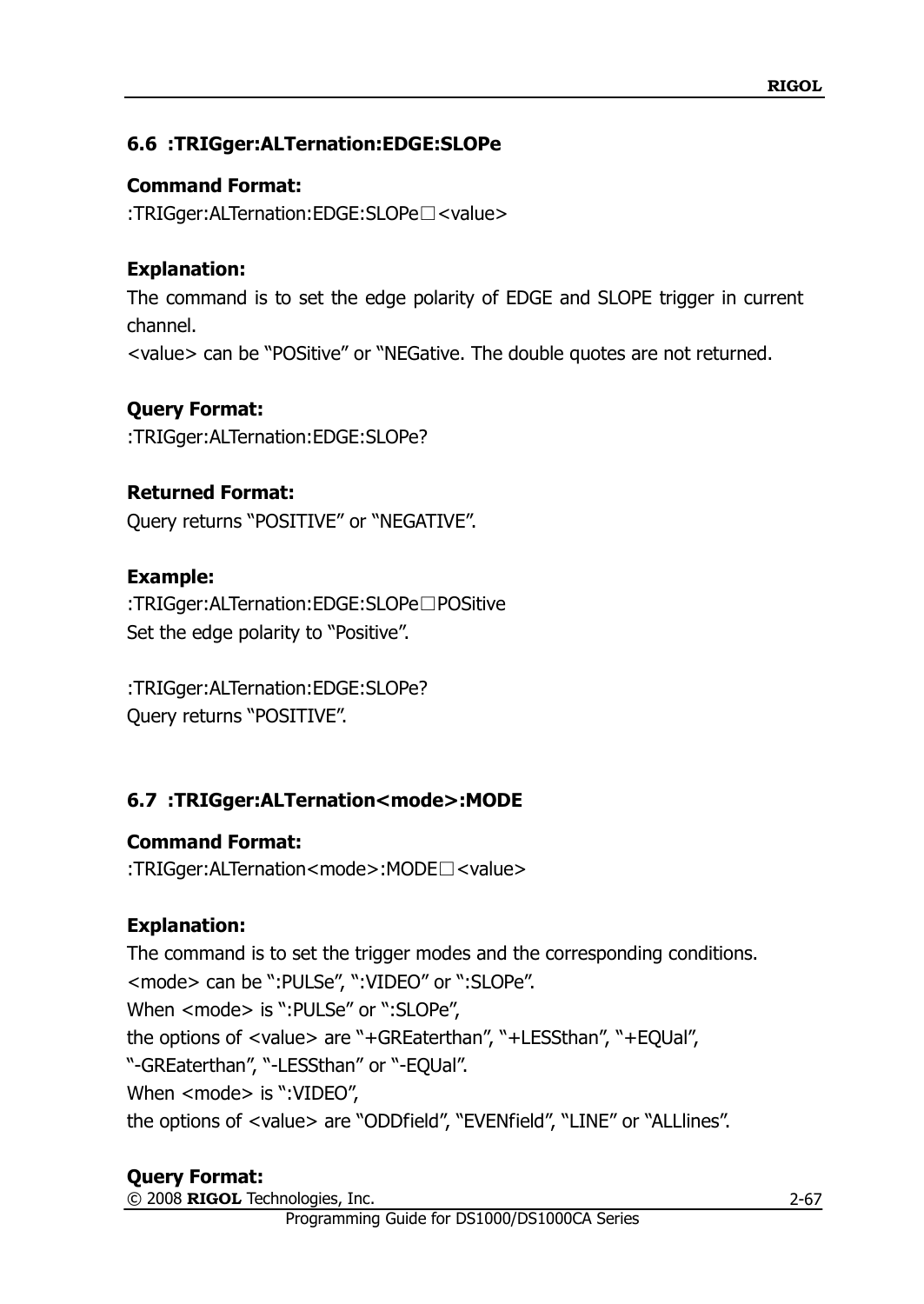## 6.6 :TRIGger:ALTernation:EDGE:SLOPe

**Command Format:**

:TRIGger:ALTernation:EDGE:SLOPe□<value>

**Explanation:**

The command is to set the edge polarity of EDGE and SLOPE trigger in current channel.

<value> can be "POSitive" or "NEGative. The double quotes are not returned.

**Query Format:**

:TRIGger:ALTernation:EDGE:SLOPe?

**Returned Format:**

Query returns "POSITIVE" or "NEGATIVE".

**Example:**

:TRIGger:ALTernation:EDGE:SLOPe□POSitive

Set the edge polarity to "Positive".

:TRIGger:ALTernation:EDGE:SLOPe?

Query returns "POSITIVE".

## 6.7 :TRIGger:ALTernation<mode>:MODE

**Command Format:**

:TRIGger:ALTernation<mode>:MODE□<value>

**Explanation:**

The command is to set the trigger modes and the corresponding conditions.

<mode> can be ":PULSe", ":VIDEO" or ":SLOPe".

When <mode> is ":PULSe" or ":SLOPe",

the options of <value> are "+GREaterthan", "+LESSthan", "+EQUal", "-GREaterthan", "-LESSthan" or "-EQUal".

When <mode> is ":VIDEO",

the options of <value> are "ODDfield", "EVENfield", "LINE" or "ALLlines".

**Query Format:**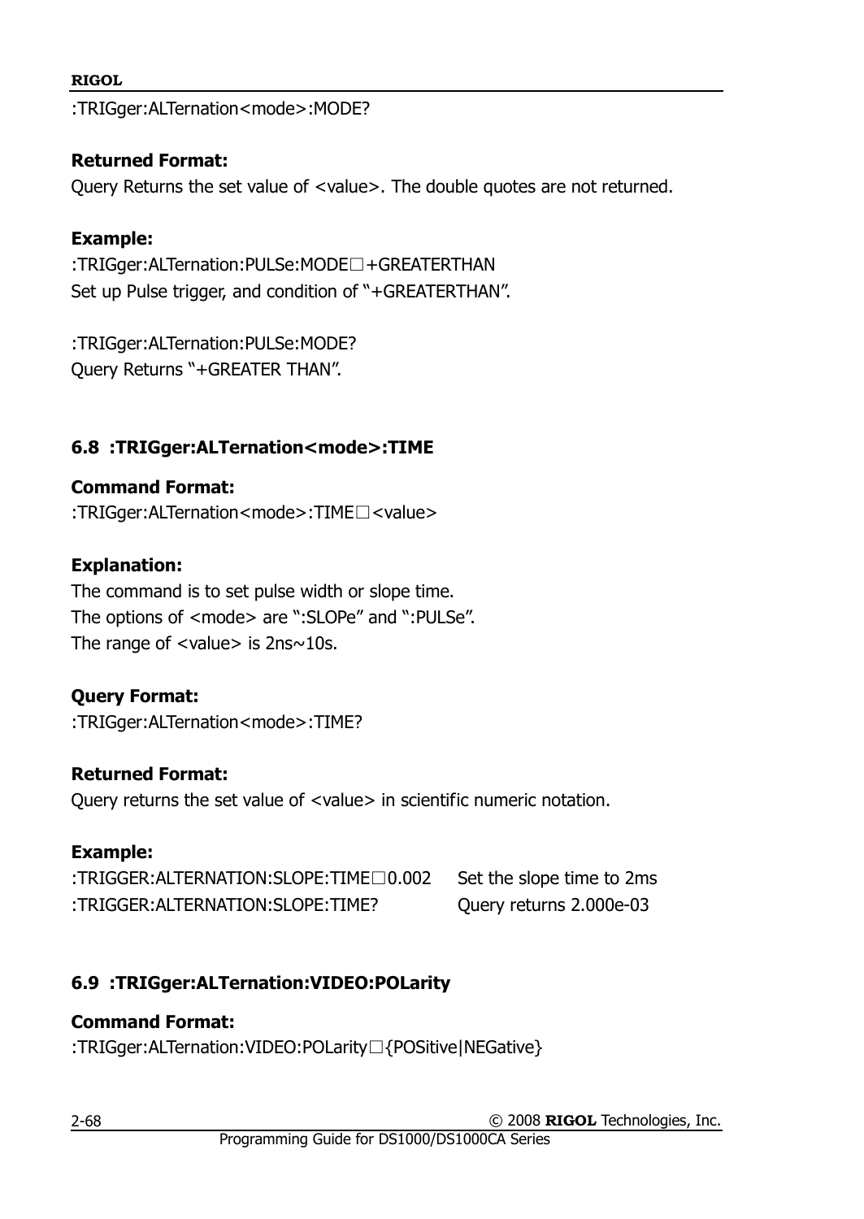:TRIGger:ALTernation<mode>:MODE?

**Returned Format:**
Query Returns the set value of <value>. The double quotes are not returned.

**Example:**
:TRIGger:ALTernation:PULSe:MODE□+GREATERTHAN
Set up Pulse trigger, and condition of "+GREATERTHAN".

:TRIGger:ALTernation:PULSe:MODE?
Query Returns "+GREATER THAN".

### 6.8 :TRIGger:ALTernation<mode>:TIME

**Command Format:**
:TRIGger:ALTernation<mode>:TIME□<value>

**Explanation:**
The command is to set pulse width or slope time.
The options of <mode> are ":SLOPe" and ":PULSe".
The range of <value> is 2ns~10s.

**Query Format:**
:TRIGger:ALTernation<mode>:TIME?

**Returned Format:**
Query returns the set value of <value> in scientific numeric notation.

**Example:**

| | |
|---|---|
| :TRIGGER:ALTERNATION:SLOPE:TIME□0.002 | Set the slope time to 2ms |
| :TRIGGER:ALTERNATION:SLOPE:TIME? | Query returns 2.000e-03 |

### 6.9 :TRIGger:ALTernation:VIDEO:POLarity

**Command Format:**
:TRIGger:ALTernation:VIDEO:POLarity□{POSitive|NEGative}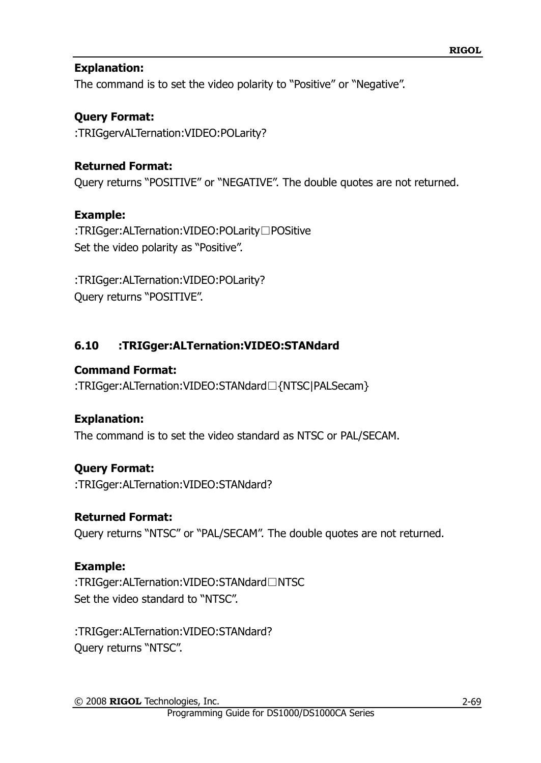**Explanation:**
The command is to set the video polarity to “Positive” or “Negative”.

**Query Format:**
:TRIGgervALTernation:VIDEO:POLarity?

**Returned Format:**
Query returns “POSITIVE” or “NEGATIVE”. The double quotes are not returned.

**Example:**
:TRIGger:ALTernation:VIDEO:POLarity□POSitive
Set the video polarity as “Positive”.

:TRIGger:ALTernation:VIDEO:POLarity?
Query returns “POSITIVE”.

## 6.10 :TRIGger:ALTernation:VIDEO:STANdard

**Command Format:**
:TRIGger:ALTernation:VIDEO:STANdard□{NTSC|PALSecam}

**Explanation:**
The command is to set the video standard as NTSC or PAL/SECAM.

**Query Format:**
:TRIGger:ALTernation:VIDEO:STANdard?

**Returned Format:**
Query returns “NTSC” or “PAL/SECAM”. The double quotes are not returned.

**Example:**
:TRIGger:ALTernation:VIDEO:STANdard□NTSC
Set the video standard to “NTSC”.

:TRIGger:ALTernation:VIDEO:STANdard?
Query returns “NTSC”.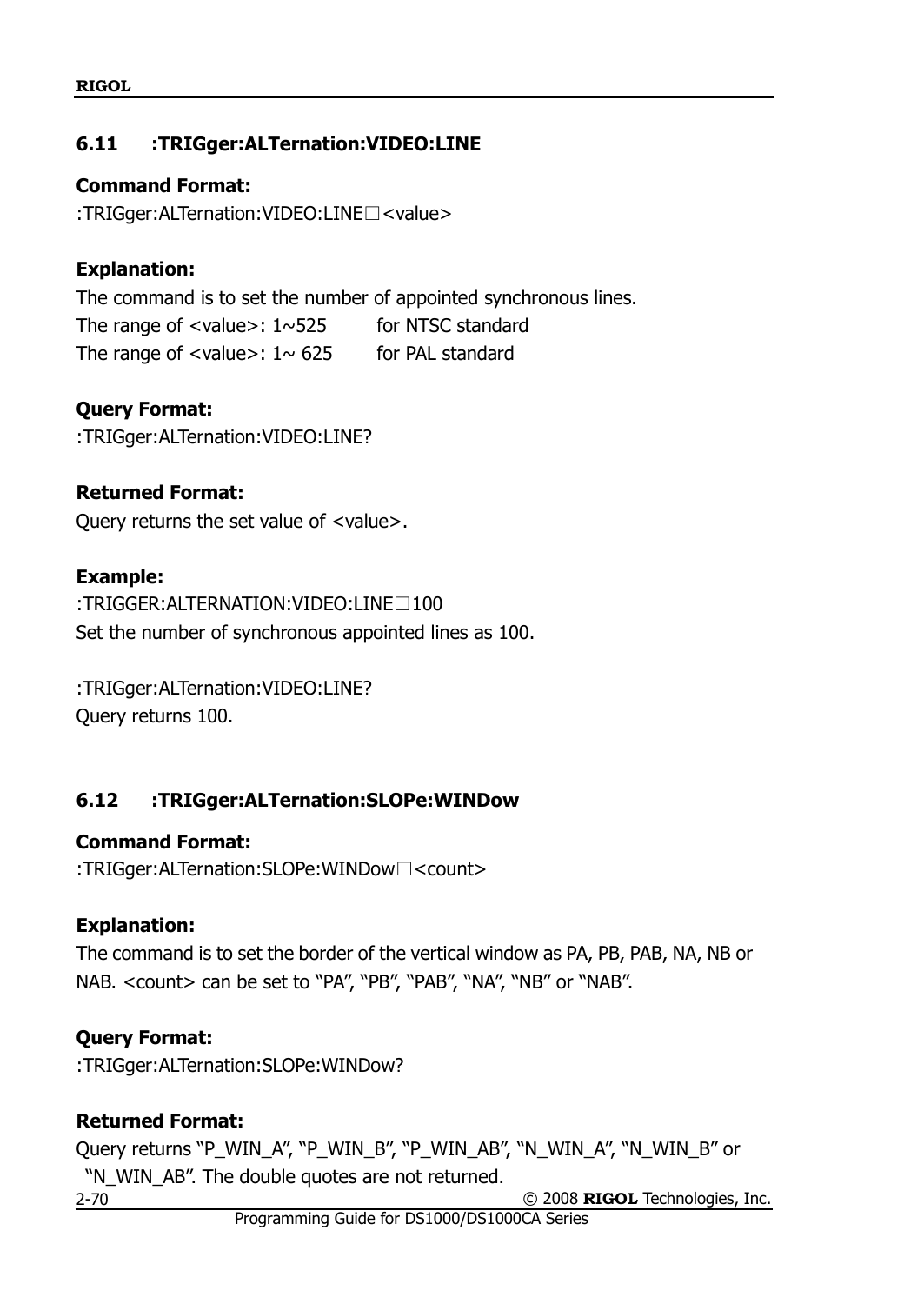## 6.11 :TRIGger:ALTernation:VIDEO:LINE

**Command Format:**

:TRIGger:ALTernation:VIDEO:LINE□<value>

**Explanation:**

The command is to set the number of appointed synchronous lines.

The range of <value>: 1~525 for NTSC standard

The range of <value>: 1~ 625 for PAL standard

**Query Format:**

:TRIGger:ALTernation:VIDEO:LINE?

**Returned Format:**

Query returns the set value of <value>.

**Example:**

:TRIGGER:ALTERNATION:VIDEO:LINE□100

Set the number of synchronous appointed lines as 100.

:TRIGger:ALTernation:VIDEO:LINE?

Query returns 100.

## 6.12 :TRIGger:ALTernation:SLOPe:WINDow

**Command Format:**

:TRIGger:ALTernation:SLOPe:WINDow□<count>

**Explanation:**

The command is to set the border of the vertical window as PA, PB, PAB, NA, NB or NAB. <count> can be set to "PA", "PB", "PAB", "NA", "NB" or "NAB".

**Query Format:**

:TRIGger:ALTernation:SLOPe:WINDow?

**Returned Format:**

Query returns "P_WIN_A", "P_WIN_B", "P_WIN_AB", "N_WIN_A", "N_WIN_B" or "N_WIN_AB". The double quotes are not returned.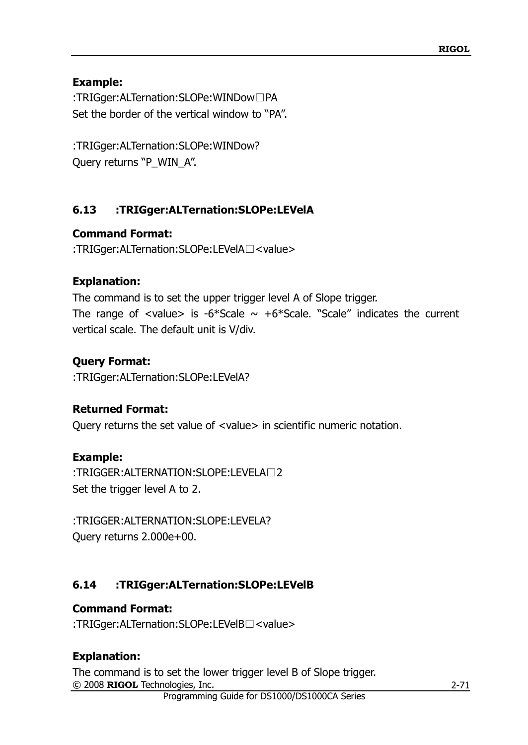**Example:**

:TRIGger:ALTernation:SLOPe:WINDow□PA
Set the border of the vertical window to “PA”.

:TRIGger:ALTernation:SLOPe:WINDow?
Query returns “P_WIN_A”.

## 6.13 :TRIGger:ALTernation:SLOPe:LEVelA

**Command Format:**

:TRIGger:ALTernation:SLOPe:LEVelA□<value>

**Explanation:**

The command is to set the upper trigger level A of Slope trigger.
The range of <value> is -6*Scale ~ +6*Scale. “Scale” indicates the current vertical scale. The default unit is V/div.

**Query Format:**

:TRIGger:ALTernation:SLOPe:LEVelA?

**Returned Format:**

Query returns the set value of <value> in scientific numeric notation.

**Example:**

:TRIGGER:ALTERNATION:SLOPE:LEVELA□2
Set the trigger level A to 2.

:TRIGGER:ALTERNATION:SLOPE:LEVELA?
Query returns 2.000e+00.

## 6.14 :TRIGger:ALTernation:SLOPe:LEVelB

**Command Format:**

:TRIGger:ALTernation:SLOPe:LEVelB□<value>

**Explanation:**

The command is to set the lower trigger level B of Slope trigger.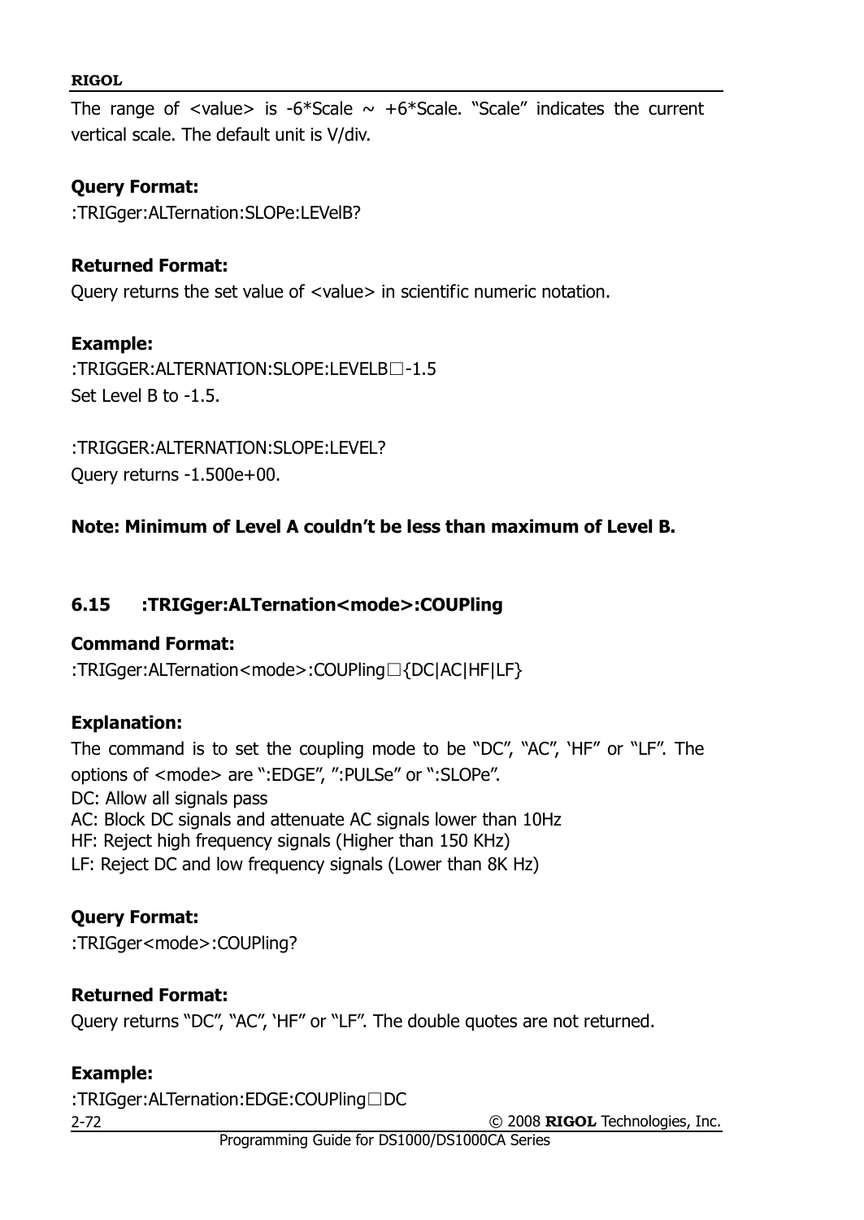The range of <value> is -6*Scale ~ +6*Scale. "Scale" indicates the current vertical scale. The default unit is V/div.

**Query Format:**

:TRIGger:ALTernation:SLOPe:LEVelB?

**Returned Format:**

Query returns the set value of <value> in scientific numeric notation.

**Example:**

:TRIGGER:ALTERNATION:SLOPE:LEVELB□-1.5

Set Level B to -1.5.

:TRIGGER:ALTERNATION:SLOPE:LEVEL?

Query returns -1.500e+00.

**Note: Minimum of Level A couldn't be less than maximum of Level B.**

### 6.15 :TRIGger:ALTernation<mode>:COUPling

**Command Format:**

:TRIGger:ALTernation<mode>:COUPling□{DC|AC|HF|LF}

**Explanation:**

The command is to set the coupling mode to be "DC", "AC", 'HF" or "LF". The options of <mode> are ":EDGE", ":PULSe" or ":SLOPe".

DC: Allow all signals pass

AC: Block DC signals and attenuate AC signals lower than 10Hz

HF: Reject high frequency signals (Higher than 150 KHz)

LF: Reject DC and low frequency signals (Lower than 8K Hz)

**Query Format:**

:TRIGger<mode>:COUPling?

**Returned Format:**

Query returns "DC", "AC", 'HF" or "LF". The double quotes are not returned.

**Example:**

:TRIGger:ALTernation:EDGE:COUPling□DC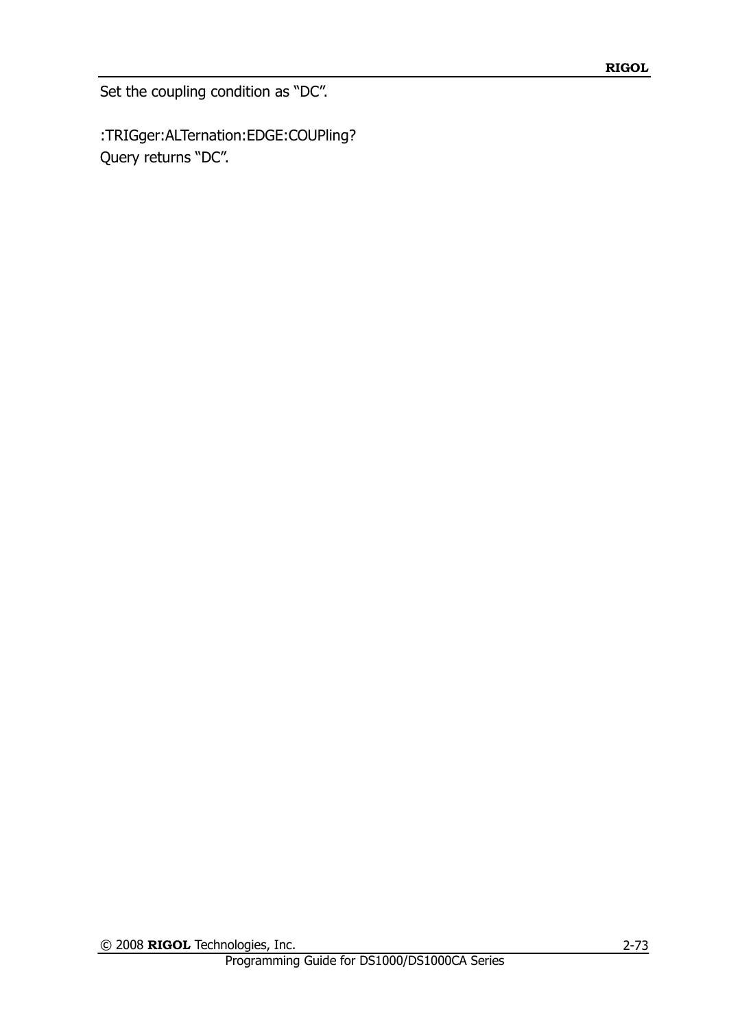Set the coupling condition as “DC”.

:TRIGger:ALTernation:EDGE:COUPling?
Query returns “DC”.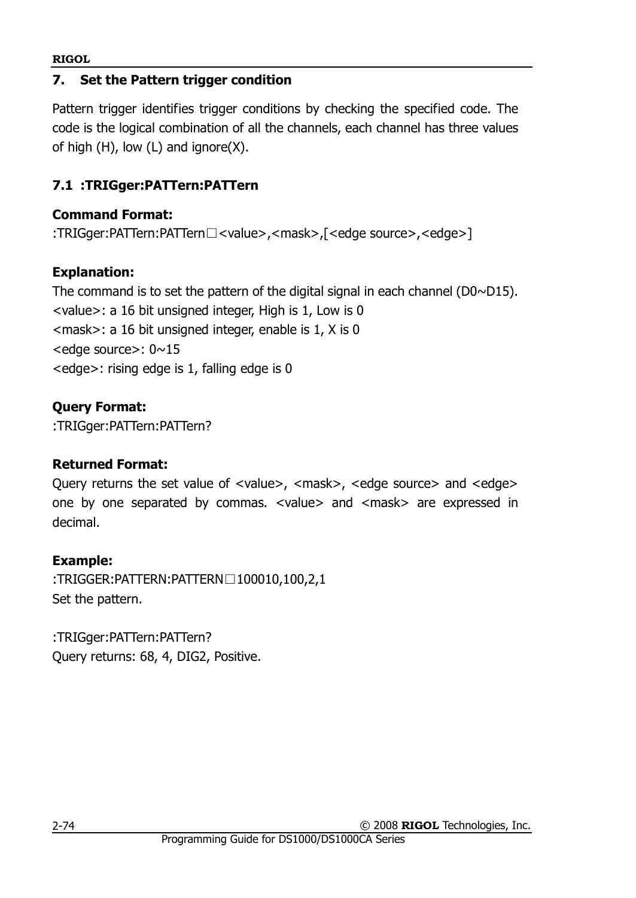## 7. Set the Pattern trigger condition

Pattern trigger identifies trigger conditions by checking the specified code. The code is the logical combination of all the channels, each channel has three values of high (H), low (L) and ignore(X).

### 7.1 :TRIGger:PATTern:PATTern

**Command Format:**
:TRIGger:PATTern:PATTern□<value>,<mask>,[<edge source>,<edge>]

**Explanation:**
The command is to set the pattern of the digital signal in each channel (D0~D15).
<value>: a 16 bit unsigned integer, High is 1, Low is 0
<mask>: a 16 bit unsigned integer, enable is 1, X is 0
<edge source>: 0~15
<edge>: rising edge is 1, falling edge is 0

**Query Format:**
:TRIGger:PATTern:PATTern?

**Returned Format:**
Query returns the set value of <value>, <mask>, <edge source> and <edge> one by one separated by commas. <value> and <mask> are expressed in decimal.

**Example:**
:TRIGGER:PATTERN:PATTERN□100010,100,2,1
Set the pattern.

:TRIGger:PATTern:PATTern?
Query returns: 68, 4, DIG2, Positive.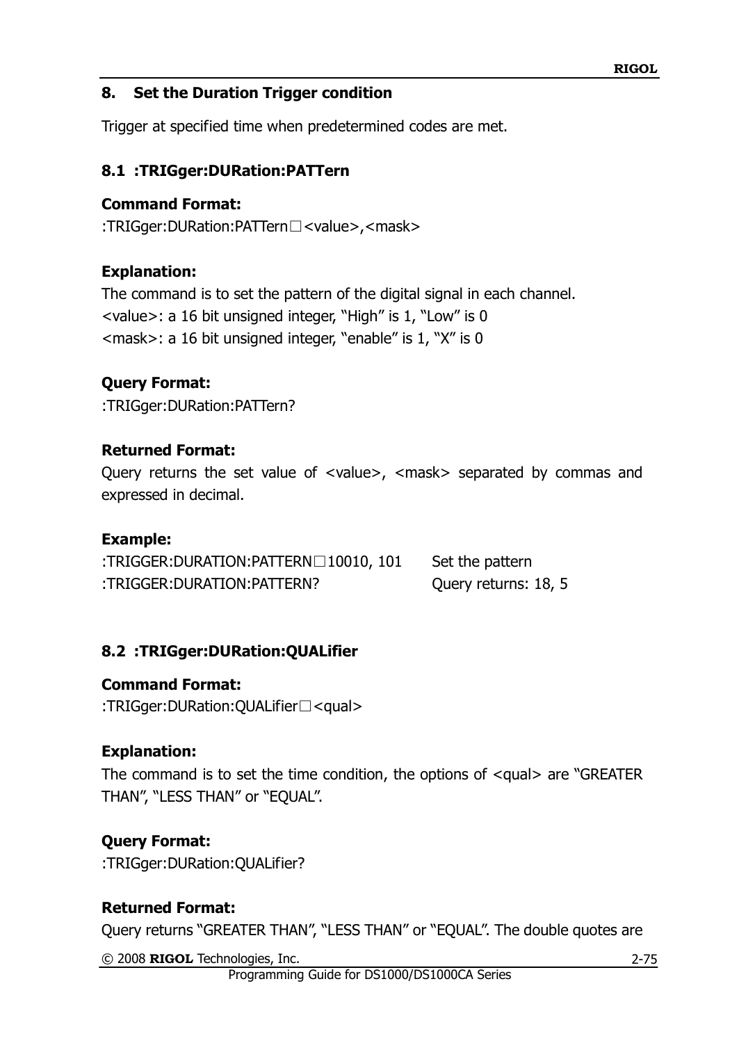## 8. Set the Duration Trigger condition

Trigger at specified time when predetermined codes are met.

### 8.1 :TRIGger:DURation:PATTern

**Command Format:**

:TRIGger:DURation:PATTern□<value>,<mask>

**Explanation:**

The command is to set the pattern of the digital signal in each channel.
<value>: a 16 bit unsigned integer, "High" is 1, "Low" is 0
<mask>: a 16 bit unsigned integer, "enable" is 1, "X" is 0

**Query Format:**

:TRIGger:DURation:PATTern?

**Returned Format:**

Query returns the set value of <value>, <mask> separated by commas and expressed in decimal.

**Example:**

| | |
|---|---|
| :TRIGGER:DURATION:PATTERN□10010, 101 | Set the pattern |
| :TRIGGER:DURATION:PATTERN? | Query returns: 18, 5 |

### 8.2 :TRIGger:DURation:QUALifier

**Command Format:**

:TRIGger:DURation:QUALifier□<qual>

**Explanation:**

The command is to set the time condition, the options of <qual> are "GREATER THAN", "LESS THAN" or "EQUAL".

**Query Format:**

:TRIGger:DURation:QUALifier?

**Returned Format:**

Query returns "GREATER THAN", "LESS THAN" or "EQUAL". The double quotes are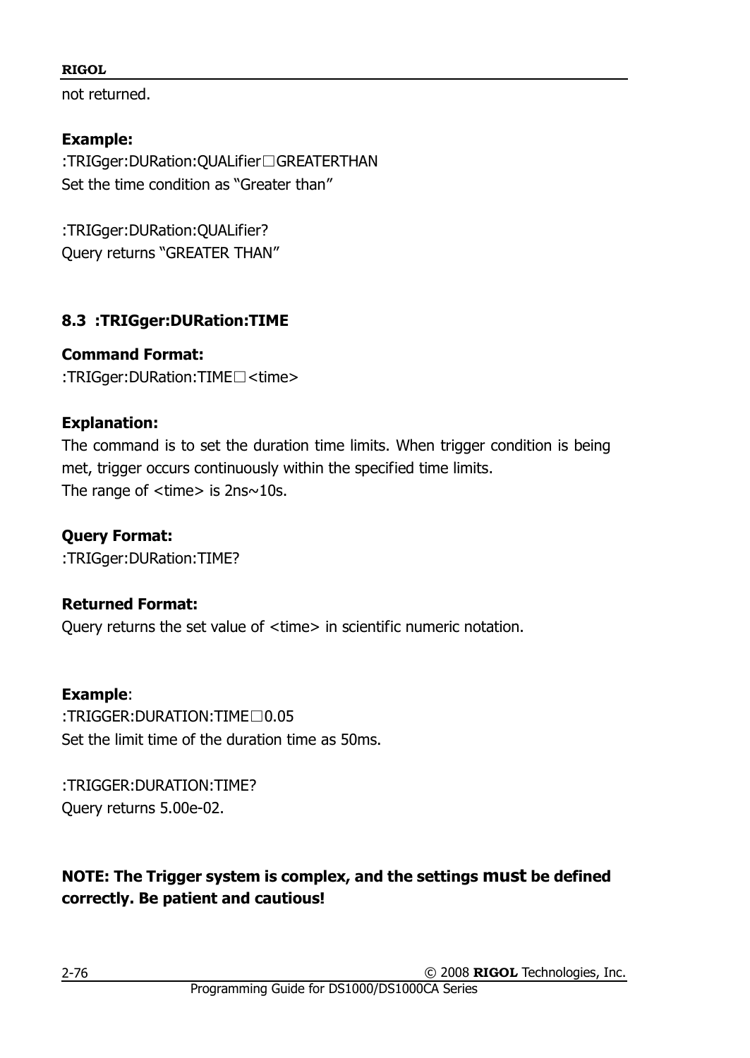not returned.

**Example:**
:TRIGger:DURation:QUALifier□GREATERTHAN
Set the time condition as "Greater than"

:TRIGger:DURation:QUALifier?
Query returns "GREATER THAN"

### 8.3 :TRIGger:DURation:TIME

**Command Format:**
:TRIGger:DURation:TIME□<time>

**Explanation:**
The command is to set the duration time limits. When trigger condition is being met, trigger occurs continuously within the specified time limits.
The range of <time> is 2ns~10s.

**Query Format:**
:TRIGger:DURation:TIME?

**Returned Format:**
Query returns the set value of <time> in scientific numeric notation.

**Example**:
:TRIGGER:DURATION:TIME□0.05
Set the limit time of the duration time as 50ms.

:TRIGGER:DURATION:TIME?
Query returns 5.00e-02.

**NOTE: The Trigger system is complex, and the settings must be defined correctly. Be patient and cautious!**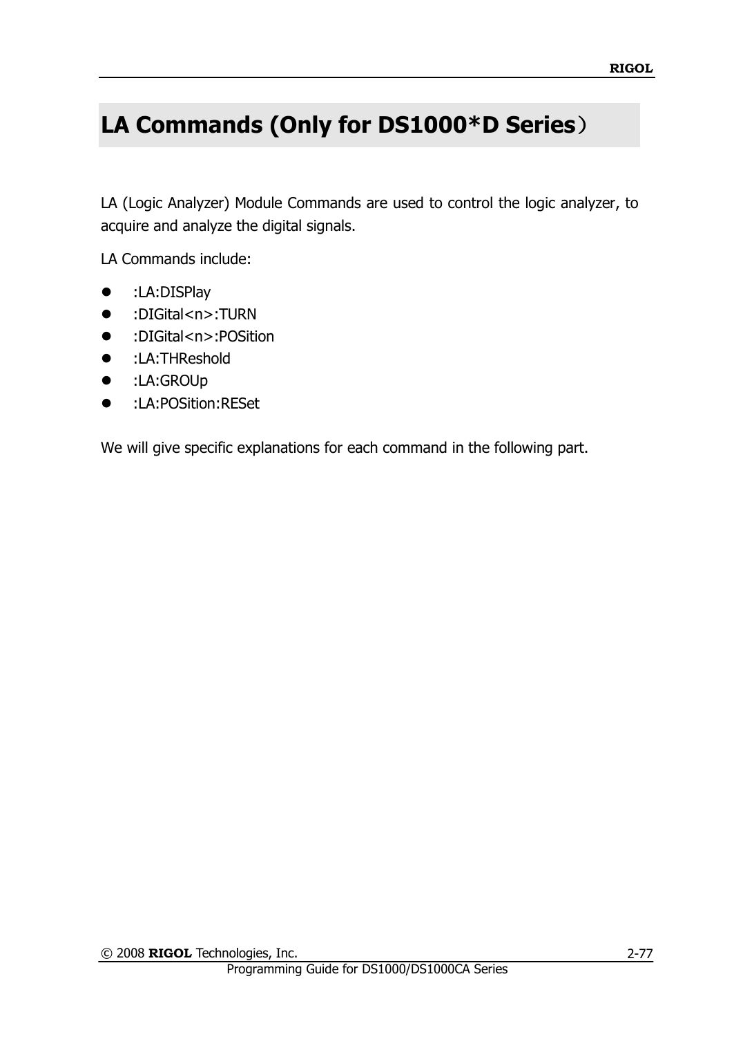# LA Commands (Only for DS1000*D Series）

LA (Logic Analyzer) Module Commands are used to control the logic analyzer, to acquire and analyze the digital signals.

LA Commands include:

- :LA:DISPlay
- :DIGital<n>:TURN
- :DIGital<n>:POSition
- :LA:THReshold
- :LA:GROUp
- :LA:POSition:RESet

We will give specific explanations for each command in the following part.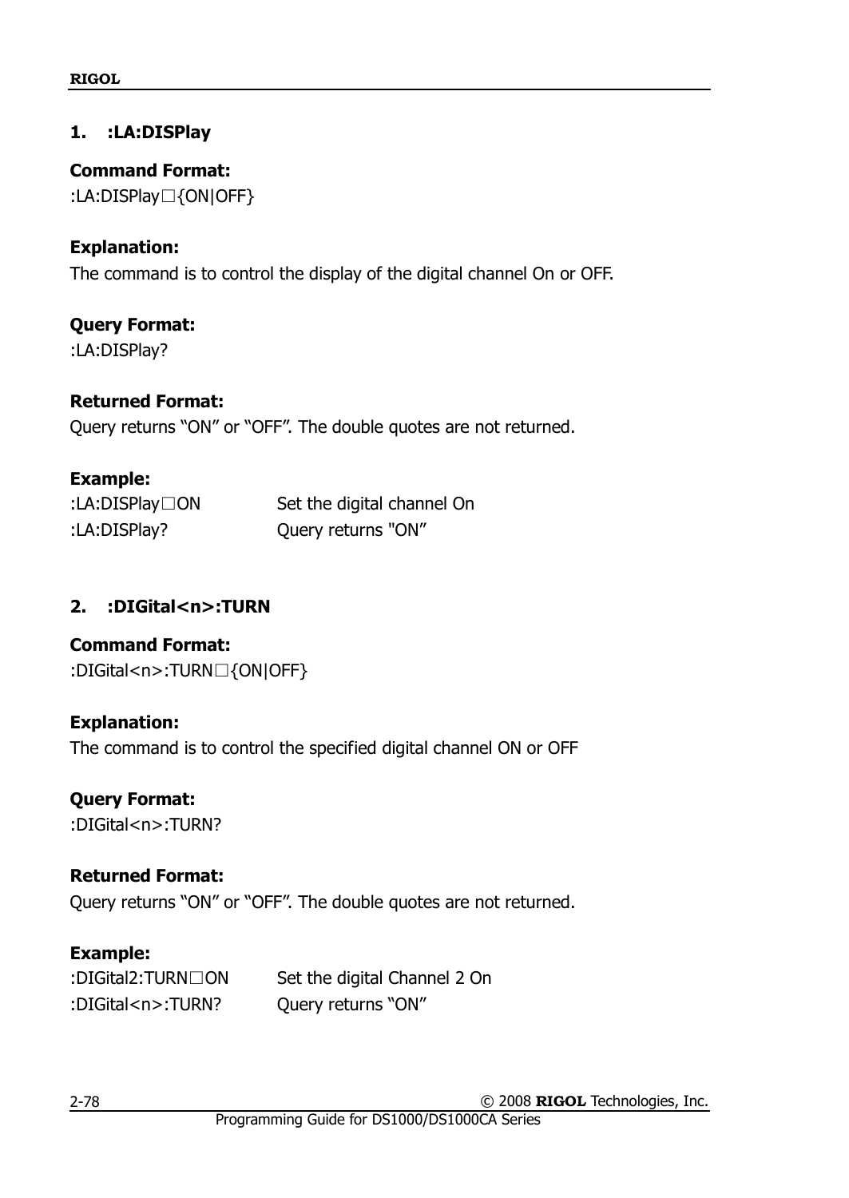## 1. :LA:DISPlay

**Command Format:**

:LA:DISPlay□{ON|OFF}

**Explanation:**

The command is to control the display of the digital channel On or OFF.

**Query Format:**

:LA:DISPlay?

**Returned Format:**

Query returns "ON" or "OFF". The double quotes are not returned.

**Example:**

| | |
|---|---|
| :LA:DISPlay□ON | Set the digital channel On |
| :LA:DISPlay? | Query returns "ON" |

## 2. :DIGital<n>:TURN

**Command Format:**

:DIGital<n>:TURN□{ON|OFF}

**Explanation:**

The command is to control the specified digital channel ON or OFF

**Query Format:**

:DIGital<n>:TURN?

**Returned Format:**

Query returns "ON" or "OFF". The double quotes are not returned.

**Example:**

| | |
|---|---|
| :DIGital2:TURN□ON | Set the digital Channel 2 On |
| :DIGital<n>:TURN? | Query returns "ON" |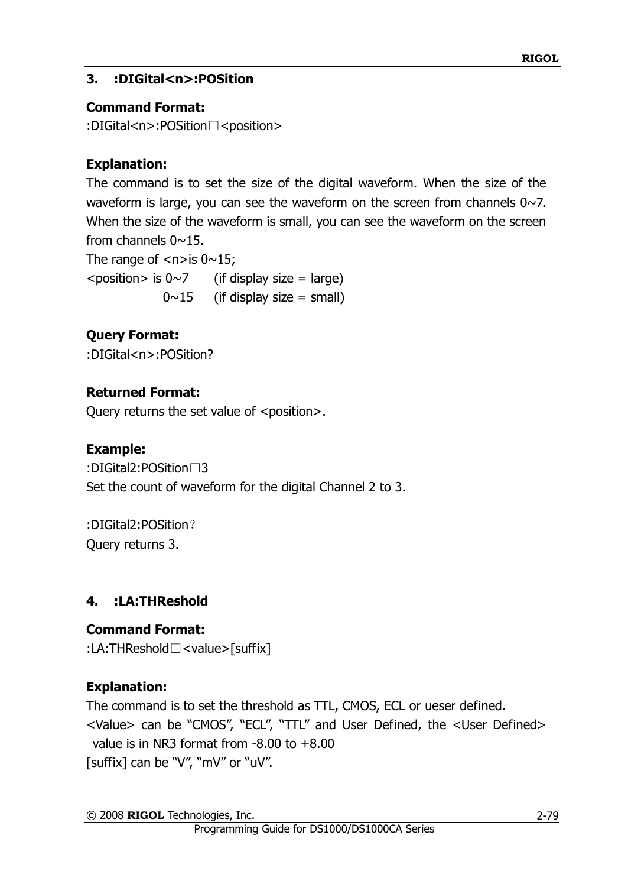### 3. :DIGital<n>:POSition

**Command Format:**

:DIGital<n>:POSition□<position>

**Explanation:**

The command is to set the size of the digital waveform. When the size of the waveform is large, you can see the waveform on the screen from channels 0~7. When the size of the waveform is small, you can see the waveform on the screen from channels 0~15.

The range of <n>is 0~15;

<position> is 0~7 (if display size = large)

0~15 (if display size = small)

**Query Format:**

:DIGital<n>:POSition?

**Returned Format:**

Query returns the set value of <position>.

**Example:**

:DIGital2:POSition□3

Set the count of waveform for the digital Channel 2 to 3.

:DIGital2:POSition?

Query returns 3.

### 4. :LA:THReshold

**Command Format:**

:LA:THReshold□<value>[suffix]

**Explanation:**

The command is to set the threshold as TTL, CMOS, ECL or ueser defined.

<Value> can be "CMOS", "ECL", "TTL" and User Defined, the <User Defined> value is in NR3 format from -8.00 to +8.00

[suffix] can be "V", "mV" or "uV".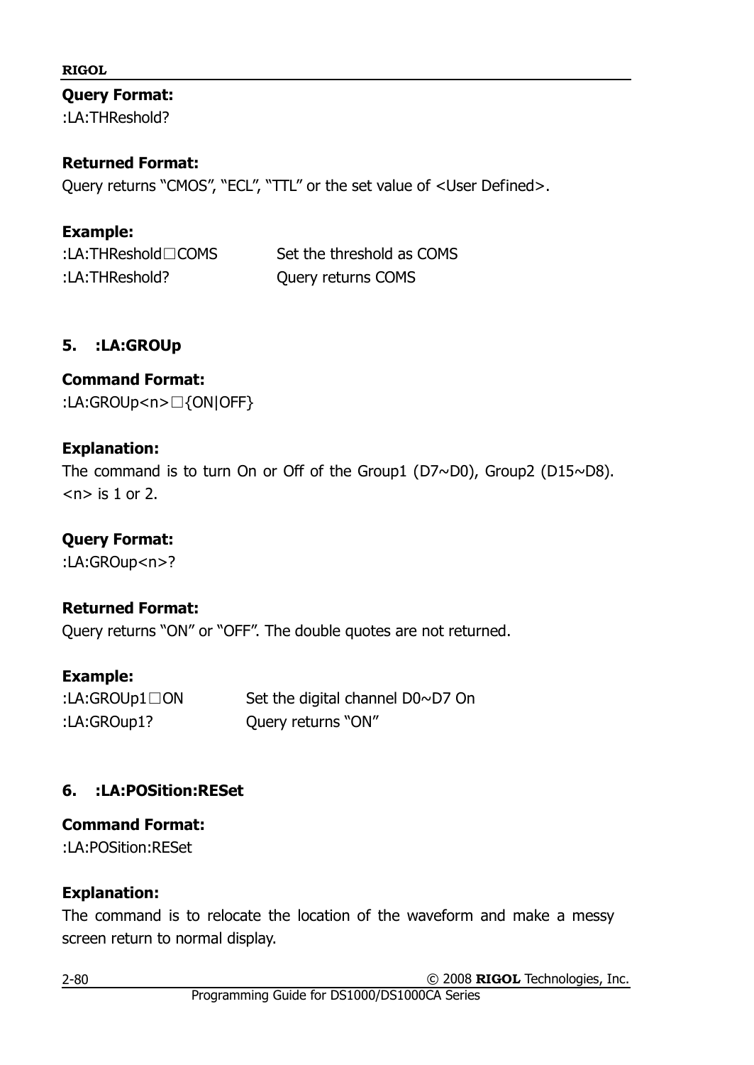**Query Format:**

:LA:THReshold?

**Returned Format:**

Query returns “CMOS”, “ECL”, “TTL” or the set value of <User Defined>.

**Example:**

| | |
|---|---|
| :LA:THReshold□COMS | Set the threshold as COMS |
| :LA:THReshold? | Query returns COMS |

### 5. :LA:GROUp

**Command Format:**

:LA:GROUp<n>□{ON|OFF}

**Explanation:**

The command is to turn On or Off of the Group1 (D7~D0), Group2 (D15~D8). <n> is 1 or 2.

**Query Format:**

:LA:GROup<n>?

**Returned Format:**

Query returns “ON” or “OFF”. The double quotes are not returned.

**Example:**

| | |
|---|---|
| :LA:GROUp1□ON | Set the digital channel D0~D7 On |
| :LA:GROup1? | Query returns “ON” |

### 6. :LA:POSition:RESet

**Command Format:**

:LA:POSition:RESet

**Explanation:**

The command is to relocate the location of the waveform and make a messy screen return to normal display.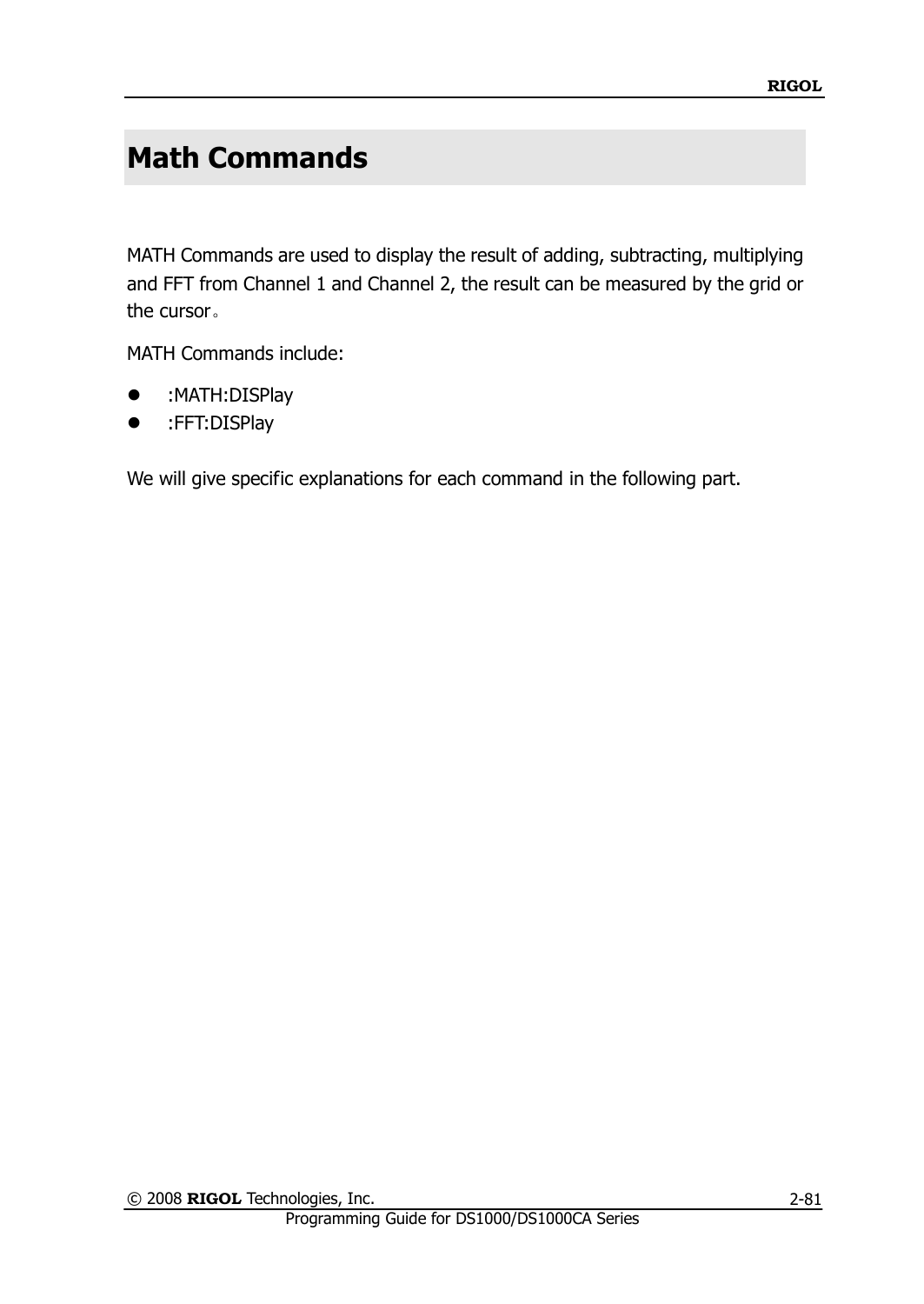# Math Commands

MATH Commands are used to display the result of adding, subtracting, multiplying and FFT from Channel 1 and Channel 2, the result can be measured by the grid or the cursor。

MATH Commands include:

- :MATH:DISPlay
- :FFT:DISPlay

We will give specific explanations for each command in the following part.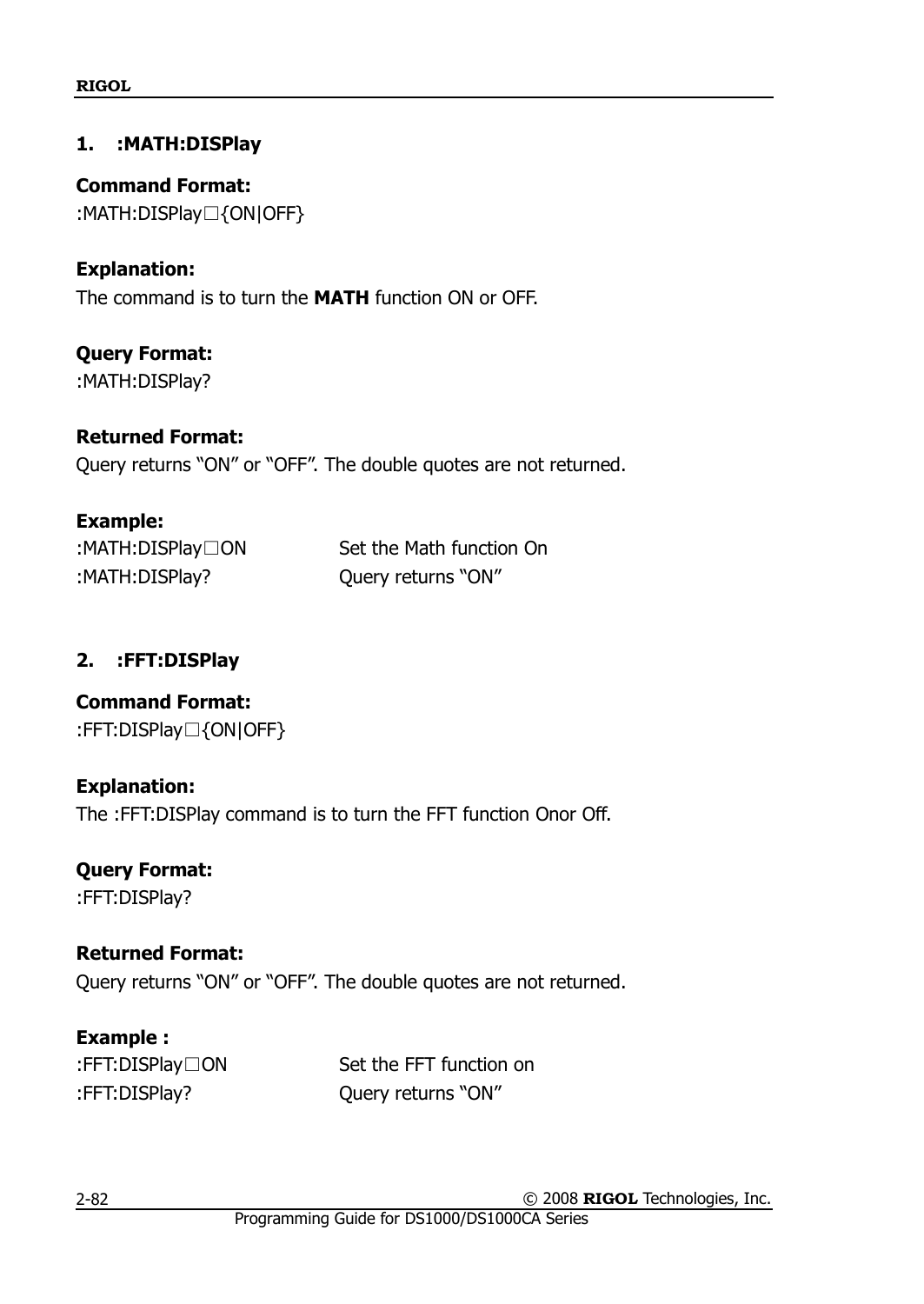### 1. :MATH:DISPlay

**Command Format:**

:MATH:DISPlay□{ON|OFF}

**Explanation:**

The command is to turn the **MATH** function ON or OFF.

**Query Format:**

:MATH:DISPlay?

**Returned Format:**

Query returns "ON" or "OFF". The double quotes are not returned.

**Example:**

| | |
|---|---|
| :MATH:DISPlay□ON | Set the Math function On |
| :MATH:DISPlay? | Query returns "ON" |

### 2. :FFT:DISPlay

**Command Format:**

:FFT:DISPlay□{ON|OFF}

**Explanation:**

The :FFT:DISPlay command is to turn the FFT function Onor Off.

**Query Format:**

:FFT:DISPlay?

**Returned Format:**

Query returns "ON" or "OFF". The double quotes are not returned.

**Example :**

| | |
|---|---|
| :FFT:DISPlay□ON | Set the FFT function on |
| :FFT:DISPlay? | Query returns "ON" |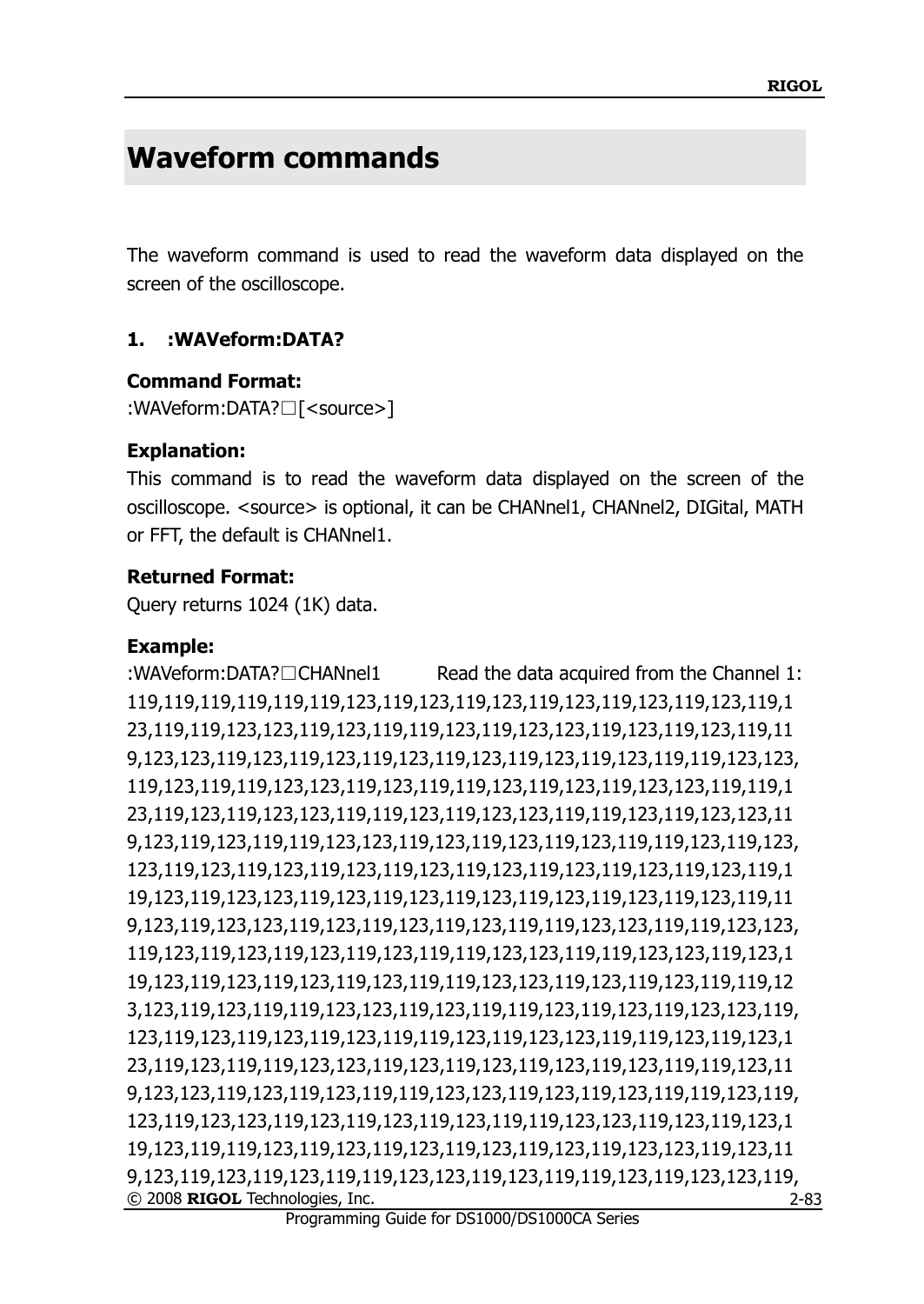# Waveform commands

The waveform command is used to read the waveform data displayed on the screen of the oscilloscope.

### 1. :WAVeform:DATA?

**Command Format:**

:WAVeform:DATA?□[<source>]

**Explanation:**

This command is to read the waveform data displayed on the screen of the oscilloscope. <source> is optional, it can be CHANnel1, CHANnel2, DIGital, MATH or FFT, the default is CHANnel1.

**Returned Format:**

Query returns 1024 (1K) data.

**Example:**

:WAVeform:DATA?□CHANnel1 Read the data acquired from the Channel 1:

119,119,119,119,119,119,123,119,123,119,123,119,123,119,123,119,123,119,123,119,119,123,123,119,123,119,119,123,119,123,123,119,123,119,123,119,119,123,123,119,123,119,123,119,123,119,123,119,123,119,123,119,119,123,123,119,123,119,119,123,123,119,123,119,119,123,119,123,119,123,123,119,119,123,119,123,119,123,123,119,119,123,119,123,123,119,119,123,119,123,123,119,123,119,123,119,119,123,123,119,123,119,123,119,123,119,119,123,119,123,123,119,123,119,123,119,123,119,123,119,123,119,123,119,123,119,123,119,123,119,119,123,119,123,123,119,123,119,123,119,123,119,123,119,123,119,123,119,123,119,119,123,119,123,123,119,123,119,123,119,123,119,119,123,123,119,119,123,123,119,123,119,123,119,123,119,123,119,119,123,123,119,119,123,123,119,123,119,123,119,123,119,123,119,123,119,119,123,123,119,123,119,123,119,119,123,123,119,123,119,123,119,119,123,123,119,123,119,119,123,119,123,119,123,123,119,123,119,123,119,123,119,123,119,119,123,119,123,123,119,119,123,119,123,123,119,123,119,119,123,123,119,123,119,123,119,123,119,123,119,119,123,119,123,123,119,123,119,123,119,119,123,123,119,123,119,123,119,119,123,119,123,119,123,123,119,123,119,123,119,123,119,119,123,123,119,123,119,123,119,119,123,119,123,119,119,123,119,123,119,123,119,123,119,123,119,123,119,123,123,119,123,119,123,119,123,119,123,119,119,123,123,119,123,119,119,123,119,123,123,119,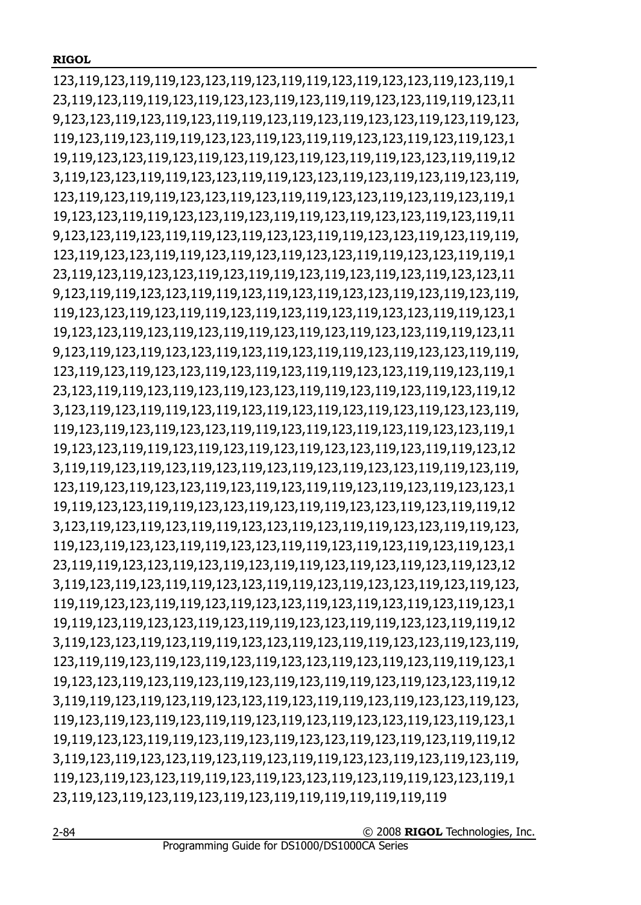123,119,123,119,119,123,123,119,123,119,119,123,119,123,123,119,123,119,1
23,119,123,119,119,123,119,123,123,119,123,119,119,123,123,119,119,123,11
9,123,123,119,123,119,123,119,119,123,119,123,119,123,123,119,123,119,123,
119,123,119,123,119,119,123,123,119,123,119,119,123,123,119,123,119,123,1
19,119,123,123,119,123,119,123,119,123,119,123,119,119,123,123,119,119,12
3,119,123,123,119,119,123,123,119,119,123,123,119,123,119,123,119,123,119,
123,119,123,119,119,123,123,119,123,119,119,123,123,119,123,119,123,119,1
19,123,123,119,119,123,123,119,123,119,119,123,119,123,123,119,123,119,11
9,123,123,119,123,119,119,123,119,123,123,119,119,123,123,119,123,119,119,
123,119,123,123,119,119,123,119,123,119,123,123,119,119,123,123,119,119,1
23,119,123,119,123,123,119,123,119,119,123,119,123,119,123,119,123,123,11
9,123,119,119,123,123,119,119,123,119,123,119,123,123,119,123,119,123,119,
119,123,123,119,123,119,119,123,119,123,119,123,119,123,123,119,119,123,1
19,123,123,119,123,119,123,119,119,123,119,123,119,123,123,119,119,123,11
9,123,119,123,119,123,123,119,123,119,123,119,119,123,119,123,123,119,119,
123,119,123,119,123,123,119,123,119,123,119,119,123,123,119,119,123,119,1
23,123,119,119,123,119,123,119,123,123,119,119,123,119,123,119,123,119,12
3,123,119,123,119,119,123,119,123,119,123,119,123,119,123,119,123,123,119,
119,123,119,123,119,123,123,119,119,123,119,123,119,123,119,123,123,119,1
19,123,123,119,119,123,119,123,119,123,119,123,123,119,123,119,119,123,12
3,119,119,123,119,123,119,123,119,123,119,123,119,123,123,119,119,123,119,
123,119,123,119,123,123,119,123,119,123,119,119,123,119,123,119,123,123,1
19,119,123,123,119,119,123,123,119,123,119,119,123,123,119,123,119,119,12
3,123,119,123,119,123,119,119,123,123,119,123,119,119,123,123,119,119,123,
119,123,119,123,123,119,119,123,123,119,119,123,119,123,119,123,119,123,1
23,119,119,123,123,119,123,119,123,119,119,123,119,123,119,123,119,123,12
3,119,123,119,123,119,119,123,123,119,119,123,119,123,123,119,123,119,123,
119,119,123,123,119,119,123,119,123,123,119,123,119,123,119,123,119,123,1
19,119,123,119,123,123,119,123,119,119,123,123,119,119,123,123,119,119,12
3,119,123,123,119,123,119,119,123,123,119,123,119,119,123,123,119,123,119,
123,119,119,123,119,123,119,123,119,123,123,119,123,119,123,119,119,123,1
19,123,123,119,123,119,123,119,123,119,123,119,119,123,119,123,123,119,12
3,119,119,123,119,123,119,123,123,119,123,119,119,123,119,123,123,119,123,
119,123,119,123,119,123,119,119,123,119,123,119,123,123,119,123,119,123,1
19,119,123,123,119,119,123,119,123,119,123,123,119,123,119,123,119,119,12
3,119,123,119,123,123,119,123,119,123,119,119,123,123,119,123,119,123,119,
119,123,119,123,123,119,119,123,119,123,123,119,123,119,119,123,123,119,1
23,119,123,119,123,119,123,119,123,119,119,119,119,119,119,119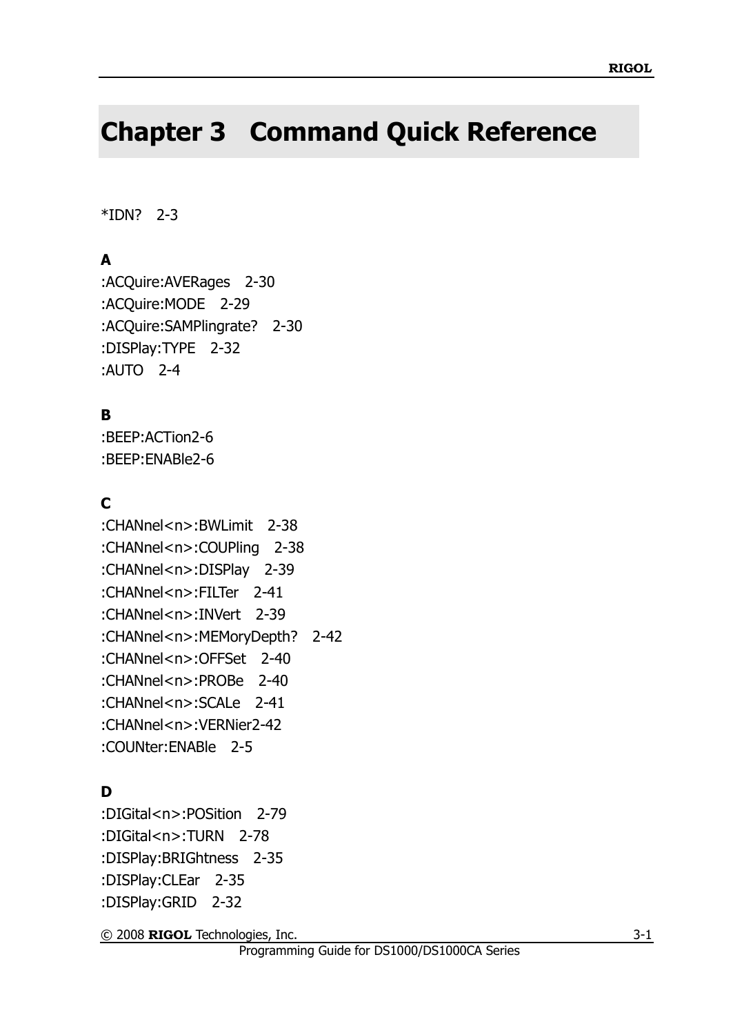# Chapter 3 Command Quick Reference

*IDN? 2-3

**A**

:ACQuire:AVERages 2-30
:ACQuire:MODE 2-29
:ACQuire:SAMPlingrate? 2-30
:DISPlay:TYPE 2-32
:AUTO 2-4

**B**

:BEEP:ACTion2-6
:BEEP:ENABle2-6

**C**

:CHANnel<n>:BWLimit 2-38
:CHANnel<n>:COUPling 2-38
:CHANnel<n>:DISPlay 2-39
:CHANnel<n>:FILTer 2-41
:CHANnel<n>:INVert 2-39
:CHANnel<n>:MEMoryDepth? 2-42
:CHANnel<n>:OFFSet 2-40
:CHANnel<n>:PROBe 2-40
:CHANnel<n>:SCALe 2-41
:CHANnel<n>:VERNier2-42
:COUNter:ENABle 2-5

**D**

:DIGital<n>:POSition 2-79
:DIGital<n>:TURN 2-78
:DISPlay:BRIGhtness 2-35
:DISPlay:CLEar 2-35
:DISPlay:GRID 2-32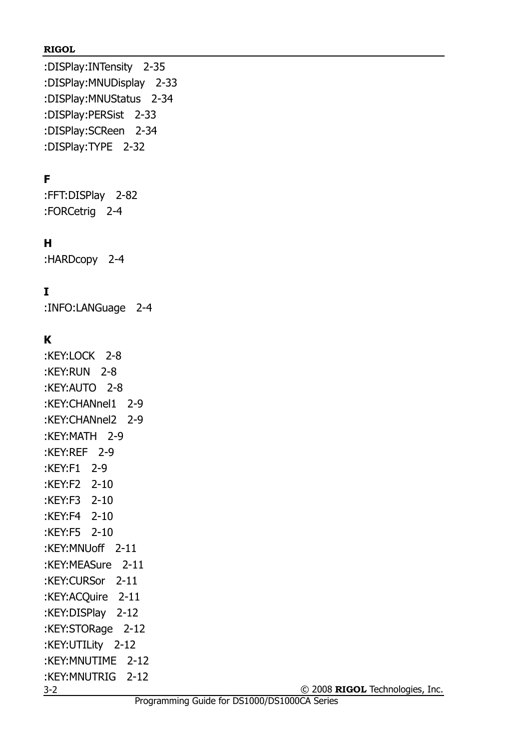:DISPlay:INTensity 2-35
:DISPlay:MNUDisplay 2-33
:DISPlay:MNUStatus 2-34
:DISPlay:PERSist 2-33
:DISPlay:SCReen 2-34
:DISPlay:TYPE 2-32

**F**

:FFT:DISPlay 2-82
:FORCetrig 2-4

**H**

:HARDcopy 2-4

**I**

:INFO:LANGuage 2-4

**K**

:KEY:LOCK 2-8
:KEY:RUN 2-8
:KEY:AUTO 2-8
:KEY:CHANnel1 2-9
:KEY:CHANnel2 2-9
:KEY:MATH 2-9
:KEY:REF 2-9
:KEY:F1 2-9
:KEY:F2 2-10
:KEY:F3 2-10
:KEY:F4 2-10
:KEY:F5 2-10
:KEY:MNUoff 2-11
:KEY:MEASure 2-11
:KEY:CURSor 2-11
:KEY:ACQuire 2-11
:KEY:DISPlay 2-12
:KEY:STORage 2-12
:KEY:UTILity 2-12
:KEY:MNUTIME 2-12
:KEY:MNUTRIG 2-12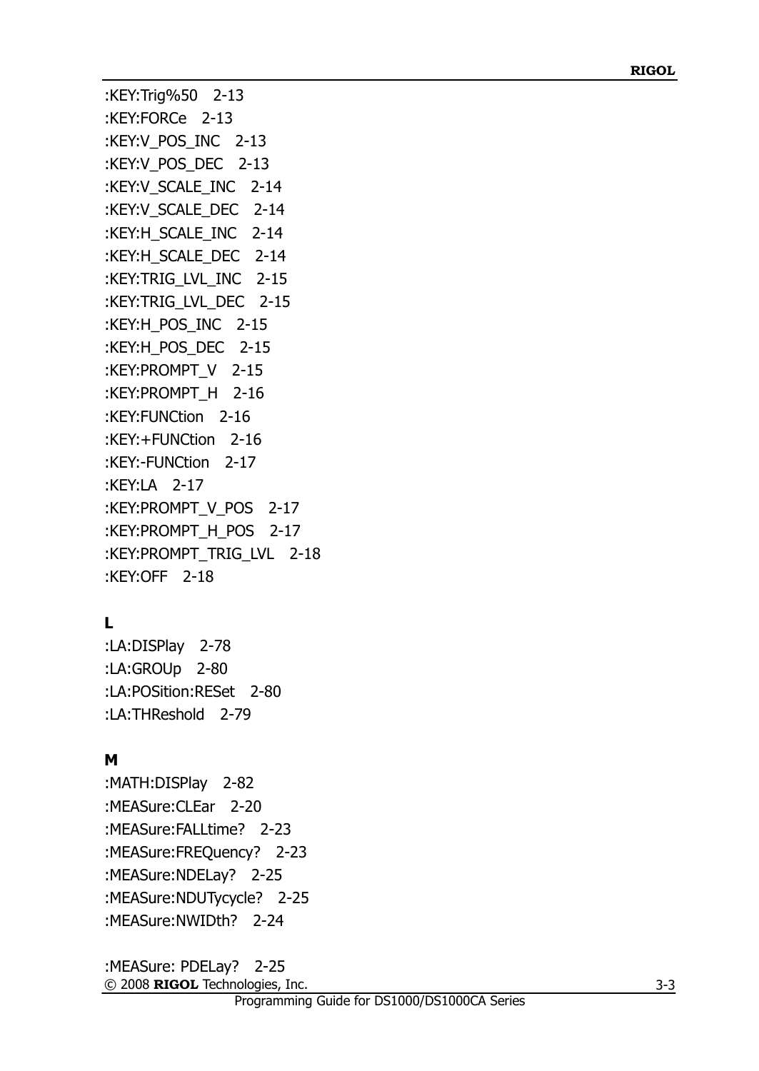:KEY:Trig%50   2-13
:KEY:FORCe   2-13
:KEY:V_POS_INC   2-13
:KEY:V_POS_DEC   2-13
:KEY:V_SCALE_INC   2-14
:KEY:V_SCALE_DEC   2-14
:KEY:H_SCALE_INC   2-14
:KEY:H_SCALE_DEC   2-14
:KEY:TRIG_LVL_INC   2-15
:KEY:TRIG_LVL_DEC   2-15
:KEY:H_POS_INC   2-15
:KEY:H_POS_DEC   2-15
:KEY:PROMPT_V   2-15
:KEY:PROMPT_H   2-16
:KEY:FUNCtion   2-16
:KEY:+FUNCtion   2-16
:KEY:-FUNCtion   2-17
:KEY:LA   2-17
:KEY:PROMPT_V_POS   2-17
:KEY:PROMPT_H_POS   2-17
:KEY:PROMPT_TRIG_LVL   2-18
:KEY:OFF   2-18

**L**

:LA:DISPlay   2-78
:LA:GROUp   2-80
:LA:POSition:RESet   2-80
:LA:THReshold   2-79

**M**

:MATH:DISPlay   2-82
:MEASure:CLEar   2-20
:MEASure:FALLtime?   2-23
:MEASure:FREQuency?   2-23
:MEASure:NDELay?   2-25
:MEASure:NDUTycycle?   2-25
:MEASure:NWIDth?   2-24

:MEASure: PDELay?   2-25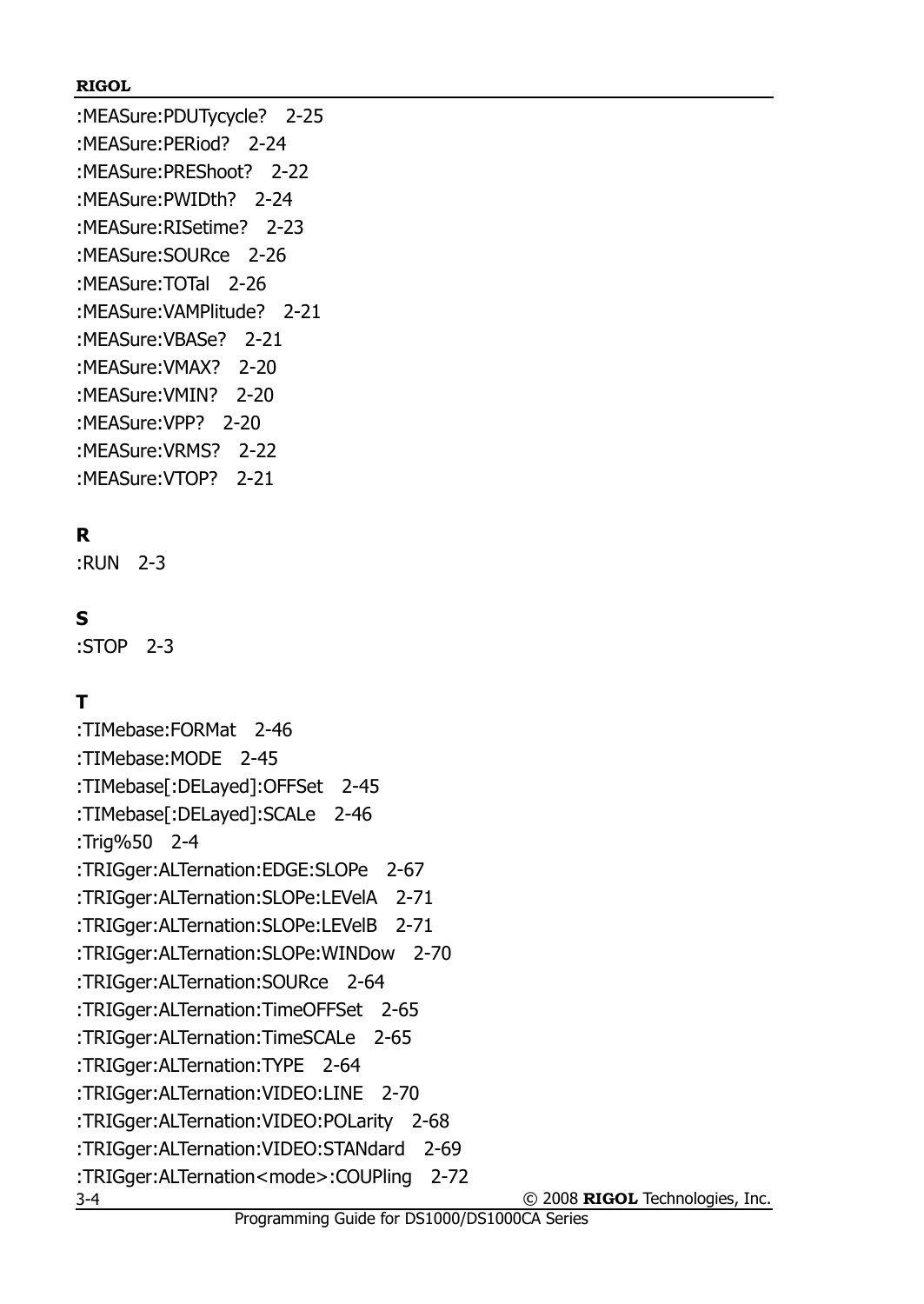:MEASure:PDUTycycle?   2-25
:MEASure:PERiod?   2-24
:MEASure:PREShoot?   2-22
:MEASure:PWIDth?   2-24
:MEASure:RISetime?   2-23
:MEASure:SOURce   2-26
:MEASure:TOTal   2-26
:MEASure:VAMPlitude?   2-21
:MEASure:VBASe?   2-21
:MEASure:VMAX?   2-20
:MEASure:VMIN?   2-20
:MEASure:VPP?   2-20
:MEASure:VRMS?   2-22
:MEASure:VTOP?   2-21

**R**

:RUN   2-3

**S**

:STOP   2-3

**T**

:TIMebase:FORMat   2-46
:TIMebase:MODE   2-45
:TIMebase[:DELayed]:OFFSet   2-45
:TIMebase[:DELayed]:SCALe   2-46
:Trig%50   2-4
:TRIGger:ALTernation:EDGE:SLOPe   2-67
:TRIGger:ALTernation:SLOPe:LEVelA   2-71
:TRIGger:ALTernation:SLOPe:LEVelB   2-71
:TRIGger:ALTernation:SLOPe:WINDow   2-70
:TRIGger:ALTernation:SOURce   2-64
:TRIGger:ALTernation:TimeOFFSet   2-65
:TRIGger:ALTernation:TimeSCALe   2-65
:TRIGger:ALTernation:TYPE   2-64
:TRIGger:ALTernation:VIDEO:LINE   2-70
:TRIGger:ALTernation:VIDEO:POLarity   2-68
:TRIGger:ALTernation:VIDEO:STANdard   2-69
:TRIGger:ALTernation<mode>:COUPling   2-72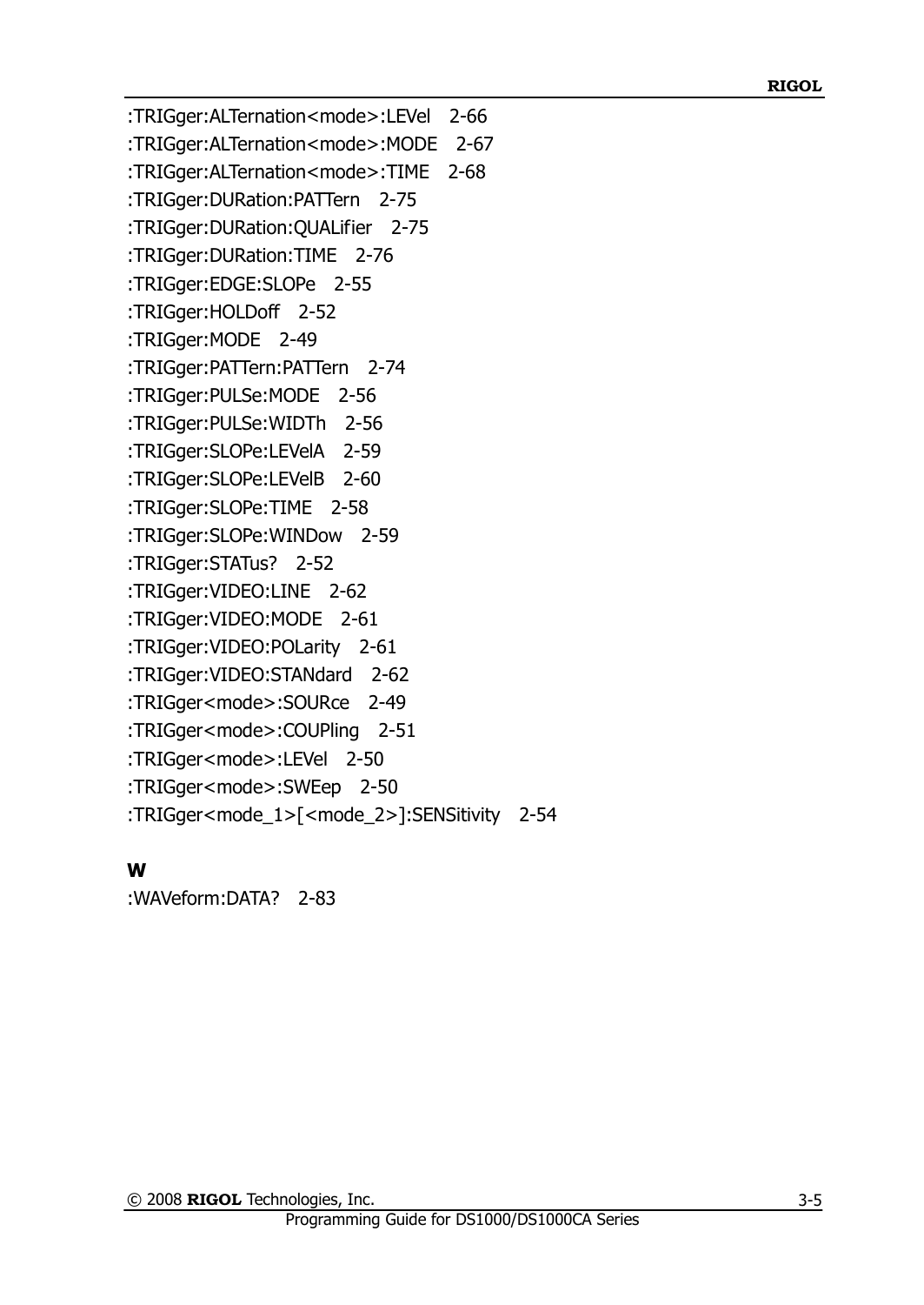:TRIGger:ALTernation<mode>:LEVel 2-66
:TRIGger:ALTernation<mode>:MODE 2-67
:TRIGger:ALTernation<mode>:TIME 2-68
:TRIGger:DURation:PATTern 2-75
:TRIGger:DURation:QUALifier 2-75
:TRIGger:DURation:TIME 2-76
:TRIGger:EDGE:SLOPe 2-55
:TRIGger:HOLDoff 2-52
:TRIGger:MODE 2-49
:TRIGger:PATTern:PATTern 2-74
:TRIGger:PULSe:MODE 2-56
:TRIGger:PULSe:WIDTh 2-56
:TRIGger:SLOPe:LEVelA 2-59
:TRIGger:SLOPe:LEVelB 2-60
:TRIGger:SLOPe:TIME 2-58
:TRIGger:SLOPe:WINDow 2-59
:TRIGger:STATus? 2-52
:TRIGger:VIDEO:LINE 2-62
:TRIGger:VIDEO:MODE 2-61
:TRIGger:VIDEO:POLarity 2-61
:TRIGger:VIDEO:STANdard 2-62
:TRIGger<mode>:SOURce 2-49
:TRIGger<mode>:COUPling 2-51
:TRIGger<mode>:LEVel 2-50
:TRIGger<mode>:SWEep 2-50
:TRIGger<mode_1>[<mode_2>]:SENSitivity 2-54

**W**

:WAVeform:DATA? 2-83